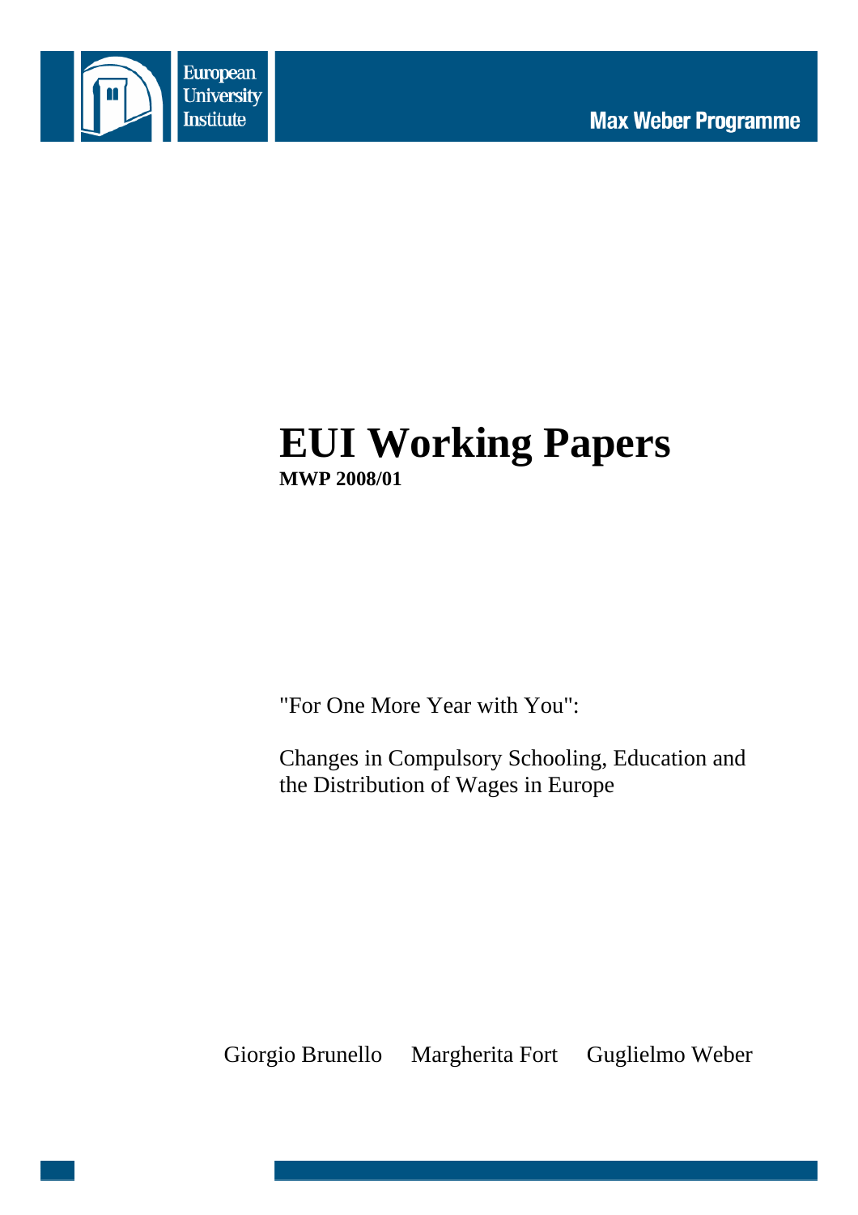European University Institute

Max Weber Programme

# EUI Working Papers

**MWP 2008/01**

"For One More Year with You":

Changes in Compulsory Schooling, Education and the Distribution of Wages in Europe

Giorgio Brunello Margherita Fort Guglielmo Weber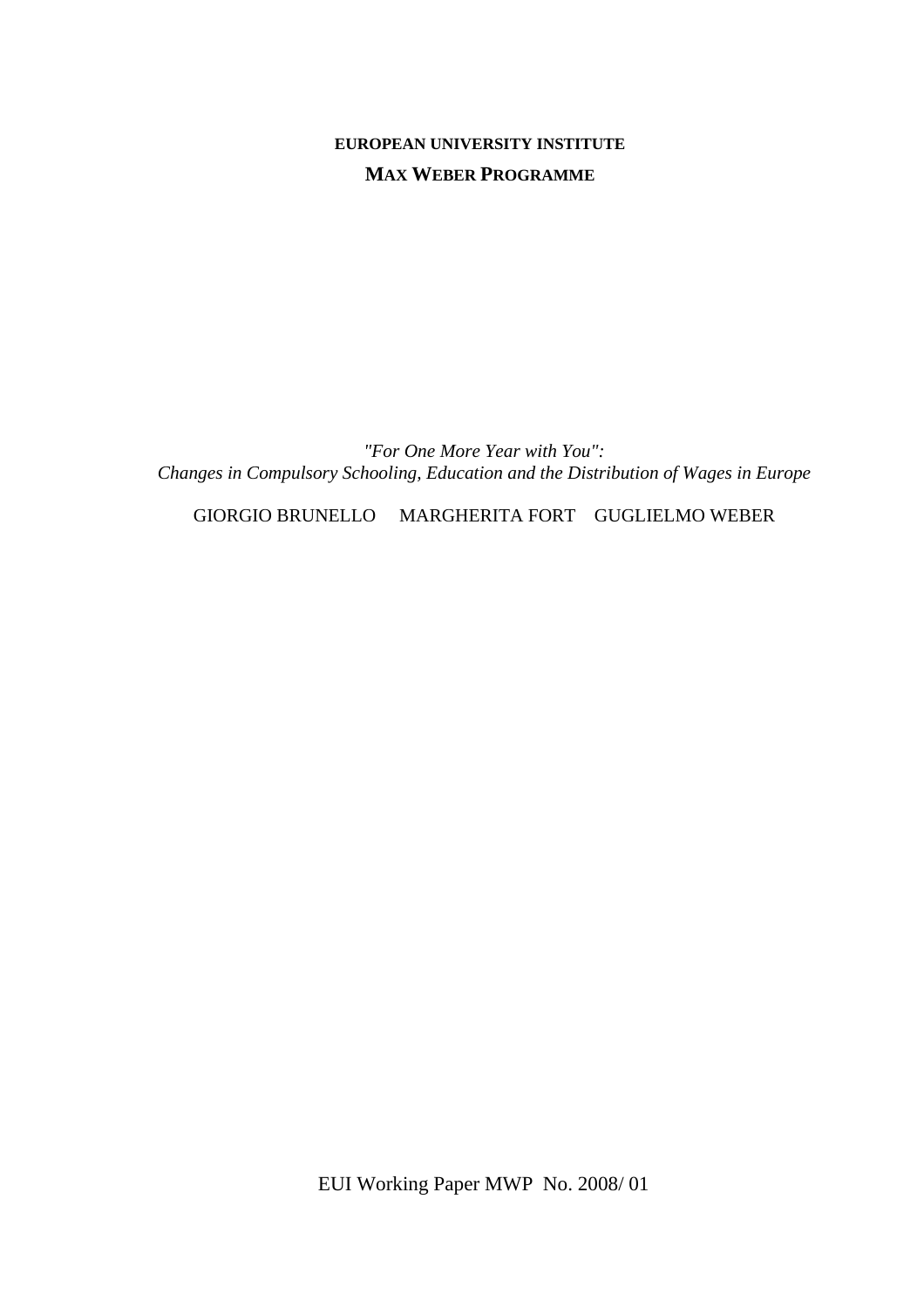**EUROPEAN UNIVERSITY INSTITUTE**

**MAX WEBER PROGRAMME**

*"For One More Year with You":*
*Changes in Compulsory Schooling, Education and the Distribution of Wages in Europe*

GIORGIO BRUNELLO MARGHERITA FORT GUGLIELMO WEBER

EUI Working Paper MWP No. 2008/ 01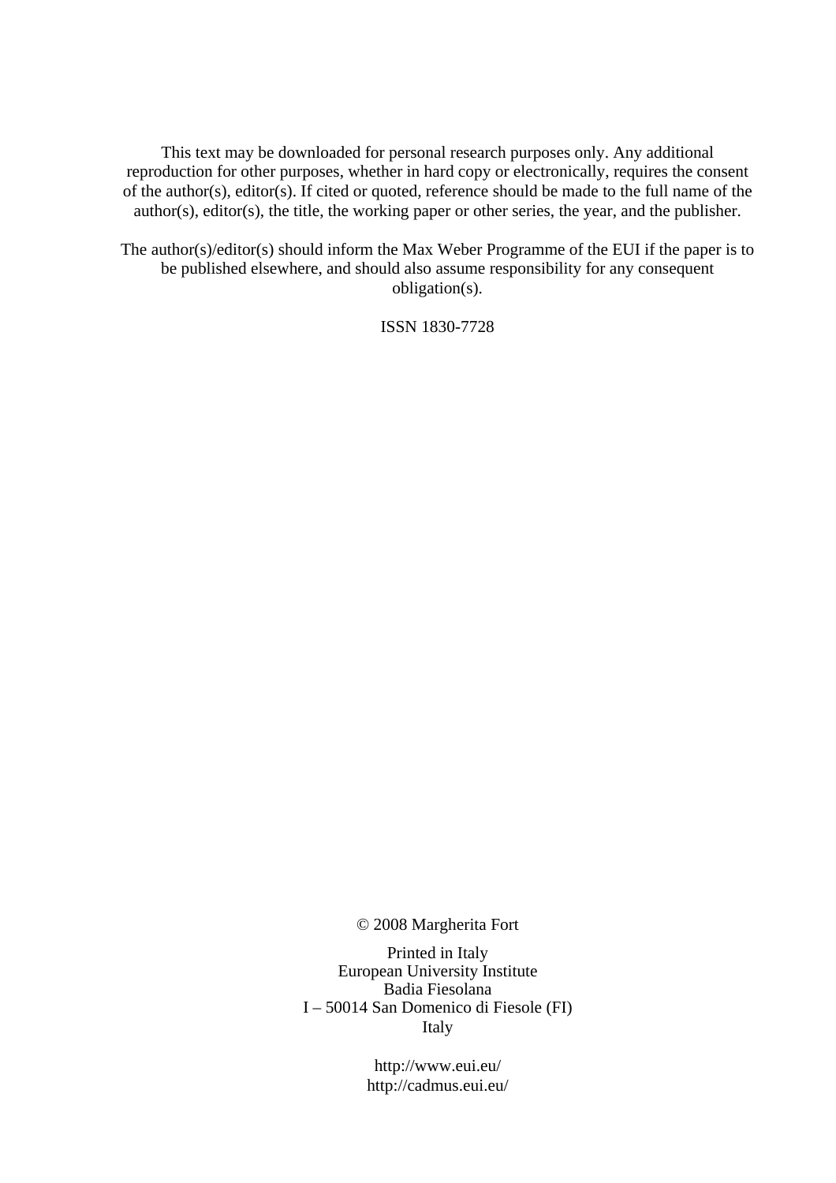This text may be downloaded for personal research purposes only. Any additional reproduction for other purposes, whether in hard copy or electronically, requires the consent of the author(s), editor(s). If cited or quoted, reference should be made to the full name of the author(s), editor(s), the title, the working paper or other series, the year, and the publisher.

The author(s)/editor(s) should inform the Max Weber Programme of the EUI if the paper is to be published elsewhere, and should also assume responsibility for any consequent obligation(s).

ISSN 1830-7728

© 2008 Margherita Fort

Printed in Italy  
European University Institute  
Badia Fiesolana  
I – 50014 San Domenico di Fiesole (FI)  
Italy

http://www.eui.eu/  
http://cadmus.eui.eu/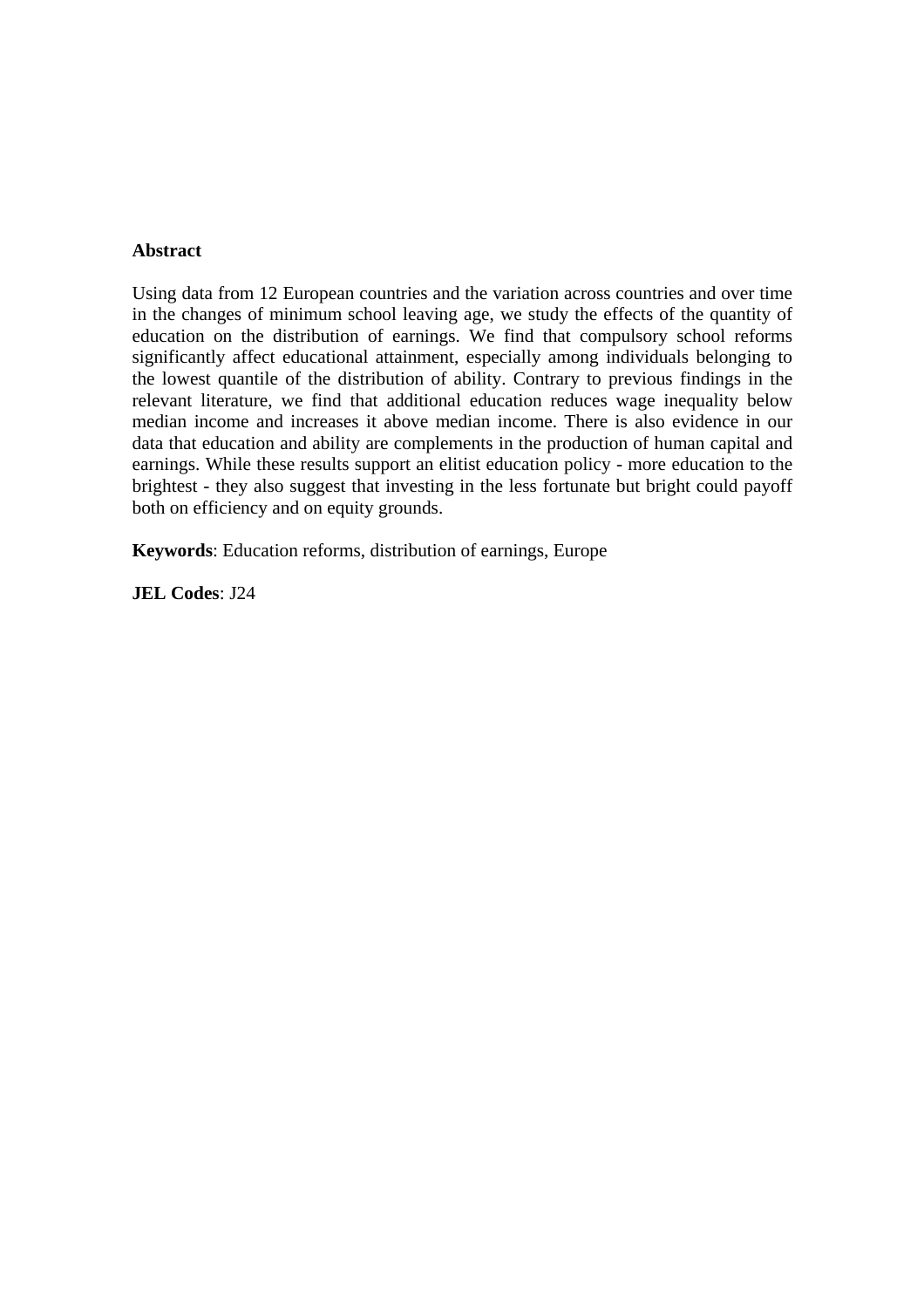**Abstract**

Using data from 12 European countries and the variation across countries and over time in the changes of minimum school leaving age, we study the effects of the quantity of education on the distribution of earnings. We find that compulsory school reforms significantly affect educational attainment, especially among individuals belonging to the lowest quantile of the distribution of ability. Contrary to previous findings in the relevant literature, we find that additional education reduces wage inequality below median income and increases it above median income. There is also evidence in our data that education and ability are complements in the production of human capital and earnings. While these results support an elitist education policy - more education to the brightest - they also suggest that investing in the less fortunate but bright could payoff both on efficiency and on equity grounds.

**Keywords**: Education reforms, distribution of earnings, Europe

**JEL Codes**: J24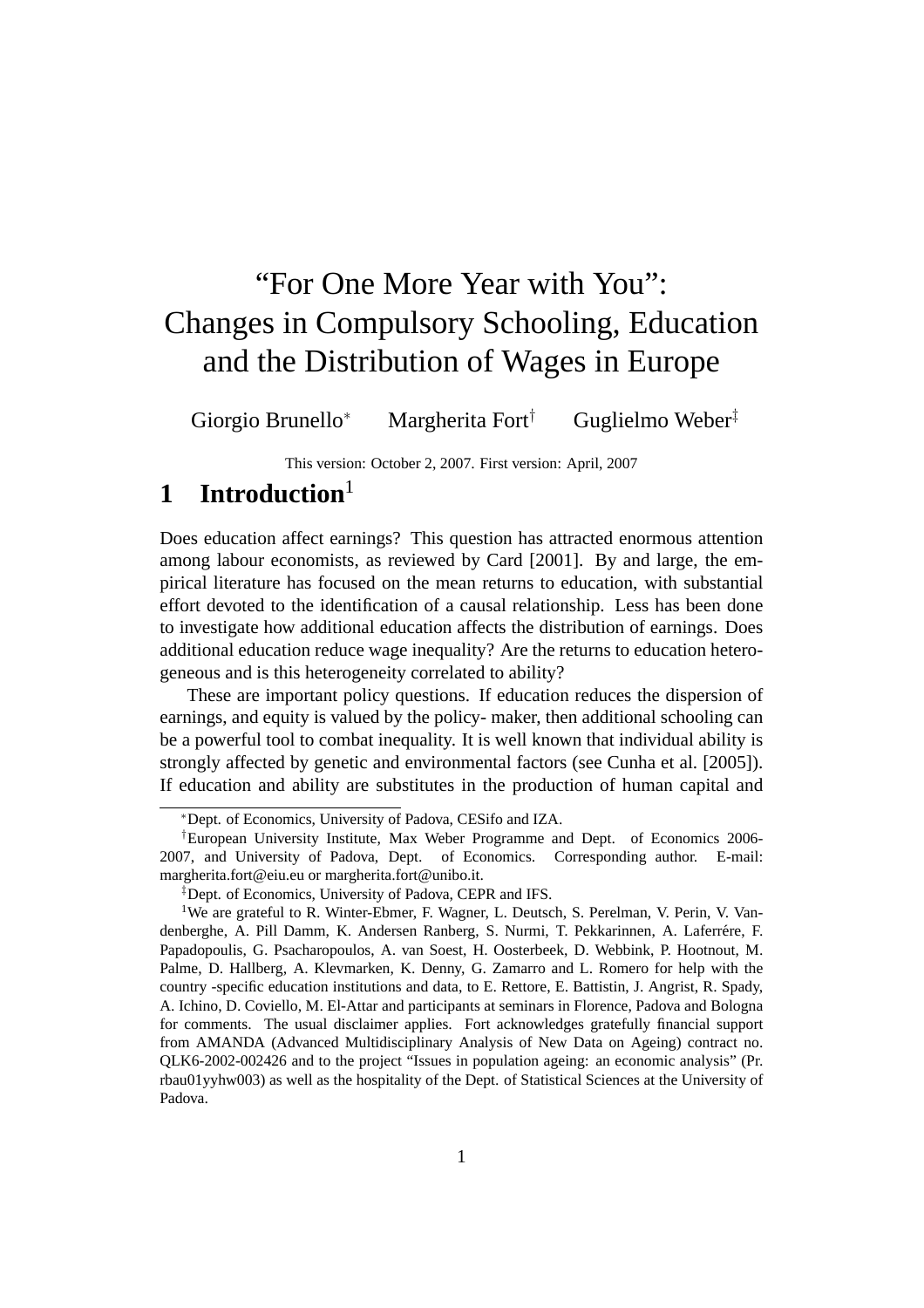# "For One More Year with You": Changes in Compulsory Schooling, Education and the Distribution of Wages in Europe

Giorgio Brunello[*] Margherita Fort[†] Guglielmo Weber[‡]

This version: October 2, 2007. First version: April, 2007

## 1 Introduction[1]

Does education affect earnings? This question has attracted enormous attention among labour economists, as reviewed by Card [2001]. By and large, the empirical literature has focused on the mean returns to education, with substantial effort devoted to the identification of a causal relationship. Less has been done to investigate how additional education affects the distribution of earnings. Does additional education reduce wage inequality? Are the returns to education heterogeneous and is this heterogeneity correlated to ability?

These are important policy questions. If education reduces the dispersion of earnings, and equity is valued by the policy- maker, then additional schooling can be a powerful tool to combat inequality. It is well known that individual ability is strongly affected by genetic and environmental factors (see Cunha et al. [2005]). If education and ability are substitutes in the production of human capital and

---

[*] Dept. of Economics, University of Padova, CESifo and IZA.

[†] European University Institute, Max Weber Programme and Dept. of Economics 2006-2007, and University of Padova, Dept. of Economics. Corresponding author. E-mail: margherita.fort@eiu.eu or margherita.fort@unibo.it.

[‡] Dept. of Economics, University of Padova, CEPR and IFS.

[1] We are grateful to R. Winter-Ebmer, F. Wagner, L. Deutsch, S. Perelman, V. Perin, V. Vandenberghe, A. Pill Damm, K. Andersen Ranberg, S. Nurmi, T. Pekkarinnen, A. Laferrére, F. Papadopoulis, G. Psacharopoulos, A. van Soest, H. Oosterbeek, D. Webbink, P. Hootnout, M. Palme, D. Hallberg, A. Klevmarken, K. Denny, G. Zamarro and L. Romero for help with the country -specific education institutions and data, to E. Rettore, E. Battistin, J. Angrist, R. Spady, A. Ichino, D. Coviello, M. El-Attar and participants at seminars in Florence, Padova and Bologna for comments. The usual disclaimer applies. Fort acknowledges gratefully financial support from AMANDA (Advanced Multidisciplinary Analysis of New Data on Ageing) contract no. QLK6-2002-002426 and to the project "Issues in population ageing: an economic analysis" (Pr. rbau01yyhw003) as well as the hospitality of the Dept. of Statistical Sciences at the University of Padova.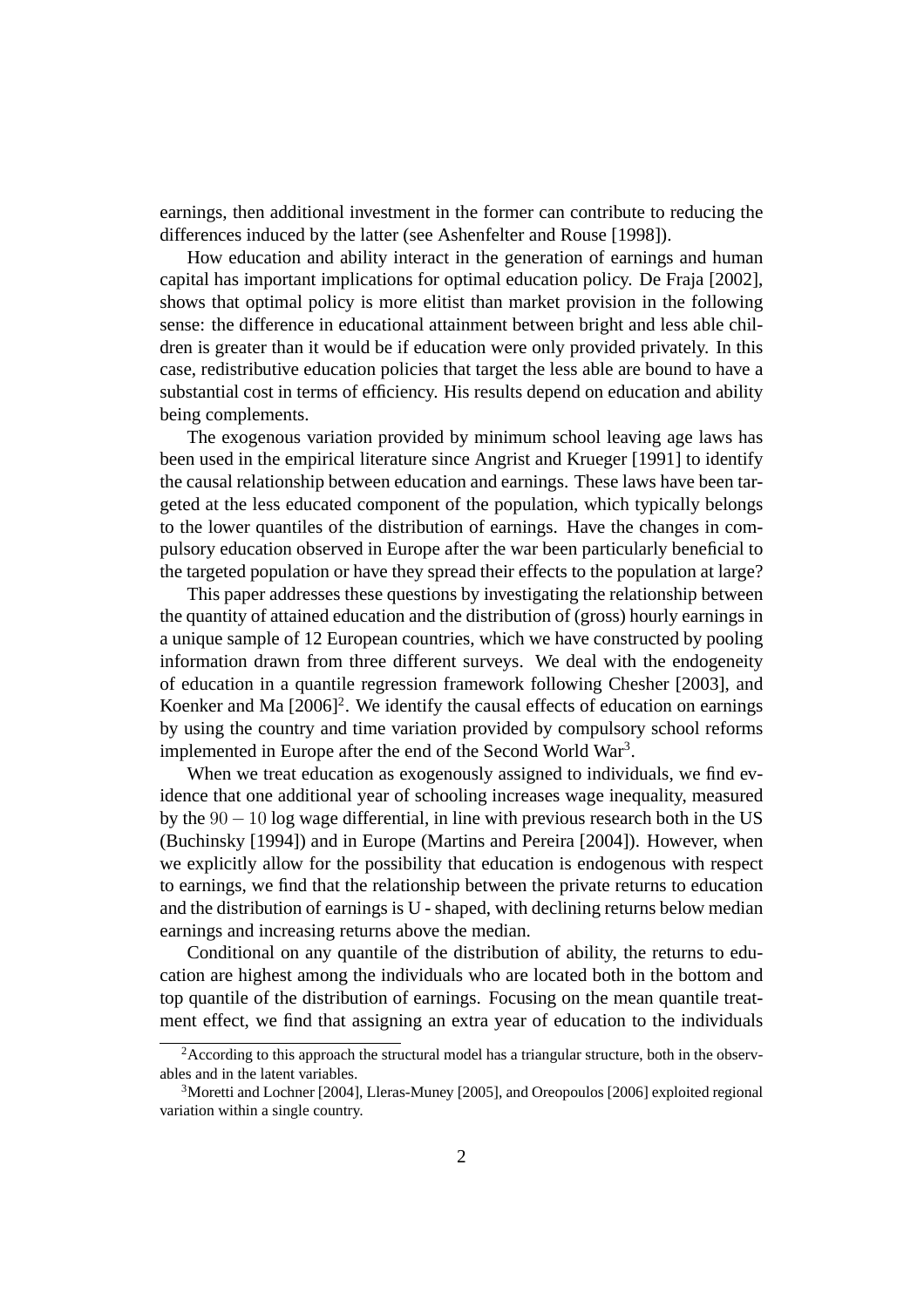earnings, then additional investment in the former can contribute to reducing the differences induced by the latter (see Ashenfelter and Rouse [1998]).

How education and ability interact in the generation of earnings and human capital has important implications for optimal education policy. De Fraja [2002], shows that optimal policy is more elitist than market provision in the following sense: the difference in educational attainment between bright and less able children is greater than it would be if education were only provided privately. In this case, redistributive education policies that target the less able are bound to have a substantial cost in terms of efficiency. His results depend on education and ability being complements.

The exogenous variation provided by minimum school leaving age laws has been used in the empirical literature since Angrist and Krueger [1991] to identify the causal relationship between education and earnings. These laws have been targeted at the less educated component of the population, which typically belongs to the lower quantiles of the distribution of earnings. Have the changes in compulsory education observed in Europe after the war been particularly beneficial to the targeted population or have they spread their effects to the population at large?

This paper addresses these questions by investigating the relationship between the quantity of attained education and the distribution of (gross) hourly earnings in a unique sample of 12 European countries, which we have constructed by pooling information drawn from three different surveys. We deal with the endogeneity of education in a quantile regression framework following Chesher [2003], and Koenker and Ma [2006][2]. We identify the causal effects of education on earnings by using the country and time variation provided by compulsory school reforms implemented in Europe after the end of the Second World War[3].

When we treat education as exogenously assigned to individuals, we find evidence that one additional year of schooling increases wage inequality, measured by the $90-10$ log wage differential, in line with previous research both in the US (Buchinsky [1994]) and in Europe (Martins and Pereira [2004]). However, when we explicitly allow for the possibility that education is endogenous with respect to earnings, we find that the relationship between the private returns to education and the distribution of earnings is U - shaped, with declining returns below median earnings and increasing returns above the median.

Conditional on any quantile of the distribution of ability, the returns to education are highest among the individuals who are located both in the bottom and top quantile of the distribution of earnings. Focusing on the mean quantile treatment effect, we find that assigning an extra year of education to the individuals

[2] According to this approach the structural model has a triangular structure, both in the observables and in the latent variables.

[3] Moretti and Lochner [2004], Lleras-Muney [2005], and Oreopoulos [2006] exploited regional variation within a single country.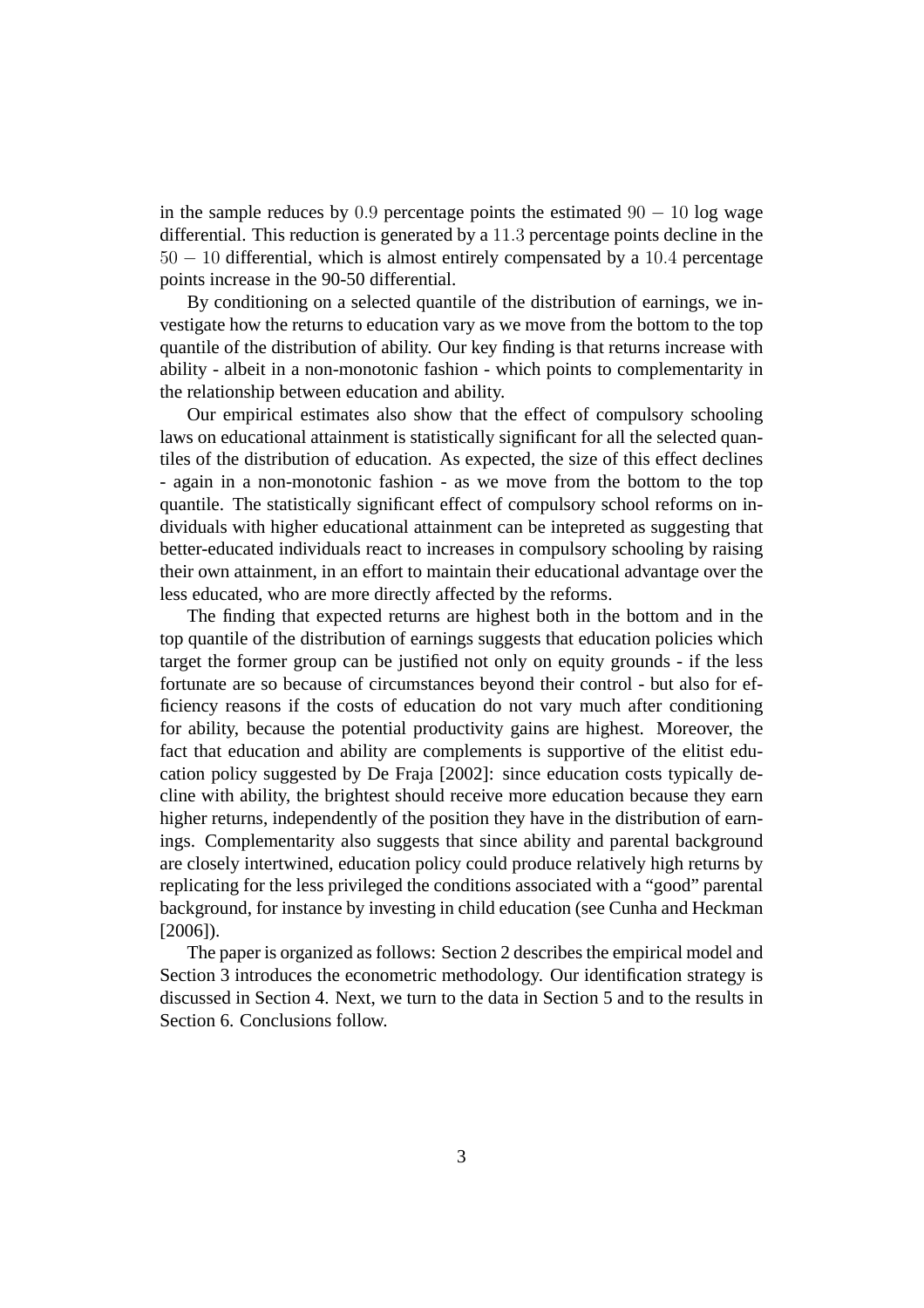in the sample reduces by $0.9$ percentage points the estimated $90 - 10$ log wage differential. This reduction is generated by a $11.3$ percentage points decline in the $50 - 10$ differential, which is almost entirely compensated by a $10.4$ percentage points increase in the 90-50 differential.

By conditioning on a selected quantile of the distribution of earnings, we investigate how the returns to education vary as we move from the bottom to the top quantile of the distribution of ability. Our key finding is that returns increase with ability - albeit in a non-monotonic fashion - which points to complementarity in the relationship between education and ability.

Our empirical estimates also show that the effect of compulsory schooling laws on educational attainment is statistically significant for all the selected quantiles of the distribution of education. As expected, the size of this effect declines - again in a non-monotonic fashion - as we move from the bottom to the top quantile. The statistically significant effect of compulsory school reforms on individuals with higher educational attainment can be intepreted as suggesting that better-educated individuals react to increases in compulsory schooling by raising their own attainment, in an effort to maintain their educational advantage over the less educated, who are more directly affected by the reforms.

The finding that expected returns are highest both in the bottom and in the top quantile of the distribution of earnings suggests that education policies which target the former group can be justified not only on equity grounds - if the less fortunate are so because of circumstances beyond their control - but also for efficiency reasons if the costs of education do not vary much after conditioning for ability, because the potential productivity gains are highest. Moreover, the fact that education and ability are complements is supportive of the elitist education policy suggested by De Fraja [2002]: since education costs typically decline with ability, the brightest should receive more education because they earn higher returns, independently of the position they have in the distribution of earnings. Complementarity also suggests that since ability and parental background are closely intertwined, education policy could produce relatively high returns by replicating for the less privileged the conditions associated with a "good" parental background, for instance by investing in child education (see Cunha and Heckman [2006]).

The paper is organized as follows: Section 2 describes the empirical model and Section 3 introduces the econometric methodology. Our identification strategy is discussed in Section 4. Next, we turn to the data in Section 5 and to the results in Section 6. Conclusions follow.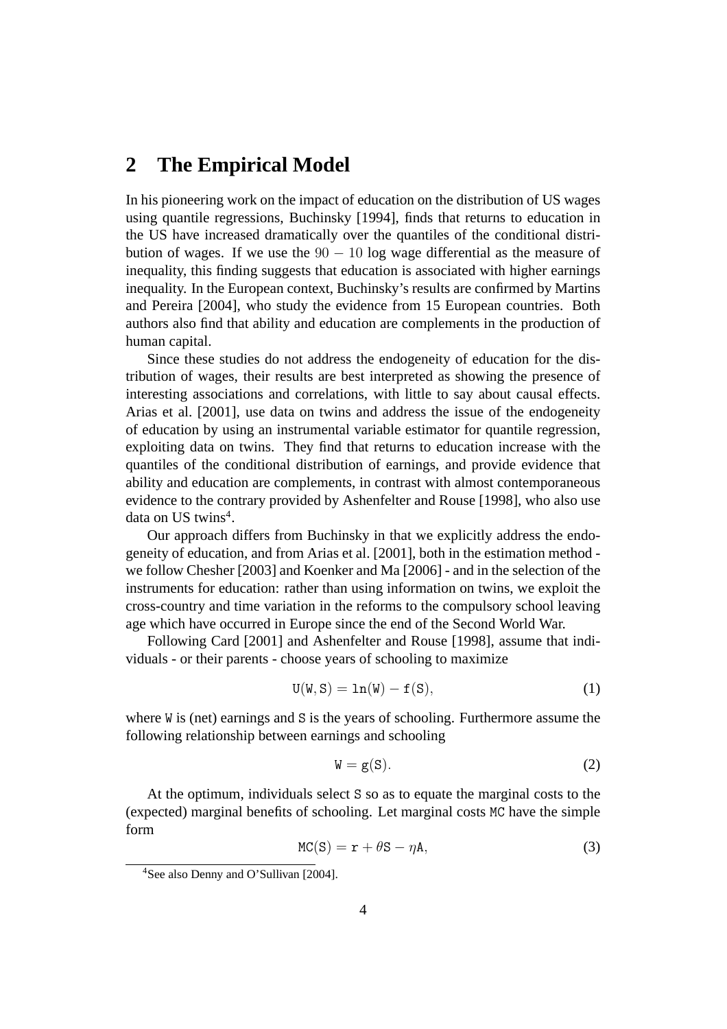## 2 The Empirical Model

In his pioneering work on the impact of education on the distribution of US wages using quantile regressions, Buchinsky [1994], finds that returns to education in the US have increased dramatically over the quantiles of the conditional distribution of wages. If we use the $90-10$ log wage differential as the measure of inequality, this finding suggests that education is associated with higher earnings inequality. In the European context, Buchinsky's results are confirmed by Martins and Pereira [2004], who study the evidence from 15 European countries. Both authors also find that ability and education are complements in the production of human capital.

Since these studies do not address the endogeneity of education for the distribution of wages, their results are best interpreted as showing the presence of interesting associations and correlations, with little to say about causal effects. Arias et al. [2001], use data on twins and address the issue of the endogeneity of education by using an instrumental variable estimator for quantile regression, exploiting data on twins. They find that returns to education increase with the quantiles of the conditional distribution of earnings, and provide evidence that ability and education are complements, in contrast with almost contemporaneous evidence to the contrary provided by Ashenfelter and Rouse [1998], who also use data on US twins[4].

Our approach differs from Buchinsky in that we explicitly address the endogeneity of education, and from Arias et al. [2001], both in the estimation method - we follow Chesher [2003] and Koenker and Ma [2006] - and in the selection of the instruments for education: rather than using information on twins, we exploit the cross-country and time variation in the reforms to the compulsory school leaving age which have occurred in Europe since the end of the Second World War.

Following Card [2001] and Ashenfelter and Rouse [1998], assume that individuals - or their parents - choose years of schooling to maximize

$$U(W,S) = \ln(W) - f(S), \tag{1}$$

where $W$ is (net) earnings and $S$ is the years of schooling. Furthermore assume the following relationship between earnings and schooling

$$W = g(S). \tag{2}$$

At the optimum, individuals select $S$ so as to equate the marginal costs to the (expected) marginal benefits of schooling. Let marginal costs $MC$ have the simple form

$$MC(S) = r + \theta S - \eta A, \tag{3}$$

[4] See also Denny and O'Sullivan [2004].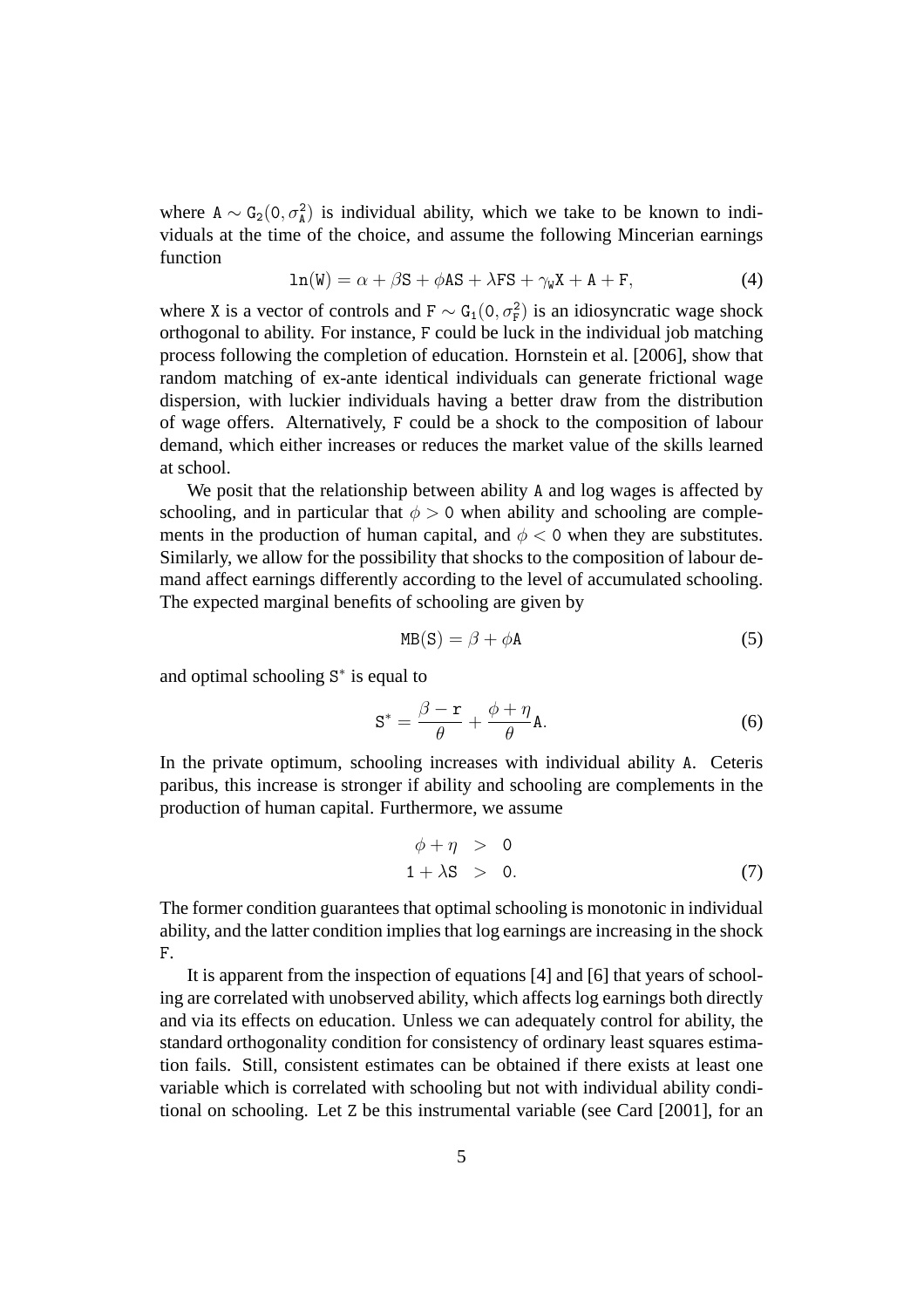where $A \sim G_2(0, \sigma_A^2)$ is individual ability, which we take to be known to individuals at the time of the choice, and assume the following Mincerian earnings function

$$\ln(W) = \alpha + \beta S + \phi AS + \lambda FS + \gamma_W X + A + F, \tag{4}$$

where $X$ is a vector of controls and $F \sim G_1(0, \sigma_F^2)$ is an idiosyncratic wage shock orthogonal to ability. For instance, $F$ could be luck in the individual job matching process following the completion of education. Hornstein et al. [2006], show that random matching of ex-ante identical individuals can generate frictional wage dispersion, with luckier individuals having a better draw from the distribution of wage offers. Alternatively, $F$ could be a shock to the composition of labour demand, which either increases or reduces the market value of the skills learned at school.

We posit that the relationship between ability $A$ and log wages is affected by schooling, and in particular that $\phi > 0$ when ability and schooling are complements in the production of human capital, and $\phi < 0$ when they are substitutes. Similarly, we allow for the possibility that shocks to the composition of labour demand affect earnings differently according to the level of accumulated schooling. The expected marginal benefits of schooling are given by

$$MB(S) = \beta + \phi A \tag{5}$$

and optimal schooling $S^*$ is equal to

$$S^* = \frac{\beta - r}{\theta} + \frac{\phi + \eta}{\theta} A. \tag{6}$$

In the private optimum, schooling increases with individual ability $A$. Ceteris paribus, this increase is stronger if ability and schooling are complements in the production of human capital. Furthermore, we assume

$$\begin{aligned} \phi + \eta &> 0 \\ 1 + \lambda S &> 0. \end{aligned} \tag{7}$$

The former condition guarantees that optimal schooling is monotonic in individual ability, and the latter condition implies that log earnings are increasing in the shock $F$.

It is apparent from the inspection of equations [4] and [6] that years of schooling are correlated with unobserved ability, which affects log earnings both directly and via its effects on education. Unless we can adequately control for ability, the standard orthogonality condition for consistency of ordinary least squares estimation fails. Still, consistent estimates can be obtained if there exists at least one variable which is correlated with schooling but not with individual ability conditional on schooling. Let $Z$ be this instrumental variable (see Card [2001], for an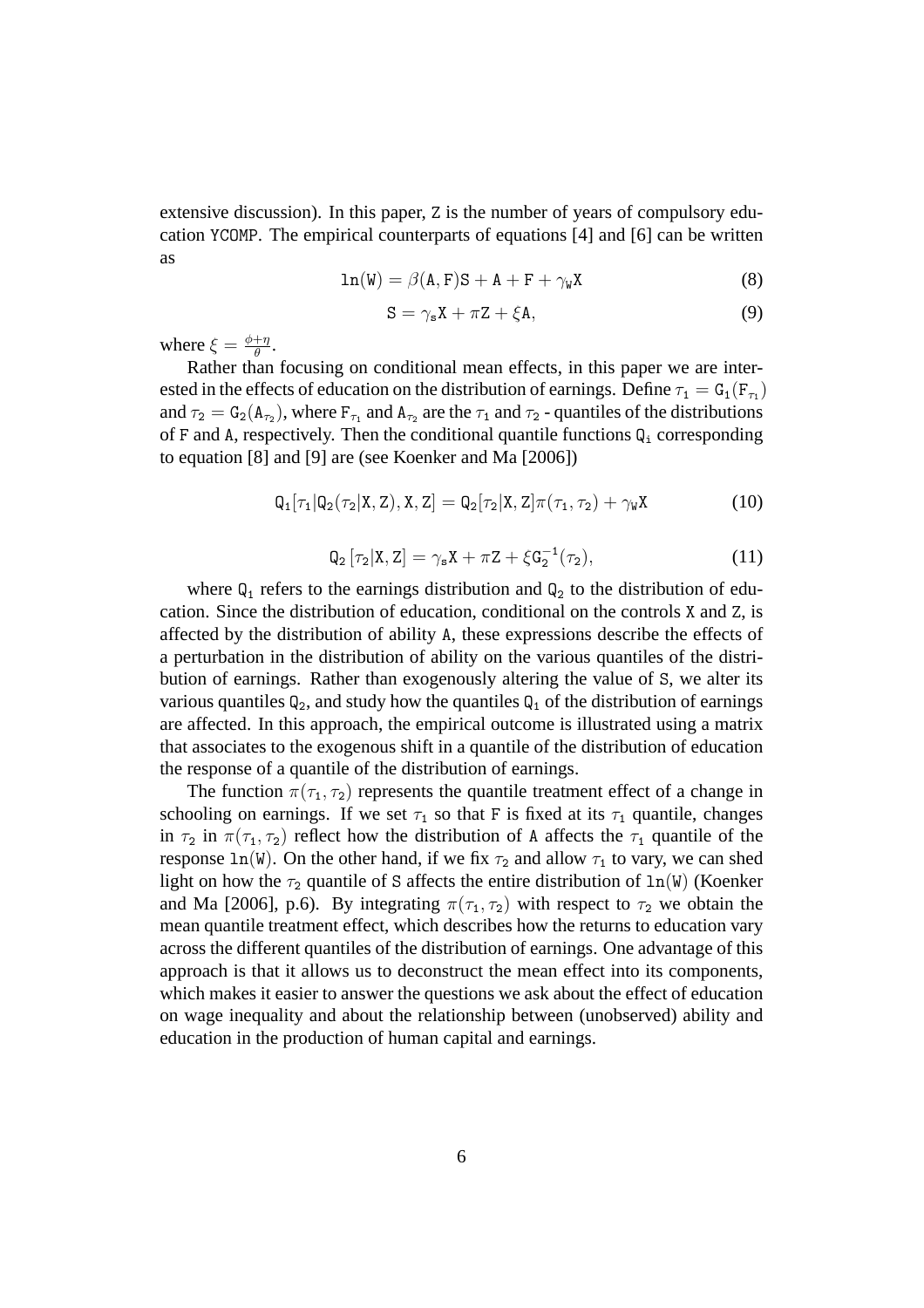extensive discussion). In this paper, $\mathtt{Z}$ is the number of years of compulsory education $\mathtt{YCOMP}$. The empirical counterparts of equations [4] and [6] can be written as

$$\mathtt{ln}(\mathtt{W}) = \beta(\mathtt{A}, \mathtt{F})\mathtt{S} + \mathtt{A} + \mathtt{F} + \gamma_{\mathtt{W}}\mathtt{X} \tag{8}$$

$$\mathtt{S} = \gamma_{\mathtt{s}}\mathtt{X} + \pi\mathtt{Z} + \xi\mathtt{A}, \tag{9}$$

where $\xi = \frac{\phi+\eta}{\theta}$.

Rather than focusing on conditional mean effects, in this paper we are interested in the effects of education on the distribution of earnings. Define $\tau_1 = \mathtt{G}_1(\mathtt{F}_{\tau_1})$ and $\tau_2 = \mathtt{G}_2(\mathtt{A}_{\tau_2})$, where $\mathtt{F}_{\tau_1}$ and $\mathtt{A}_{\tau_2}$ are the $\tau_1$ and $\tau_2$ - quantiles of the distributions of $\mathtt{F}$ and $\mathtt{A}$, respectively. Then the conditional quantile functions $\mathtt{Q}_{\mathtt{i}}$ corresponding to equation [8] and [9] are (see Koenker and Ma [2006])

$$\mathtt{Q}_1[\tau_1|\mathtt{Q}_2(\tau_2|\mathtt{X}, \mathtt{Z}), \mathtt{X}, \mathtt{Z}] = \mathtt{Q}_2[\tau_2|\mathtt{X}, \mathtt{Z}]\pi(\tau_1, \tau_2) + \gamma_{\mathtt{W}}\mathtt{X} \tag{10}$$

$$\mathtt{Q}_2\left[\tau_2|\mathtt{X}, \mathtt{Z}\right] = \gamma_{\mathtt{s}}\mathtt{X} + \pi\mathtt{Z} + \xi\mathtt{G}_2^{-1}(\tau_2), \tag{11}$$

where $\mathtt{Q}_1$ refers to the earnings distribution and $\mathtt{Q}_2$ to the distribution of education. Since the distribution of education, conditional on the controls $\mathtt{X}$ and $\mathtt{Z}$, is affected by the distribution of ability $\mathtt{A}$, these expressions describe the effects of a perturbation in the distribution of ability on the various quantiles of the distribution of earnings. Rather than exogenously altering the value of $\mathtt{S}$, we alter its various quantiles $\mathtt{Q}_2$, and study how the quantiles $\mathtt{Q}_1$ of the distribution of earnings are affected. In this approach, the empirical outcome is illustrated using a matrix that associates to the exogenous shift in a quantile of the distribution of education the response of a quantile of the distribution of earnings.

The function $\pi(\tau_1, \tau_2)$ represents the quantile treatment effect of a change in schooling on earnings. If we set $\tau_1$ so that $\mathtt{F}$ is fixed at its $\tau_1$ quantile, changes in $\tau_2$ in $\pi(\tau_1, \tau_2)$ reflect how the distribution of $\mathtt{A}$ affects the $\tau_1$ quantile of the response $\mathtt{ln}(\mathtt{W})$. On the other hand, if we fix $\tau_2$ and allow $\tau_1$ to vary, we can shed light on how the $\tau_2$ quantile of $\mathtt{S}$ affects the entire distribution of $\mathtt{ln}(\mathtt{W})$ (Koenker and Ma [2006], p.6). By integrating $\pi(\tau_1, \tau_2)$ with respect to $\tau_2$ we obtain the mean quantile treatment effect, which describes how the returns to education vary across the different quantiles of the distribution of earnings. One advantage of this approach is that it allows us to deconstruct the mean effect into its components, which makes it easier to answer the questions we ask about the effect of education on wage inequality and about the relationship between (unobserved) ability and education in the production of human capital and earnings.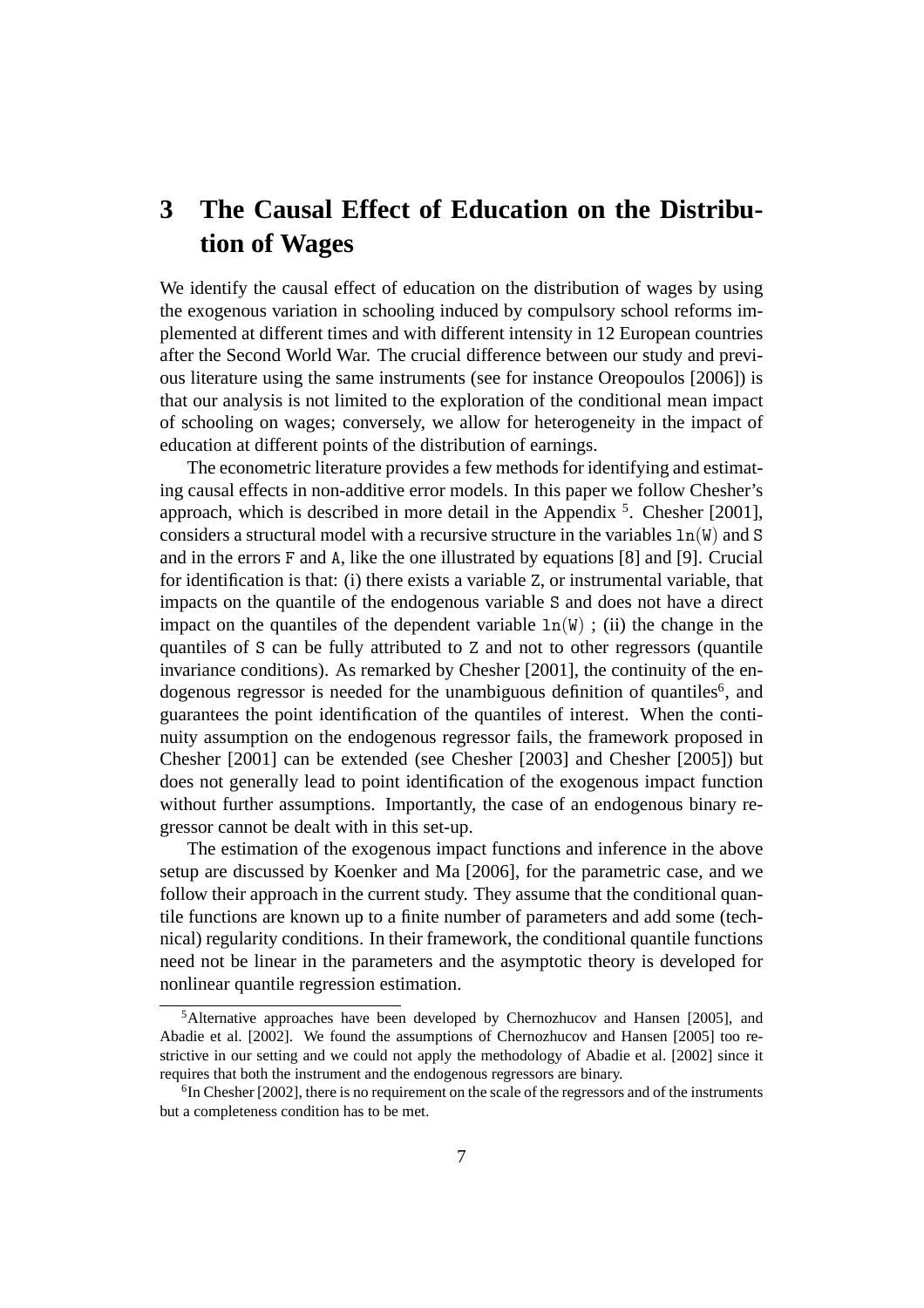# 3 The Causal Effect of Education on the Distribution of Wages

We identify the causal effect of education on the distribution of wages by using the exogenous variation in schooling induced by compulsory school reforms implemented at different times and with different intensity in 12 European countries after the Second World War. The crucial difference between our study and previous literature using the same instruments (see for instance Oreopoulos [2006]) is that our analysis is not limited to the exploration of the conditional mean impact of schooling on wages; conversely, we allow for heterogeneity in the impact of education at different points of the distribution of earnings.

The econometric literature provides a few methods for identifying and estimating causal effects in non-additive error models. In this paper we follow Chesher's approach, which is described in more detail in the Appendix [5]. Chesher [2001], considers a structural model with a recursive structure in the variables $\mathtt{ln(W)}$ and $\mathtt{S}$ and in the errors $\mathtt{F}$ and $\mathtt{A}$, like the one illustrated by equations [8] and [9]. Crucial for identification is that: (i) there exists a variable $\mathtt{Z}$, or instrumental variable, that impacts on the quantile of the endogenous variable $\mathtt{S}$ and does not have a direct impact on the quantiles of the dependent variable $\mathtt{ln(W)}$ ; (ii) the change in the quantiles of $\mathtt{S}$ can be fully attributed to $\mathtt{Z}$ and not to other regressors (quantile invariance conditions). As remarked by Chesher [2001], the continuity of the endogenous regressor is needed for the unambiguous definition of quantiles[6], and guarantees the point identification of the quantiles of interest. When the continuity assumption on the endogenous regressor fails, the framework proposed in Chesher [2001] can be extended (see Chesher [2003] and Chesher [2005]) but does not generally lead to point identification of the exogenous impact function without further assumptions. Importantly, the case of an endogenous binary regressor cannot be dealt with in this set-up.

The estimation of the exogenous impact functions and inference in the above setup are discussed by Koenker and Ma [2006], for the parametric case, and we follow their approach in the current study. They assume that the conditional quantile functions are known up to a finite number of parameters and add some (technical) regularity conditions. In their framework, the conditional quantile functions need not be linear in the parameters and the asymptotic theory is developed for nonlinear quantile regression estimation.

[5] Alternative approaches have been developed by Chernozhucov and Hansen [2005], and Abadie et al. [2002]. We found the assumptions of Chernozhucov and Hansen [2005] too restrictive in our setting and we could not apply the methodology of Abadie et al. [2002] since it requires that both the instrument and the endogenous regressors are binary.

[6] In Chesher [2002], there is no requirement on the scale of the regressors and of the instruments but a completeness condition has to be met.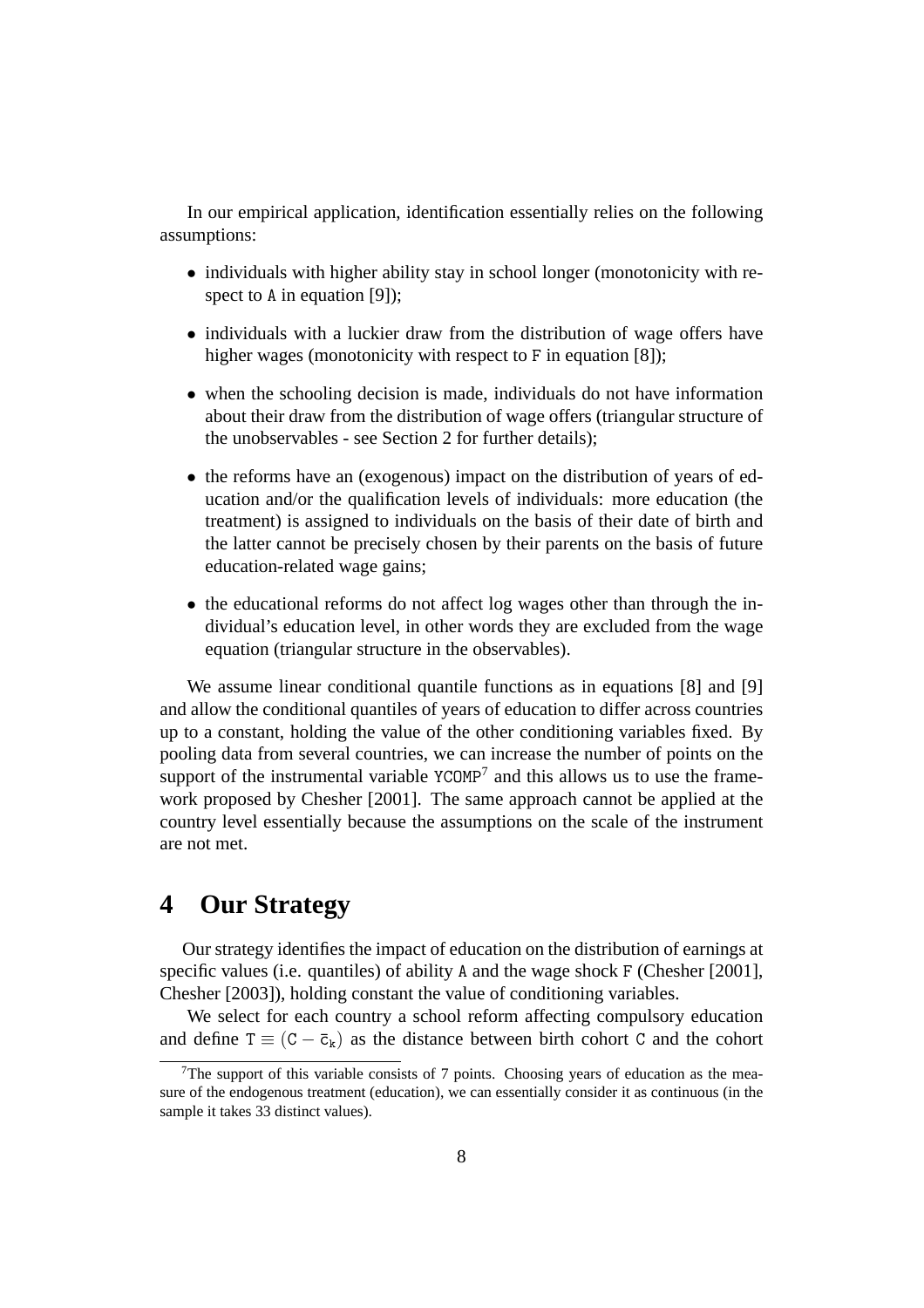In our empirical application, identification essentially relies on the following assumptions:

- individuals with higher ability stay in school longer (monotonicity with respect to A in equation [9]);
- individuals with a luckier draw from the distribution of wage offers have higher wages (monotonicity with respect to F in equation [8]);
- when the schooling decision is made, individuals do not have information about their draw from the distribution of wage offers (triangular structure of the unobservables - see Section 2 for further details);
- the reforms have an (exogenous) impact on the distribution of years of education and/or the qualification levels of individuals: more education (the treatment) is assigned to individuals on the basis of their date of birth and the latter cannot be precisely chosen by their parents on the basis of future education-related wage gains;
- the educational reforms do not affect log wages other than through the individual's education level, in other words they are excluded from the wage equation (triangular structure in the observables).

We assume linear conditional quantile functions as in equations [8] and [9] and allow the conditional quantiles of years of education to differ across countries up to a constant, holding the value of the other conditioning variables fixed. By pooling data from several countries, we can increase the number of points on the support of the instrumental variable YCOMP[7] and this allows us to use the framework proposed by Chesher [2001]. The same approach cannot be applied at the country level essentially because the assumptions on the scale of the instrument are not met.

# 4 Our Strategy

Our strategy identifies the impact of education on the distribution of earnings at specific values (i.e. quantiles) of ability A and the wage shock F (Chesher [2001], Chesher [2003]), holding constant the value of conditioning variables.

We select for each country a school reform affecting compulsory education and define $T \equiv (C - \bar{c}_k)$ as the distance between birth cohort C and the cohort

[7] The support of this variable consists of 7 points. Choosing years of education as the measure of the endogenous treatment (education), we can essentially consider it as continuous (in the sample it takes 33 distinct values).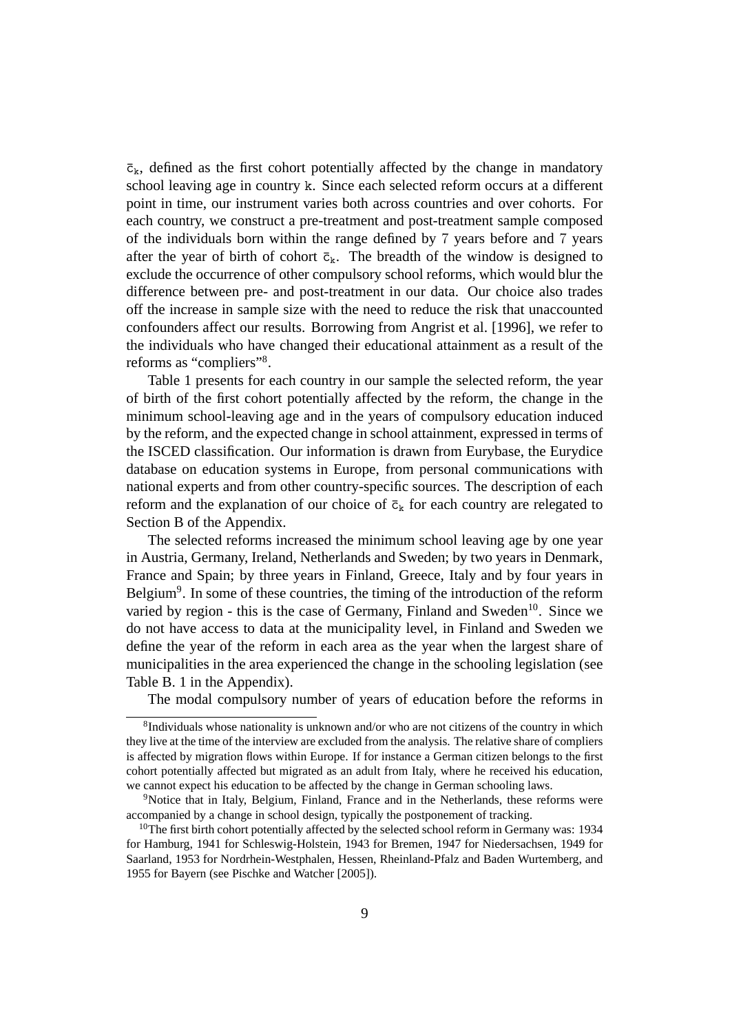$\bar{c}_k$, defined as the first cohort potentially affected by the change in mandatory school leaving age in country $k$. Since each selected reform occurs at a different point in time, our instrument varies both across countries and over cohorts. For each country, we construct a pre-treatment and post-treatment sample composed of the individuals born within the range defined by 7 years before and 7 years after the year of birth of cohort $\bar{c}_k$. The breadth of the window is designed to exclude the occurrence of other compulsory school reforms, which would blur the difference between pre- and post-treatment in our data. Our choice also trades off the increase in sample size with the need to reduce the risk that unaccounted confounders affect our results. Borrowing from Angrist et al. [1996], we refer to the individuals who have changed their educational attainment as a result of the reforms as "compliers"[8].

Table 1 presents for each country in our sample the selected reform, the year of birth of the first cohort potentially affected by the reform, the change in the minimum school-leaving age and in the years of compulsory education induced by the reform, and the expected change in school attainment, expressed in terms of the ISCED classification. Our information is drawn from Eurybase, the Eurydice database on education systems in Europe, from personal communications with national experts and from other country-specific sources. The description of each reform and the explanation of our choice of $\bar{c}_k$ for each country are relegated to Section B of the Appendix.

The selected reforms increased the minimum school leaving age by one year in Austria, Germany, Ireland, Netherlands and Sweden; by two years in Denmark, France and Spain; by three years in Finland, Greece, Italy and by four years in Belgium[9]. In some of these countries, the timing of the introduction of the reform varied by region - this is the case of Germany, Finland and Sweden[10]. Since we do not have access to data at the municipality level, in Finland and Sweden we define the year of the reform in each area as the year when the largest share of municipalities in the area experienced the change in the schooling legislation (see Table B. 1 in the Appendix).

The modal compulsory number of years of education before the reforms in

---

[8]Individuals whose nationality is unknown and/or who are not citizens of the country in which they live at the time of the interview are excluded from the analysis. The relative share of compliers is affected by migration flows within Europe. If for instance a German citizen belongs to the first cohort potentially affected but migrated as an adult from Italy, where he received his education, we cannot expect his education to be affected by the change in German schooling laws.

[9]Notice that in Italy, Belgium, Finland, France and in the Netherlands, these reforms were accompanied by a change in school design, typically the postponement of tracking.

[10]The first birth cohort potentially affected by the selected school reform in Germany was: 1934 for Hamburg, 1941 for Schleswig-Holstein, 1943 for Bremen, 1947 for Niedersachsen, 1949 for Saarland, 1953 for Nordrhein-Westphalen, Hessen, Rheinland-Pfalz and Baden Wurtemberg, and 1955 for Bayern (see Pischke and Watcher [2005]).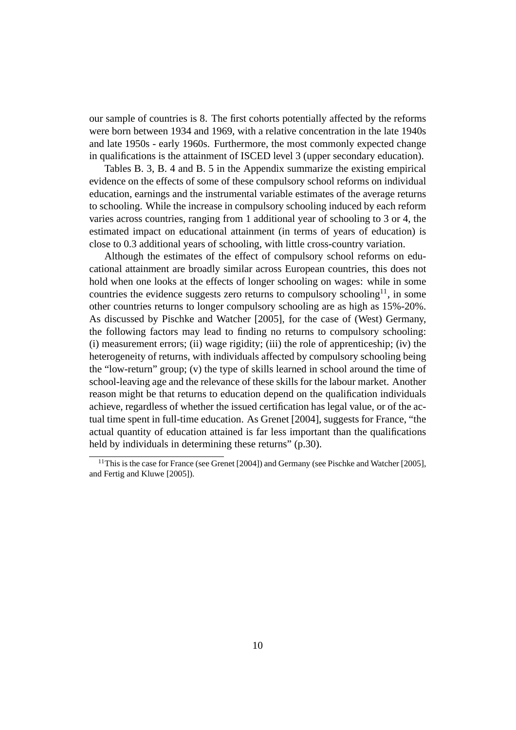our sample of countries is 8. The first cohorts potentially affected by the reforms were born between 1934 and 1969, with a relative concentration in the late 1940s and late 1950s - early 1960s. Furthermore, the most commonly expected change in qualifications is the attainment of ISCED level 3 (upper secondary education).

Tables B. 3, B. 4 and B. 5 in the Appendix summarize the existing empirical evidence on the effects of some of these compulsory school reforms on individual education, earnings and the instrumental variable estimates of the average returns to schooling. While the increase in compulsory schooling induced by each reform varies across countries, ranging from 1 additional year of schooling to 3 or 4, the estimated impact on educational attainment (in terms of years of education) is close to 0.3 additional years of schooling, with little cross-country variation.

Although the estimates of the effect of compulsory school reforms on educational attainment are broadly similar across European countries, this does not hold when one looks at the effects of longer schooling on wages: while in some countries the evidence suggests zero returns to compulsory schooling[11], in some other countries returns to longer compulsory schooling are as high as 15%-20%. As discussed by Pischke and Watcher [2005], for the case of (West) Germany, the following factors may lead to finding no returns to compulsory schooling: (i) measurement errors; (ii) wage rigidity; (iii) the role of apprenticeship; (iv) the heterogeneity of returns, with individuals affected by compulsory schooling being the "low-return" group; (v) the type of skills learned in school around the time of school-leaving age and the relevance of these skills for the labour market. Another reason might be that returns to education depend on the qualification individuals achieve, regardless of whether the issued certification has legal value, or of the actual time spent in full-time education. As Grenet [2004], suggests for France, "the actual quantity of education attained is far less important than the qualifications held by individuals in determining these returns" (p.30).

[11] This is the case for France (see Grenet [2004]) and Germany (see Pischke and Watcher [2005], and Fertig and Kluwe [2005]).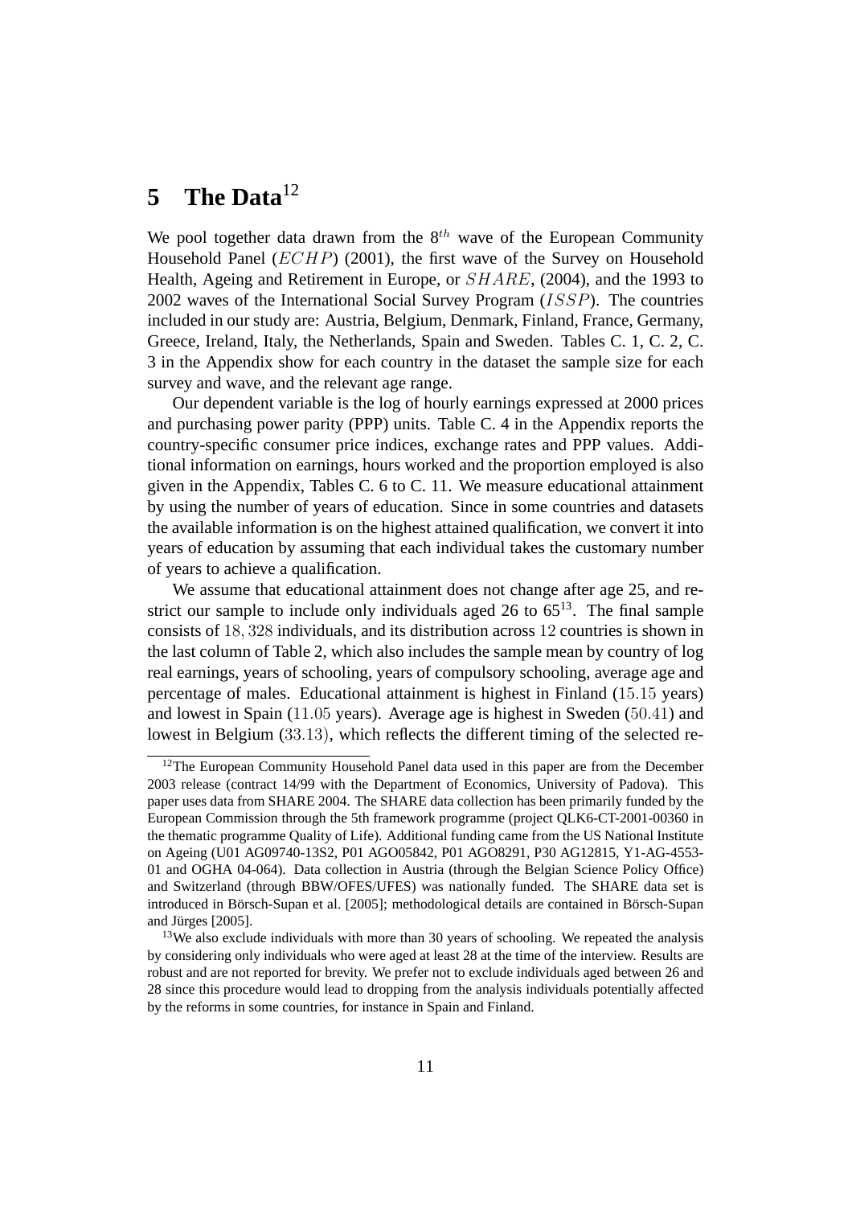# 5 The Data[12]

We pool together data drawn from the $8^{th}$ wave of the European Community Household Panel ($ECHP$) (2001), the first wave of the Survey on Household Health, Ageing and Retirement in Europe, or $SHARE$, (2004), and the 1993 to 2002 waves of the International Social Survey Program ($ISSP$). The countries included in our study are: Austria, Belgium, Denmark, Finland, France, Germany, Greece, Ireland, Italy, the Netherlands, Spain and Sweden. Tables C. 1, C. 2, C. 3 in the Appendix show for each country in the dataset the sample size for each survey and wave, and the relevant age range.

Our dependent variable is the log of hourly earnings expressed at 2000 prices and purchasing power parity (PPP) units. Table C. 4 in the Appendix reports the country-specific consumer price indices, exchange rates and PPP values. Additional information on earnings, hours worked and the proportion employed is also given in the Appendix, Tables C. 6 to C. 11. We measure educational attainment by using the number of years of education. Since in some countries and datasets the available information is on the highest attained qualification, we convert it into years of education by assuming that each individual takes the customary number of years to achieve a qualification.

We assume that educational attainment does not change after age 25, and restrict our sample to include only individuals aged 26 to 65[13]. The final sample consists of $18,328$ individuals, and its distribution across $12$ countries is shown in the last column of Table 2, which also includes the sample mean by country of log real earnings, years of schooling, years of compulsory schooling, average age and percentage of males. Educational attainment is highest in Finland ($15.15$ years) and lowest in Spain ($11.05$ years). Average age is highest in Sweden ($50.41$) and lowest in Belgium ($33.13$), which reflects the different timing of the selected re-

---

[12] The European Community Household Panel data used in this paper are from the December 2003 release (contract 14/99 with the Department of Economics, University of Padova). This paper uses data from SHARE 2004. The SHARE data collection has been primarily funded by the European Commission through the 5th framework programme (project QLK6-CT-2001-00360 in the thematic programme Quality of Life). Additional funding came from the US National Institute on Ageing (U01 AG09740-13S2, P01 AGO05842, P01 AGO8291, P30 AG12815, Y1-AG-4553-01 and OGHA 04-064). Data collection in Austria (through the Belgian Science Policy Office) and Switzerland (through BBW/OFES/UFES) was nationally funded. The SHARE data set is introduced in Börsch-Supan et al. [2005]; methodological details are contained in Börsch-Supan and Jürges [2005].

[13] We also exclude individuals with more than 30 years of schooling. We repeated the analysis by considering only individuals who were aged at least 28 at the time of the interview. Results are robust and are not reported for brevity. We prefer not to exclude individuals aged between 26 and 28 since this procedure would lead to dropping from the analysis individuals potentially affected by the reforms in some countries, for instance in Spain and Finland.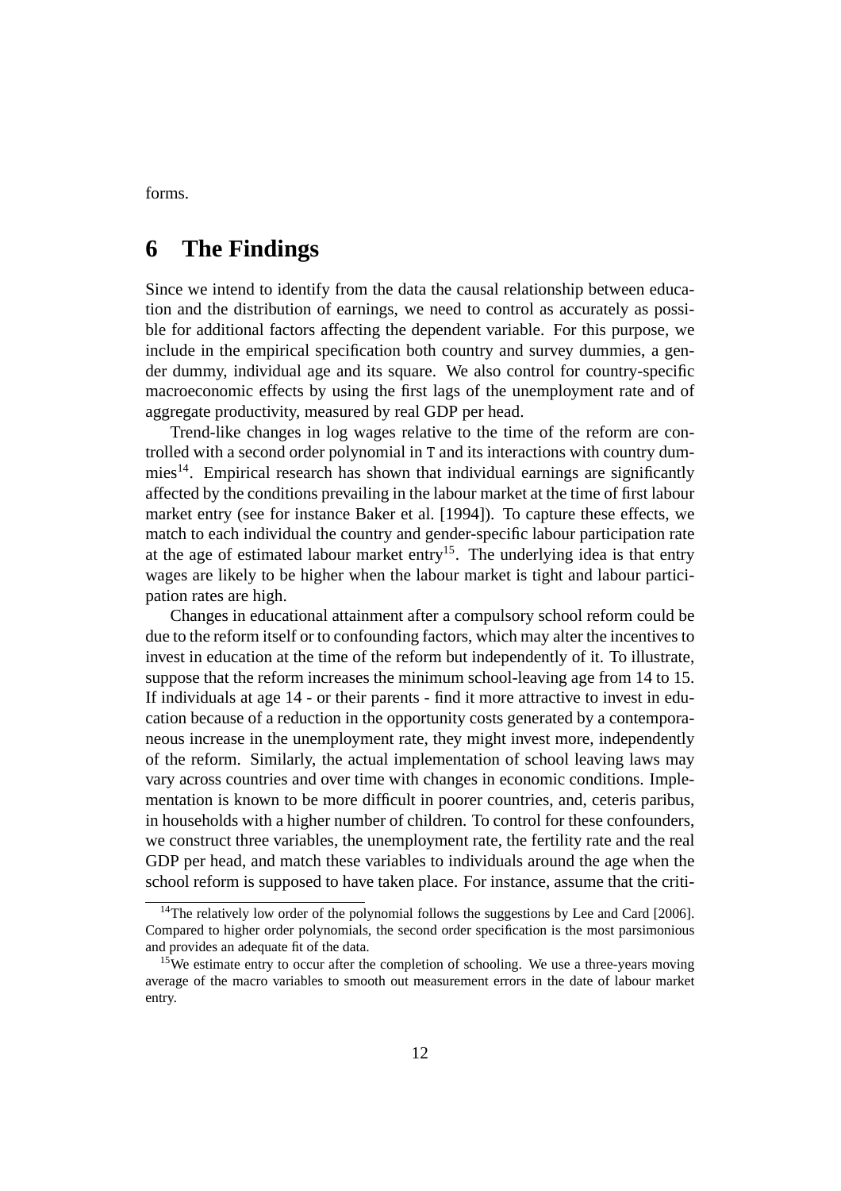forms.

# 6 The Findings

Since we intend to identify from the data the causal relationship between education and the distribution of earnings, we need to control as accurately as possible for additional factors affecting the dependent variable. For this purpose, we include in the empirical specification both country and survey dummies, a gender dummy, individual age and its square. We also control for country-specific macroeconomic effects by using the first lags of the unemployment rate and of aggregate productivity, measured by real GDP per head.

Trend-like changes in log wages relative to the time of the reform are controlled with a second order polynomial in T and its interactions with country dummies[14]. Empirical research has shown that individual earnings are significantly affected by the conditions prevailing in the labour market at the time of first labour market entry (see for instance Baker et al. [1994]). To capture these effects, we match to each individual the country and gender-specific labour participation rate at the age of estimated labour market entry[15]. The underlying idea is that entry wages are likely to be higher when the labour market is tight and labour participation rates are high.

Changes in educational attainment after a compulsory school reform could be due to the reform itself or to confounding factors, which may alter the incentives to invest in education at the time of the reform but independently of it. To illustrate, suppose that the reform increases the minimum school-leaving age from 14 to 15. If individuals at age 14 - or their parents - find it more attractive to invest in education because of a reduction in the opportunity costs generated by a contemporaneous increase in the unemployment rate, they might invest more, independently of the reform. Similarly, the actual implementation of school leaving laws may vary across countries and over time with changes in economic conditions. Implementation is known to be more difficult in poorer countries, and, ceteris paribus, in households with a higher number of children. To control for these confounders, we construct three variables, the unemployment rate, the fertility rate and the real GDP per head, and match these variables to individuals around the age when the school reform is supposed to have taken place. For instance, assume that the criti-

[14] The relatively low order of the polynomial follows the suggestions by Lee and Card [2006]. Compared to higher order polynomials, the second order specification is the most parsimonious and provides an adequate fit of the data.

[15] We estimate entry to occur after the completion of schooling. We use a three-years moving average of the macro variables to smooth out measurement errors in the date of labour market entry.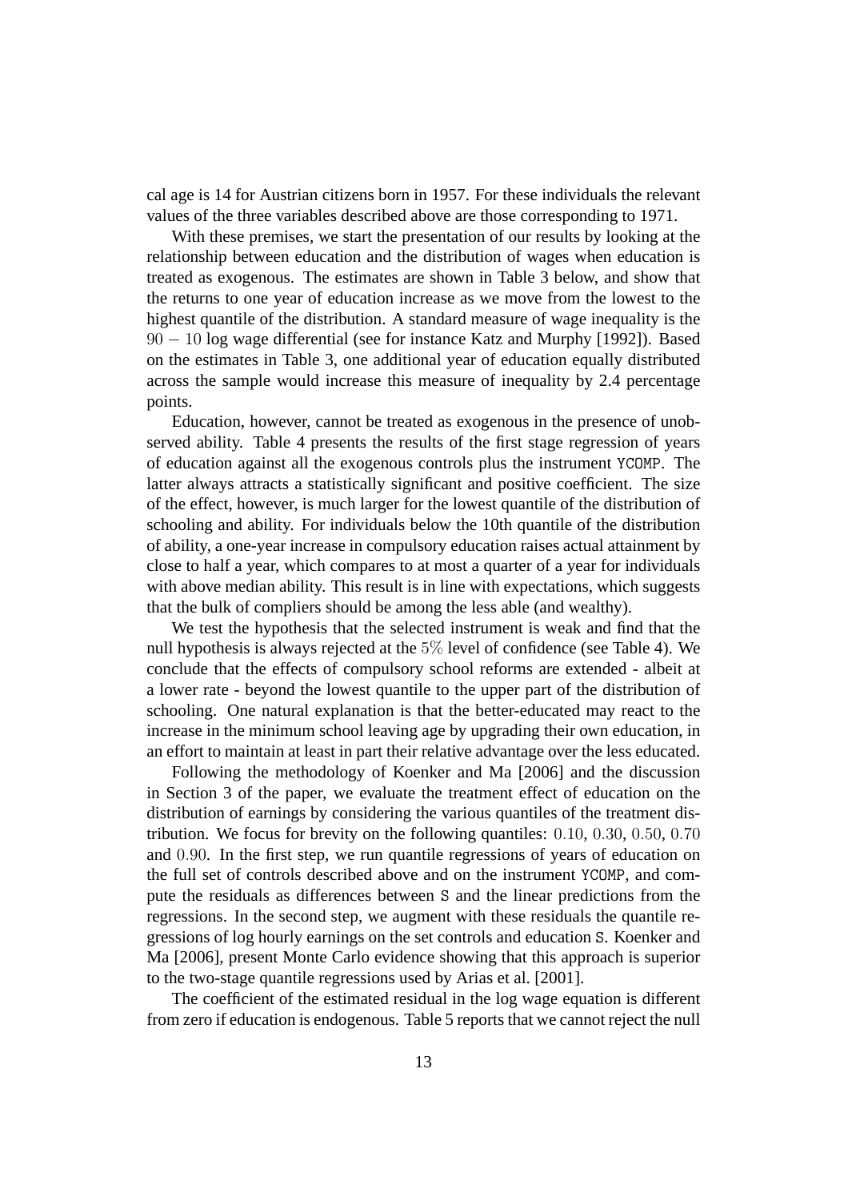cal age is 14 for Austrian citizens born in 1957. For these individuals the relevant values of the three variables described above are those corresponding to 1971.

With these premises, we start the presentation of our results by looking at the relationship between education and the distribution of wages when education is treated as exogenous. The estimates are shown in Table 3 below, and show that the returns to one year of education increase as we move from the lowest to the highest quantile of the distribution. A standard measure of wage inequality is the $90-10$ log wage differential (see for instance Katz and Murphy [1992]). Based on the estimates in Table 3, one additional year of education equally distributed across the sample would increase this measure of inequality by 2.4 percentage points.

Education, however, cannot be treated as exogenous in the presence of unobserved ability. Table 4 presents the results of the first stage regression of years of education against all the exogenous controls plus the instrument `YCOMP`. The latter always attracts a statistically significant and positive coefficient. The size of the effect, however, is much larger for the lowest quantile of the distribution of schooling and ability. For individuals below the 10th quantile of the distribution of ability, a one-year increase in compulsory education raises actual attainment by close to half a year, which compares to at most a quarter of a year for individuals with above median ability. This result is in line with expectations, which suggests that the bulk of compliers should be among the less able (and wealthy).

We test the hypothesis that the selected instrument is weak and find that the null hypothesis is always rejected at the $5\%$ level of confidence (see Table 4). We conclude that the effects of compulsory school reforms are extended - albeit at a lower rate - beyond the lowest quantile to the upper part of the distribution of schooling. One natural explanation is that the better-educated may react to the increase in the minimum school leaving age by upgrading their own education, in an effort to maintain at least in part their relative advantage over the less educated.

Following the methodology of Koenker and Ma [2006] and the discussion in Section 3 of the paper, we evaluate the treatment effect of education on the distribution of earnings by considering the various quantiles of the treatment distribution. We focus for brevity on the following quantiles: $0.10$, $0.30$, $0.50$, $0.70$ and $0.90$. In the first step, we run quantile regressions of years of education on the full set of controls described above and on the instrument `YCOMP`, and compute the residuals as differences between `S` and the linear predictions from the regressions. In the second step, we augment with these residuals the quantile regressions of log hourly earnings on the set controls and education `S`. Koenker and Ma [2006], present Monte Carlo evidence showing that this approach is superior to the two-stage quantile regressions used by Arias et al. [2001].

The coefficient of the estimated residual in the log wage equation is different from zero if education is endogenous. Table 5 reports that we cannot reject the null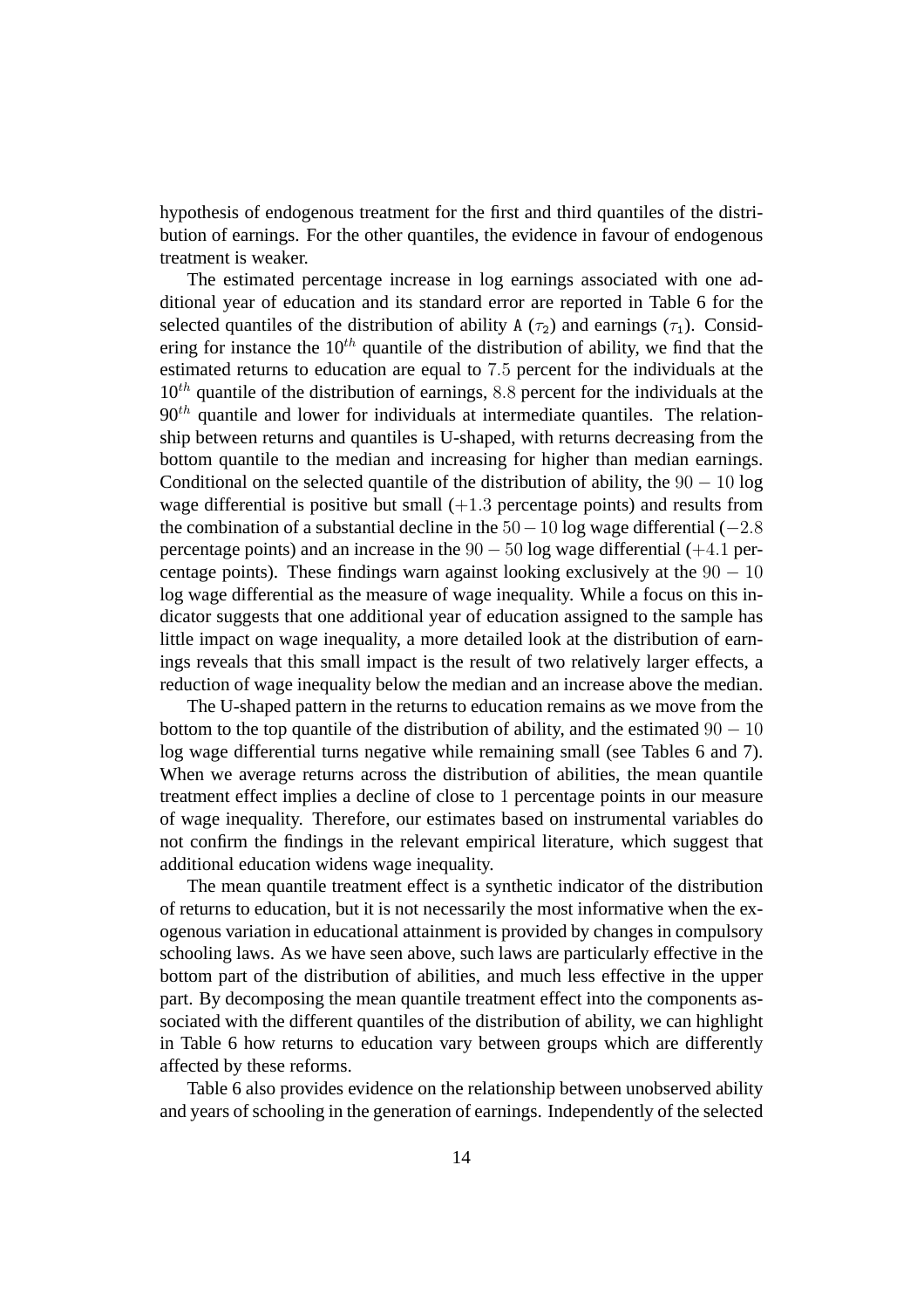hypothesis of endogenous treatment for the first and third quantiles of the distribution of earnings. For the other quantiles, the evidence in favour of endogenous treatment is weaker.

The estimated percentage increase in log earnings associated with one additional year of education and its standard error are reported in Table 6 for the selected quantiles of the distribution of ability A ($\tau_2$) and earnings ($\tau_1$). Considering for instance the $10^{th}$ quantile of the distribution of ability, we find that the estimated returns to education are equal to $7.5$ percent for the individuals at the $10^{th}$ quantile of the distribution of earnings, $8.8$ percent for the individuals at the $90^{th}$ quantile and lower for individuals at intermediate quantiles. The relationship between returns and quantiles is U-shaped, with returns decreasing from the bottom quantile to the median and increasing for higher than median earnings. Conditional on the selected quantile of the distribution of ability, the $90-10$ log wage differential is positive but small ($+1.3$ percentage points) and results from the combination of a substantial decline in the $50-10$ log wage differential ($-2.8$ percentage points) and an increase in the $90-50$ log wage differential ($+4.1$ percentage points). These findings warn against looking exclusively at the $90-10$ log wage differential as the measure of wage inequality. While a focus on this indicator suggests that one additional year of education assigned to the sample has little impact on wage inequality, a more detailed look at the distribution of earnings reveals that this small impact is the result of two relatively larger effects, a reduction of wage inequality below the median and an increase above the median.

The U-shaped pattern in the returns to education remains as we move from the bottom to the top quantile of the distribution of ability, and the estimated $90-10$ log wage differential turns negative while remaining small (see Tables 6 and 7). When we average returns across the distribution of abilities, the mean quantile treatment effect implies a decline of close to $1$ percentage points in our measure of wage inequality. Therefore, our estimates based on instrumental variables do not confirm the findings in the relevant empirical literature, which suggest that additional education widens wage inequality.

The mean quantile treatment effect is a synthetic indicator of the distribution of returns to education, but it is not necessarily the most informative when the exogenous variation in educational attainment is provided by changes in compulsory schooling laws. As we have seen above, such laws are particularly effective in the bottom part of the distribution of abilities, and much less effective in the upper part. By decomposing the mean quantile treatment effect into the components associated with the different quantiles of the distribution of ability, we can highlight in Table 6 how returns to education vary between groups which are differently affected by these reforms.

Table 6 also provides evidence on the relationship between unobserved ability and years of schooling in the generation of earnings. Independently of the selected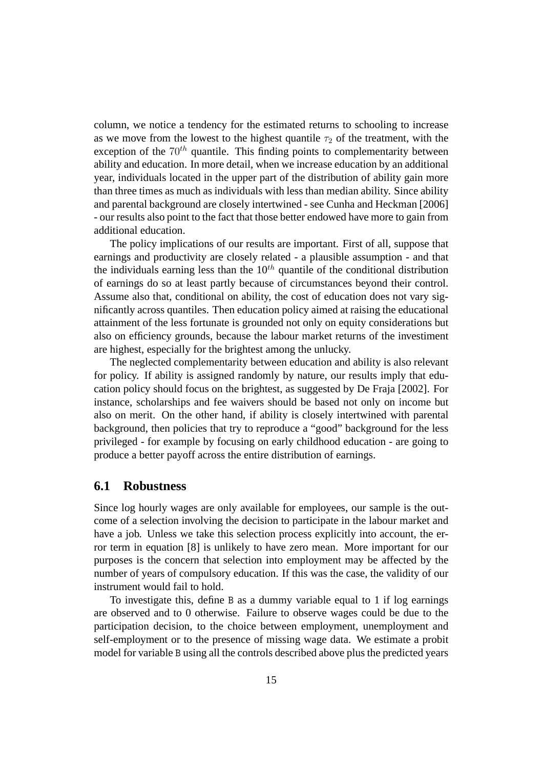column, we notice a tendency for the estimated returns to schooling to increase as we move from the lowest to the highest quantile $\tau_2$ of the treatment, with the exception of the $70^{th}$ quantile. This finding points to complementarity between ability and education. In more detail, when we increase education by an additional year, individuals located in the upper part of the distribution of ability gain more than three times as much as individuals with less than median ability. Since ability and parental background are closely intertwined - see Cunha and Heckman [2006] - our results also point to the fact that those better endowed have more to gain from additional education.

The policy implications of our results are important. First of all, suppose that earnings and productivity are closely related - a plausible assumption - and that the individuals earning less than the $10^{th}$ quantile of the conditional distribution of earnings do so at least partly because of circumstances beyond their control. Assume also that, conditional on ability, the cost of education does not vary significantly across quantiles. Then education policy aimed at raising the educational attainment of the less fortunate is grounded not only on equity considerations but also on efficiency grounds, because the labour market returns of the investiment are highest, especially for the brightest among the unlucky.

The neglected complementarity between education and ability is also relevant for policy. If ability is assigned randomly by nature, our results imply that education policy should focus on the brightest, as suggested by De Fraja [2002]. For instance, scholarships and fee waivers should be based not only on income but also on merit. On the other hand, if ability is closely intertwined with parental background, then policies that try to reproduce a "good" background for the less privileged - for example by focusing on early childhood education - are going to produce a better payoff across the entire distribution of earnings.

## 6.1 Robustness

Since log hourly wages are only available for employees, our sample is the outcome of a selection involving the decision to participate in the labour market and have a job. Unless we take this selection process explicitly into account, the error term in equation [8] is unlikely to have zero mean. More important for our purposes is the concern that selection into employment may be affected by the number of years of compulsory education. If this was the case, the validity of our instrument would fail to hold.

To investigate this, define B as a dummy variable equal to 1 if log earnings are observed and to 0 otherwise. Failure to observe wages could be due to the participation decision, to the choice between employment, unemployment and self-employment or to the presence of missing wage data. We estimate a probit model for variable B using all the controls described above plus the predicted years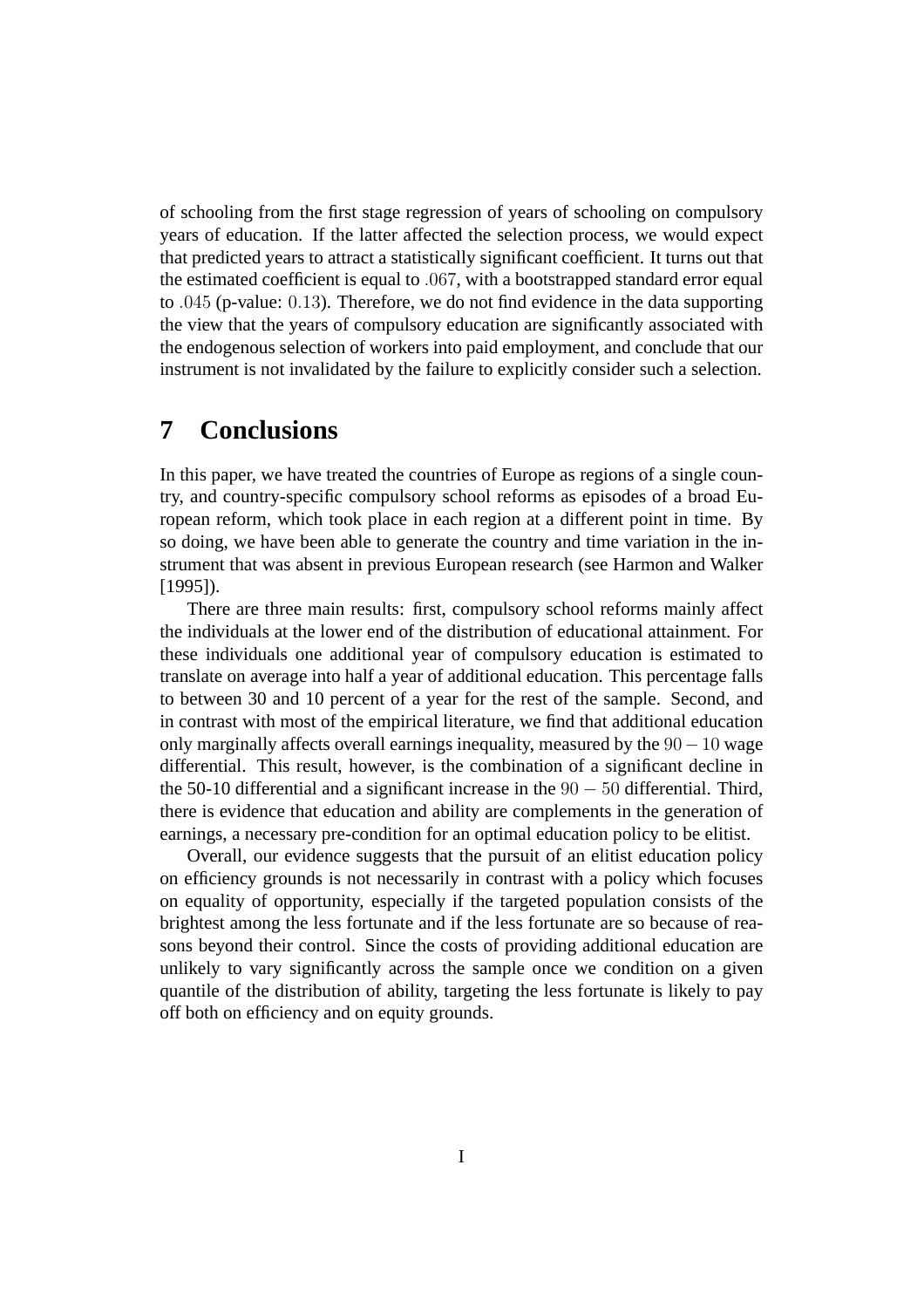of schooling from the first stage regression of years of schooling on compulsory years of education. If the latter affected the selection process, we would expect that predicted years to attract a statistically significant coefficient. It turns out that the estimated coefficient is equal to $.067$, with a bootstrapped standard error equal to $.045$ (p-value: $0.13$). Therefore, we do not find evidence in the data supporting the view that the years of compulsory education are significantly associated with the endogenous selection of workers into paid employment, and conclude that our instrument is not invalidated by the failure to explicitly consider such a selection.

# 7 Conclusions

In this paper, we have treated the countries of Europe as regions of a single country, and country-specific compulsory school reforms as episodes of a broad European reform, which took place in each region at a different point in time. By so doing, we have been able to generate the country and time variation in the instrument that was absent in previous European research (see Harmon and Walker [1995]).

There are three main results: first, compulsory school reforms mainly affect the individuals at the lower end of the distribution of educational attainment. For these individuals one additional year of compulsory education is estimated to translate on average into half a year of additional education. This percentage falls to between 30 and 10 percent of a year for the rest of the sample. Second, and in contrast with most of the empirical literature, we find that additional education only marginally affects overall earnings inequality, measured by the $90-10$ wage differential. This result, however, is the combination of a significant decline in the 50-10 differential and a significant increase in the $90-50$ differential. Third, there is evidence that education and ability are complements in the generation of earnings, a necessary pre-condition for an optimal education policy to be elitist.

Overall, our evidence suggests that the pursuit of an elitist education policy on efficiency grounds is not necessarily in contrast with a policy which focuses on equality of opportunity, especially if the targeted population consists of the brightest among the less fortunate and if the less fortunate are so because of reasons beyond their control. Since the costs of providing additional education are unlikely to vary significantly across the sample once we condition on a given quantile of the distribution of ability, targeting the less fortunate is likely to pay off both on efficiency and on equity grounds.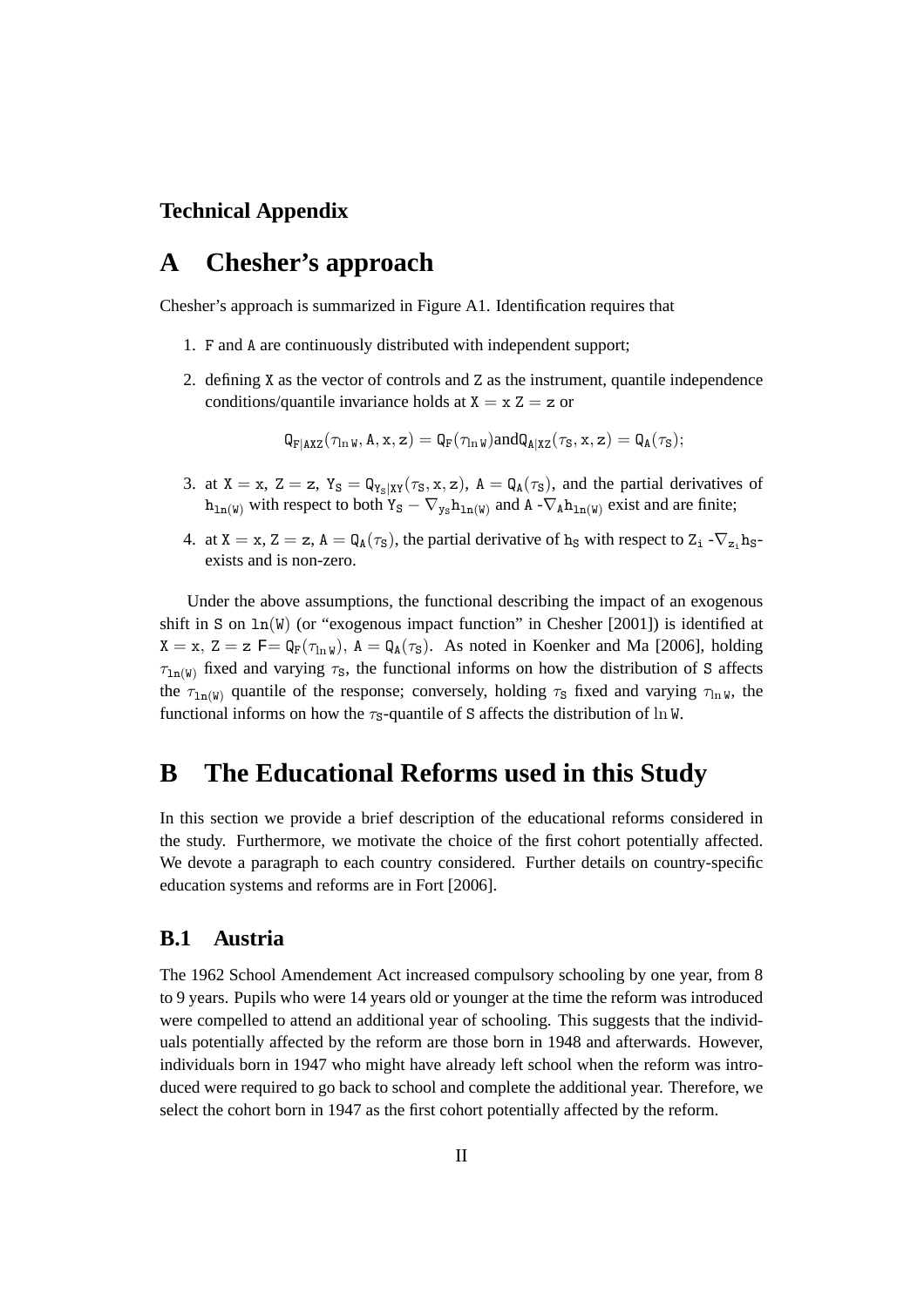**Technical Appendix**

# A Chesher's approach

Chesher's approach is summarized in Figure A1. Identification requires that

1. $\mathtt{F}$ and $\mathtt{A}$ are continuously distributed with independent support;
2. defining $\mathtt{X}$ as the vector of controls and $\mathtt{Z}$ as the instrument, quantile independence conditions/quantile invariance holds at $\mathtt{X} = \mathtt{x}$ $\mathtt{Z} = \mathtt{z}$ or

$$\mathtt{Q}_{\mathtt{F}|\mathtt{AXZ}}(\tau_{\ln \mathtt{W}}, \mathtt{A}, \mathtt{x}, \mathtt{z}) = \mathtt{Q}_{\mathtt{F}}(\tau_{\ln \mathtt{W}}) \text{and} \mathtt{Q}_{\mathtt{A}|\mathtt{XZ}}(\tau_{\mathtt{S}}, \mathtt{x}, \mathtt{z}) = \mathtt{Q}_{\mathtt{A}}(\tau_{\mathtt{S}});$$

3. at $\mathtt{X} = \mathtt{x}$, $\mathtt{Z} = \mathtt{z}$, $\mathtt{Y}_{\mathtt{S}} = \mathtt{Q}_{\mathtt{Y}_{\mathtt{S}}|\mathtt{XY}}(\tau_{\mathtt{S}}, \mathtt{x}, \mathtt{z})$, $\mathtt{A} = \mathtt{Q}_{\mathtt{A}}(\tau_{\mathtt{S}})$, and the partial derivatives of $\mathtt{h}_{\mathtt{ln(W)}}$ with respect to both $\mathtt{Y}_{\mathtt{S}} - \nabla_{\mathtt{y}_{\mathtt{S}}}\mathtt{h}_{\mathtt{ln(W)}}$ and $\mathtt{A}$ -$\nabla_{\mathtt{A}}\mathtt{h}_{\mathtt{ln(W)}}$ exist and are finite;
4. at $\mathtt{X} = \mathtt{x}$, $\mathtt{Z} = \mathtt{z}$, $\mathtt{A} = \mathtt{Q}_{\mathtt{A}}(\tau_{\mathtt{S}})$, the partial derivative of $\mathtt{h}_{\mathtt{S}}$ with respect to $\mathtt{Z}_{\mathtt{i}}$ -$\nabla_{\mathtt{z}_{\mathtt{i}}}\mathtt{h}_{\mathtt{S}}$- exists and is non-zero.

Under the above assumptions, the functional describing the impact of an exogenous shift in $\mathtt{S}$ on $\mathtt{ln(W)}$ (or "exogenous impact function" in Chesher [2001]) is identified at $\mathtt{X} = \mathtt{x}$, $\mathtt{Z} = \mathtt{z}$ $\mathsf{F} = \mathtt{Q}_{\mathtt{F}}(\tau_{\ln \mathtt{W}})$, $\mathtt{A} = \mathtt{Q}_{\mathtt{A}}(\tau_{\mathtt{S}})$. As noted in Koenker and Ma [2006], holding $\tau_{\mathtt{ln(W)}}$ fixed and varying $\tau_{\mathtt{S}}$, the functional informs on how the distribution of $\mathtt{S}$ affects the $\tau_{\mathtt{ln(W)}}$ quantile of the response; conversely, holding $\tau_{\mathtt{S}}$ fixed and varying $\tau_{\ln \mathtt{W}}$, the functional informs on how the $\tau_{\mathtt{S}}$-quantile of $\mathtt{S}$ affects the distribution of $\ln \mathtt{W}$.

# B The Educational Reforms used in this Study

In this section we provide a brief description of the educational reforms considered in the study. Furthermore, we motivate the choice of the first cohort potentially affected. We devote a paragraph to each country considered. Further details on country-specific education systems and reforms are in Fort [2006].

## B.1 Austria

The 1962 School Amendement Act increased compulsory schooling by one year, from 8 to 9 years. Pupils who were 14 years old or younger at the time the reform was introduced were compelled to attend an additional year of schooling. This suggests that the individuals potentially affected by the reform are those born in 1948 and afterwards. However, individuals born in 1947 who might have already left school when the reform was introduced were required to go back to school and complete the additional year. Therefore, we select the cohort born in 1947 as the first cohort potentially affected by the reform.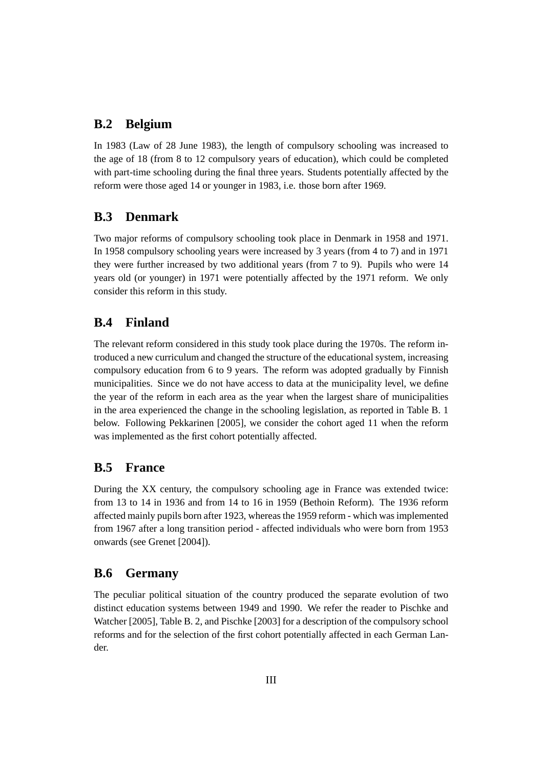## B.2 Belgium

In 1983 (Law of 28 June 1983), the length of compulsory schooling was increased to the age of 18 (from 8 to 12 compulsory years of education), which could be completed with part-time schooling during the final three years. Students potentially affected by the reform were those aged 14 or younger in 1983, i.e. those born after 1969.

## B.3 Denmark

Two major reforms of compulsory schooling took place in Denmark in 1958 and 1971. In 1958 compulsory schooling years were increased by 3 years (from 4 to 7) and in 1971 they were further increased by two additional years (from 7 to 9). Pupils who were 14 years old (or younger) in 1971 were potentially affected by the 1971 reform. We only consider this reform in this study.

## B.4 Finland

The relevant reform considered in this study took place during the 1970s. The reform introduced a new curriculum and changed the structure of the educational system, increasing compulsory education from 6 to 9 years. The reform was adopted gradually by Finnish municipalities. Since we do not have access to data at the municipality level, we define the year of the reform in each area as the year when the largest share of municipalities in the area experienced the change in the schooling legislation, as reported in Table B. 1 below. Following Pekkarinen [2005], we consider the cohort aged 11 when the reform was implemented as the first cohort potentially affected.

## B.5 France

During the XX century, the compulsory schooling age in France was extended twice: from 13 to 14 in 1936 and from 14 to 16 in 1959 (Bethoin Reform). The 1936 reform affected mainly pupils born after 1923, whereas the 1959 reform - which was implemented from 1967 after a long transition period - affected individuals who were born from 1953 onwards (see Grenet [2004]).

## B.6 Germany

The peculiar political situation of the country produced the separate evolution of two distinct education systems between 1949 and 1990. We refer the reader to Pischke and Watcher [2005], Table B. 2, and Pischke [2003] for a description of the compulsory school reforms and for the selection of the first cohort potentially affected in each German Lander.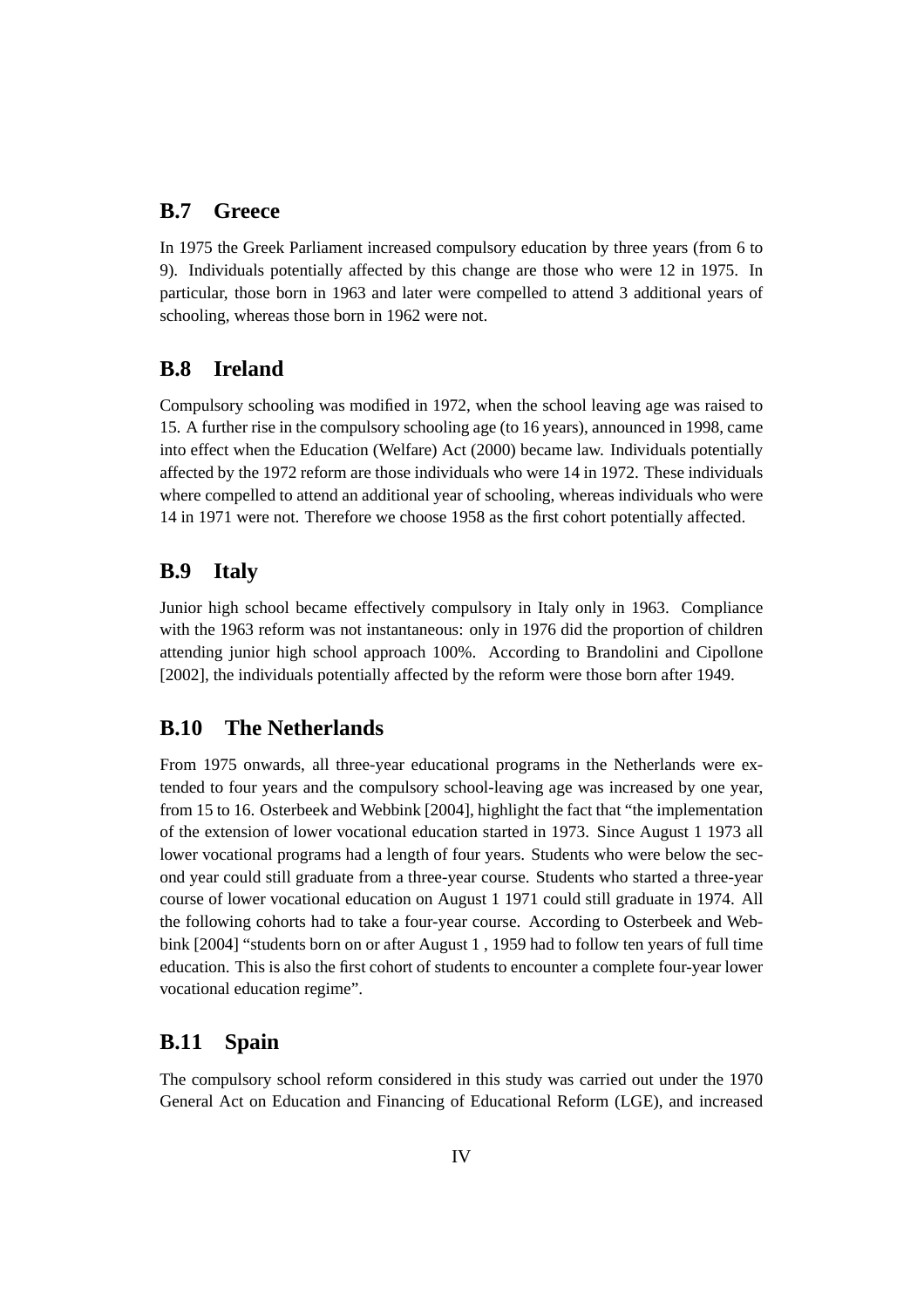## B.7 Greece

In 1975 the Greek Parliament increased compulsory education by three years (from 6 to 9). Individuals potentially affected by this change are those who were 12 in 1975. In particular, those born in 1963 and later were compelled to attend 3 additional years of schooling, whereas those born in 1962 were not.

## B.8 Ireland

Compulsory schooling was modified in 1972, when the school leaving age was raised to 15. A further rise in the compulsory schooling age (to 16 years), announced in 1998, came into effect when the Education (Welfare) Act (2000) became law. Individuals potentially affected by the 1972 reform are those individuals who were 14 in 1972. These individuals where compelled to attend an additional year of schooling, whereas individuals who were 14 in 1971 were not. Therefore we choose 1958 as the first cohort potentially affected.

## B.9 Italy

Junior high school became effectively compulsory in Italy only in 1963. Compliance with the 1963 reform was not instantaneous: only in 1976 did the proportion of children attending junior high school approach 100%. According to Brandolini and Cipollone [2002], the individuals potentially affected by the reform were those born after 1949.

## B.10 The Netherlands

From 1975 onwards, all three-year educational programs in the Netherlands were extended to four years and the compulsory school-leaving age was increased by one year, from 15 to 16. Osterbeek and Webbink [2004], highlight the fact that "the implementation of the extension of lower vocational education started in 1973. Since August 1 1973 all lower vocational programs had a length of four years. Students who were below the second year could still graduate from a three-year course. Students who started a three-year course of lower vocational education on August 1 1971 could still graduate in 1974. All the following cohorts had to take a four-year course. According to Osterbeek and Webbink [2004] "students born on or after August 1 , 1959 had to follow ten years of full time education. This is also the first cohort of students to encounter a complete four-year lower vocational education regime".

## B.11 Spain

The compulsory school reform considered in this study was carried out under the 1970 General Act on Education and Financing of Educational Reform (LGE), and increased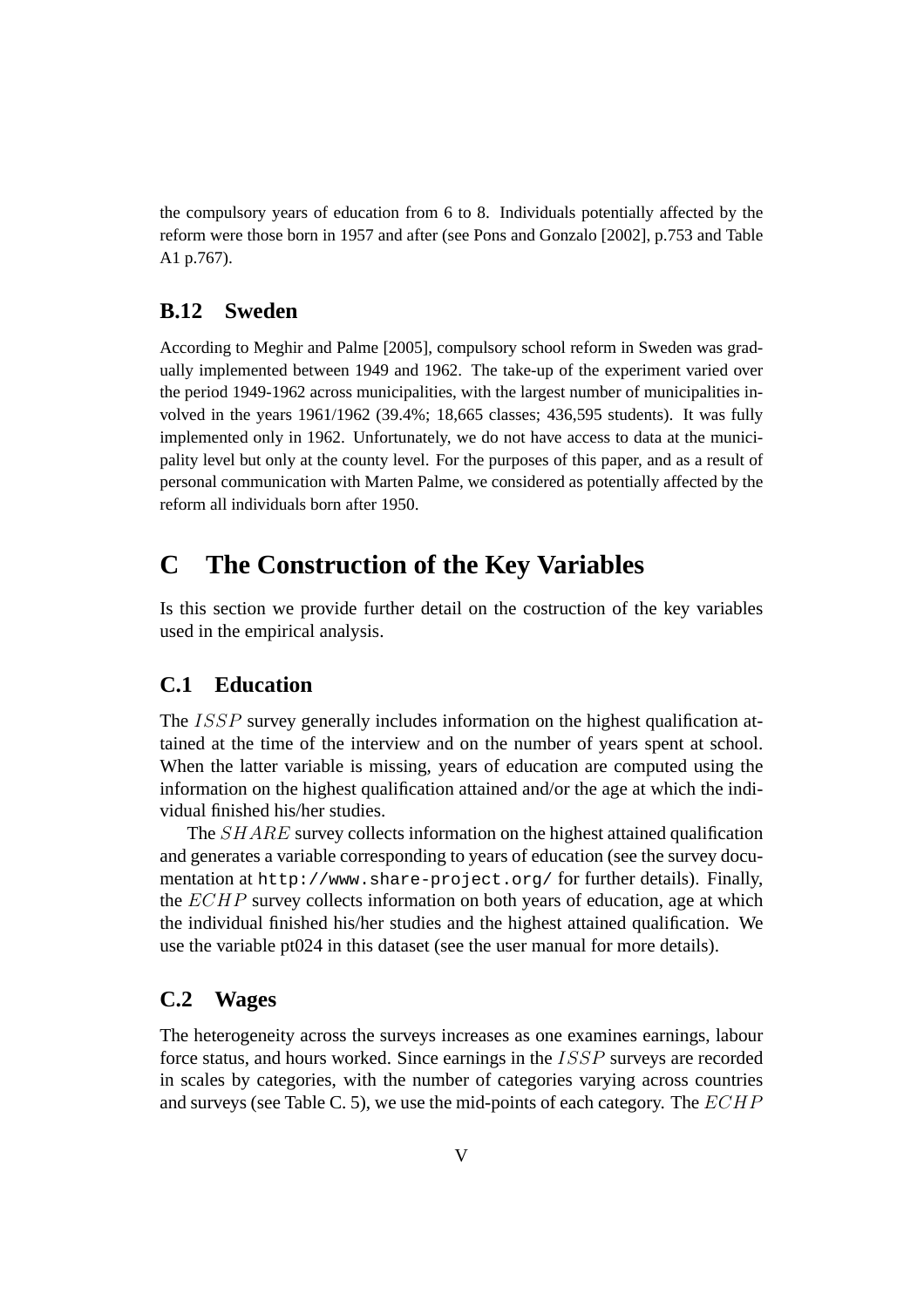the compulsory years of education from 6 to 8. Individuals potentially affected by the reform were those born in 1957 and after (see Pons and Gonzalo [2002], p.753 and Table A1 p.767).

### B.12 Sweden

According to Meghir and Palme [2005], compulsory school reform in Sweden was gradually implemented between 1949 and 1962. The take-up of the experiment varied over the period 1949-1962 across municipalities, with the largest number of municipalities involved in the years 1961/1962 (39.4%; 18,665 classes; 436,595 students). It was fully implemented only in 1962. Unfortunately, we do not have access to data at the municipality level but only at the county level. For the purposes of this paper, and as a result of personal communication with Marten Palme, we considered as potentially affected by the reform all individuals born after 1950.

## C The Construction of the Key Variables

Is this section we provide further detail on the costruction of the key variables used in the empirical analysis.

### C.1 Education

The $ISSP$ survey generally includes information on the highest qualification attained at the time of the interview and on the number of years spent at school. When the latter variable is missing, years of education are computed using the information on the highest qualification attained and/or the age at which the individual finished his/her studies.

The $SHARE$ survey collects information on the highest attained qualification and generates a variable corresponding to years of education (see the survey documentation at `http://www.share-project.org/` for further details). Finally, the $ECHP$ survey collects information on both years of education, age at which the individual finished his/her studies and the highest attained qualification. We use the variable pt024 in this dataset (see the user manual for more details).

### C.2 Wages

The heterogeneity across the surveys increases as one examines earnings, labour force status, and hours worked. Since earnings in the $ISSP$ surveys are recorded in scales by categories, with the number of categories varying across countries and surveys (see Table C. 5), we use the mid-points of each category. The $ECHP$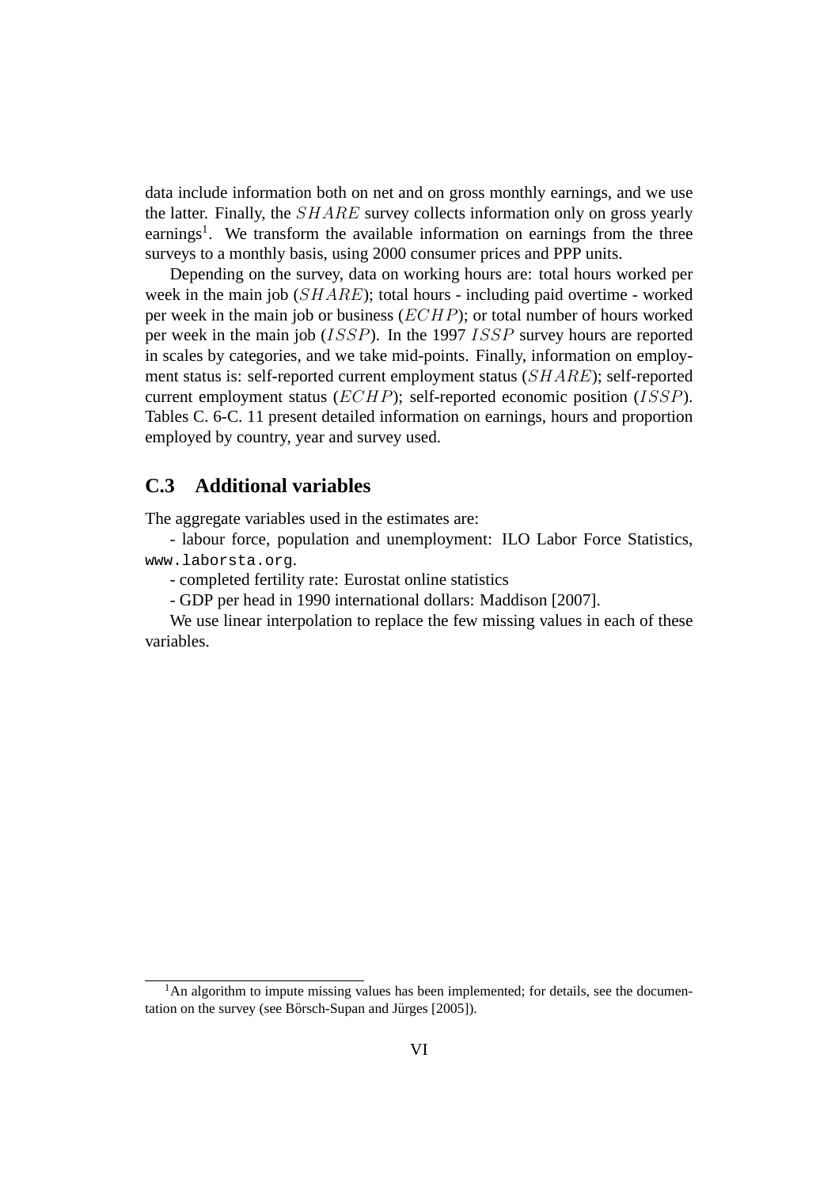data include information both on net and on gross monthly earnings, and we use the latter. Finally, the $SHARE$ survey collects information only on gross yearly earnings[1]. We transform the available information on earnings from the three surveys to a monthly basis, using 2000 consumer prices and PPP units.

Depending on the survey, data on working hours are: total hours worked per week in the main job ($SHARE$); total hours - including paid overtime - worked per week in the main job or business ($ECHP$); or total number of hours worked per week in the main job ($ISSP$). In the 1997 $ISSP$ survey hours are reported in scales by categories, and we take mid-points. Finally, information on employment status is: self-reported current employment status ($SHARE$); self-reported current employment status ($ECHP$); self-reported economic position ($ISSP$). Tables C. 6-C. 11 present detailed information on earnings, hours and proportion employed by country, year and survey used.

## C.3 Additional variables

The aggregate variables used in the estimates are:

- labour force, population and unemployment: ILO Labor Force Statistics, `www.laborsta.org`.

- completed fertility rate: Eurostat online statistics

- GDP per head in 1990 international dollars: Maddison [2007].

We use linear interpolation to replace the few missing values in each of these variables.

[1] An algorithm to impute missing values has been implemented; for details, see the documentation on the survey (see Börsch-Supan and Jürges [2005]).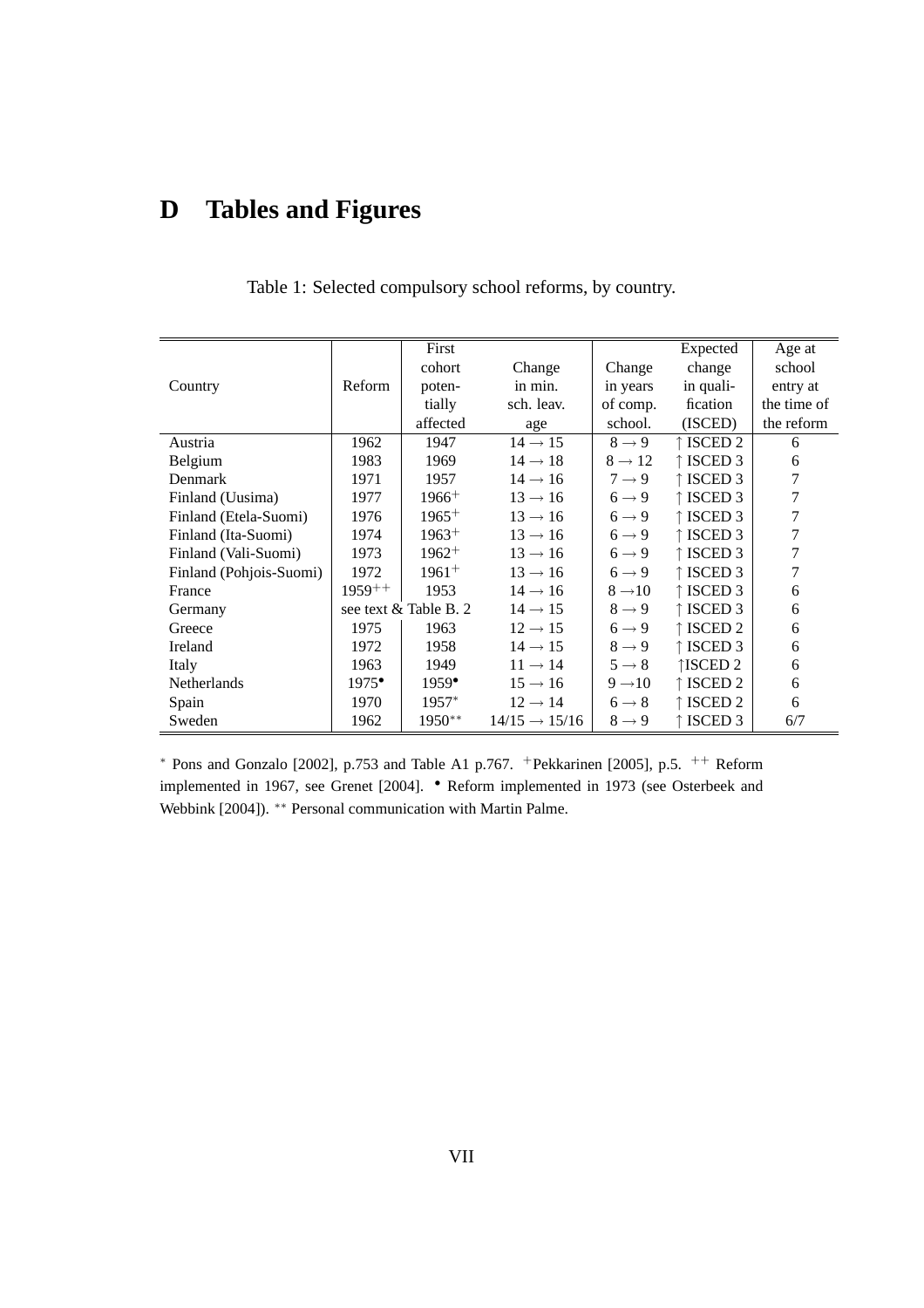# D Tables and Figures

Table 1: Selected compulsory school reforms, by country.

| Country | Reform | First cohort potentially affected | Change in min. sch. leav. age | Change in years of comp. school. | Expected change in qualification (ISCED) | Age at school entry at the time of the reform |
|---|---|---|---|---|---|---|
| Austria | 1962 | 1947 | $14 \rightarrow 15$ | $8 \rightarrow 9$ | ↑ ISCED 2 | 6 |
| Belgium | 1983 | 1969 | $14 \rightarrow 18$ | $8 \rightarrow 12$ | ↑ ISCED 3 | 6 |
| Denmark | 1971 | 1957 | $14 \rightarrow 16$ | $7 \rightarrow 9$ | ↑ ISCED 3 | 7 |
| Finland (Uusima) | 1977 | $1966^{+}$ | $13 \rightarrow 16$ | $6 \rightarrow 9$ | ↑ ISCED 3 | 7 |
| Finland (Etela-Suomi) | 1976 | $1965^{+}$ | $13 \rightarrow 16$ | $6 \rightarrow 9$ | ↑ ISCED 3 | 7 |
| Finland (Ita-Suomi) | 1974 | $1963^{+}$ | $13 \rightarrow 16$ | $6 \rightarrow 9$ | ↑ ISCED 3 | 7 |
| Finland (Vali-Suomi) | 1973 | $1962^{+}$ | $13 \rightarrow 16$ | $6 \rightarrow 9$ | ↑ ISCED 3 | 7 |
| Finland (Pohjois-Suomi) | 1972 | $1961^{+}$ | $13 \rightarrow 16$ | $6 \rightarrow 9$ | ↑ ISCED 3 | 7 |
| France | $1959^{++}$ | 1953 | $14 \rightarrow 16$ | $8 \rightarrow 10$ | ↑ ISCED 3 | 6 |
| Germany | see text & Table B. 2 | | $14 \rightarrow 15$ | $8 \rightarrow 9$ | ↑ ISCED 3 | 6 |
| Greece | 1975 | 1963 | $12 \rightarrow 15$ | $6 \rightarrow 9$ | ↑ ISCED 2 | 6 |
| Ireland | 1972 | 1958 | $14 \rightarrow 15$ | $8 \rightarrow 9$ | ↑ ISCED 3 | 6 |
| Italy | 1963 | 1949 | $11 \rightarrow 14$ | $5 \rightarrow 8$ | ↑ISCED 2 | 6 |
| Netherlands | $1975^{\bullet}$ | $1959^{\bullet}$ | $15 \rightarrow 16$ | $9 \rightarrow 10$ | ↑ ISCED 2 | 6 |
| Spain | 1970 | $1957^{*}$ | $12 \rightarrow 14$ | $6 \rightarrow 8$ | ↑ ISCED 2 | 6 |
| Sweden | 1962 | $1950^{**}$ | $14/15 \rightarrow 15/16$ | $8 \rightarrow 9$ | ↑ ISCED 3 | 6/7 |

$^{*}$ Pons and Gonzalo [2002], p.753 and Table A1 p.767. $^{+}$Pekkarinen [2005], p.5. $^{++}$ Reform implemented in 1967, see Grenet [2004]. $^{\bullet}$ Reform implemented in 1973 (see Osterbeek and Webbink [2004]). $^{**}$ Personal communication with Martin Palme.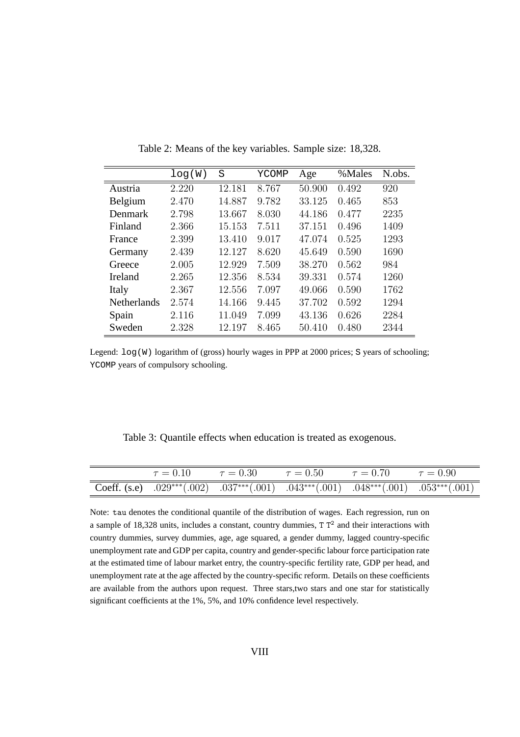Table 2: Means of the key variables. Sample size: 18,328.

| | log(W) | S | YCOMP | Age | %Males | N.obs. |
|---|---|---|---|---|---|---|
| Austria | 2.220 | 12.181 | 8.767 | 50.900 | 0.492 | 920 |
| Belgium | 2.470 | 14.887 | 9.782 | 33.125 | 0.465 | 853 |
| Denmark | 2.798 | 13.667 | 8.030 | 44.186 | 0.477 | 2235 |
| Finland | 2.366 | 15.153 | 7.511 | 37.151 | 0.496 | 1409 |
| France | 2.399 | 13.410 | 9.017 | 47.074 | 0.525 | 1293 |
| Germany | 2.439 | 12.127 | 8.620 | 45.649 | 0.590 | 1690 |
| Greece | 2.005 | 12.929 | 7.509 | 38.270 | 0.562 | 984 |
| Ireland | 2.265 | 12.356 | 8.534 | 39.331 | 0.574 | 1260 |
| Italy | 2.367 | 12.556 | 7.097 | 49.066 | 0.590 | 1762 |
| Netherlands | 2.574 | 14.166 | 9.445 | 37.702 | 0.592 | 1294 |
| Spain | 2.116 | 11.049 | 7.099 | 43.136 | 0.626 | 2284 |
| Sweden | 2.328 | 12.197 | 8.465 | 50.410 | 0.480 | 2344 |

Legend: log(W) logarithm of (gross) hourly wages in PPP at 2000 prices; S years of schooling; YCOMP years of compulsory schooling.

Table 3: Quantile effects when education is treated as exogenous.

| | $\tau = 0.10$ | $\tau = 0.30$ | $\tau = 0.50$ | $\tau = 0.70$ | $\tau = 0.90$ |
|---|---|---|---|---|---|
| Coeff. (s.e) | $.029^{***}(.002)$ | $.037^{***}(.001)$ | $.043^{***}(.001)$ | $.048^{***}(.001)$ | $.053^{***}(.001)$ |

Note: tau denotes the conditional quantile of the distribution of wages. Each regression, run on a sample of 18,328 units, includes a constant, country dummies, T $T^2$ and their interactions with country dummies, survey dummies, age, age squared, a gender dummy, lagged country-specific unemployment rate and GDP per capita, country and gender-specific labour force participation rate at the estimated time of labour market entry, the country-specific fertility rate, GDP per head, and unemployment rate at the age affected by the country-specific reform. Details on these coefficients are available from the authors upon request. Three stars,two stars and one star for statistically significant coefficients at the 1%, 5%, and 10% confidence level respectively.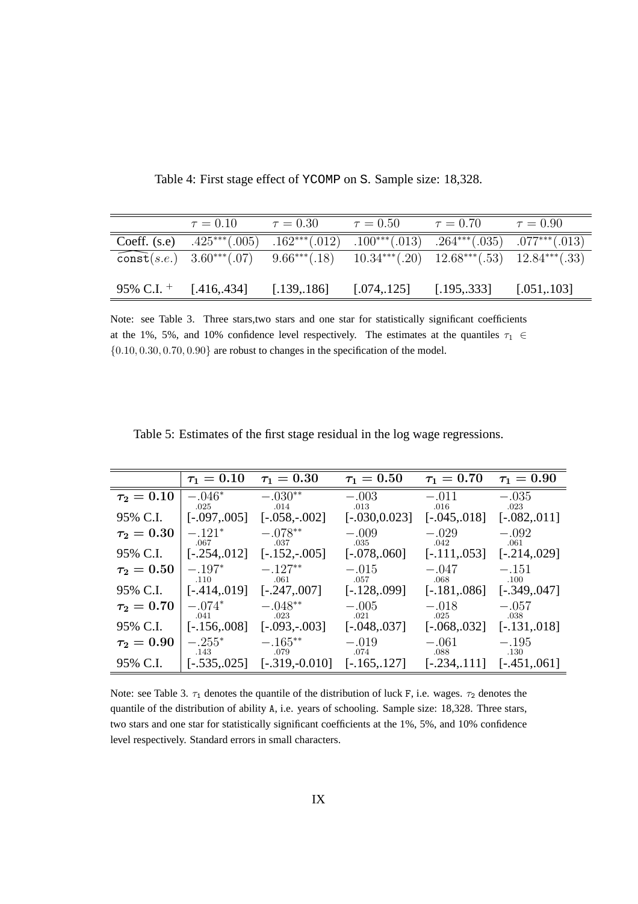Table 4: First stage effect of YCOMP on S. Sample size: 18,328.

| | $\tau = 0.10$ | $\tau = 0.30$ | $\tau = 0.50$ | $\tau = 0.70$ | $\tau = 0.90$ |
|---|---|---|---|---|---|
| Coeff. (s.e) | $.425^{***}(.005)$ | $.162^{***}(.012)$ | $.100^{***}(.013)$ | $.264^{***}(.035)$ | $.077^{***}(.013)$ |
| $\widehat{\texttt{const}(s.e.)}$ | $3.60^{***}(.07)$ | $9.66^{***}(.18)$ | $10.34^{***}(.20)$ | $12.68^{***}(.53)$ | $12.84^{***}(.33)$ |
| 95% C.I. $^+$ | [.416,.434] | [.139,.186] | [.074,.125] | [.195,.333] | [.051,.103] |

Note: see Table 3. Three stars,two stars and one star for statistically significant coefficients at the 1%, 5%, and 10% confidence level respectively. The estimates at the quantiles $\tau_1 \in \{0.10, 0.30, 0.70, 0.90\}$ are robust to changes in the specification of the model.

Table 5: Estimates of the first stage residual in the log wage regressions.

| | $\tau_1 = 0.10$ | $\tau_1 = 0.30$ | $\tau_1 = 0.50$ | $\tau_1 = 0.70$ | $\tau_1 = 0.90$ |
|---|---|---|---|---|---|
| $\tau_2 = 0.10$ | $\underset{.025}{-.046^{*}}$ | $\underset{.014}{-.030^{**}}$ | $\underset{.013}{-.003}$ | $\underset{.016}{-.011}$ | $\underset{.023}{-.035}$ |
| 95% C.I. | [-.097,.005] | [-.058,-.002] | [-.030,0.023] | [-.045,.018] | [-.082,.011] |
| $\tau_2 = 0.30$ | $\underset{.067}{-.121^{*}}$ | $\underset{.037}{-.078^{**}}$ | $\underset{.035}{-.009}$ | $\underset{.042}{-.029}$ | $\underset{.061}{-.092}$ |
| 95% C.I. | [-.254,.012] | [-.152,-.005] | [-.078,.060] | [-.111,.053] | [-.214,.029] |
| $\tau_2 = 0.50$ | $\underset{.110}{-.197^{*}}$ | $\underset{.061}{-.127^{**}}$ | $\underset{.057}{-.015}$ | $\underset{.068}{-.047}$ | $\underset{.100}{-.151}$ |
| 95% C.I. | [-.414,.019] | [-.247,.007] | [-.128,.099] | [-.181,.086] | [-.349,.047] |
| $\tau_2 = 0.70$ | $\underset{.041}{-.074^{*}}$ | $\underset{.023}{-.048^{**}}$ | $\underset{.021}{-.005}$ | $\underset{.025}{-.018}$ | $\underset{.038}{-.057}$ |
| 95% C.I. | [-.156,.008] | [-.093,-.003] | [-.048,.037] | [-.068,.032] | [-.131,.018] |
| $\tau_2 = 0.90$ | $\underset{.143}{-.255^{*}}$ | $\underset{.079}{-.165^{**}}$ | $\underset{.074}{-.019}$ | $\underset{.088}{-.061}$ | $\underset{.130}{-.195}$ |
| 95% C.I. | [-.535,.025] | [-.319,-0.010] | [-.165,.127] | [-.234,.111] | [-.451,.061] |

Note: see Table 3. $\tau_1$ denotes the quantile of the distribution of luck F, i.e. wages. $\tau_2$ denotes the quantile of the distribution of ability A, i.e. years of schooling. Sample size: 18,328. Three stars, two stars and one star for statistically significant coefficients at the 1%, 5%, and 10% confidence level respectively. Standard errors in small characters.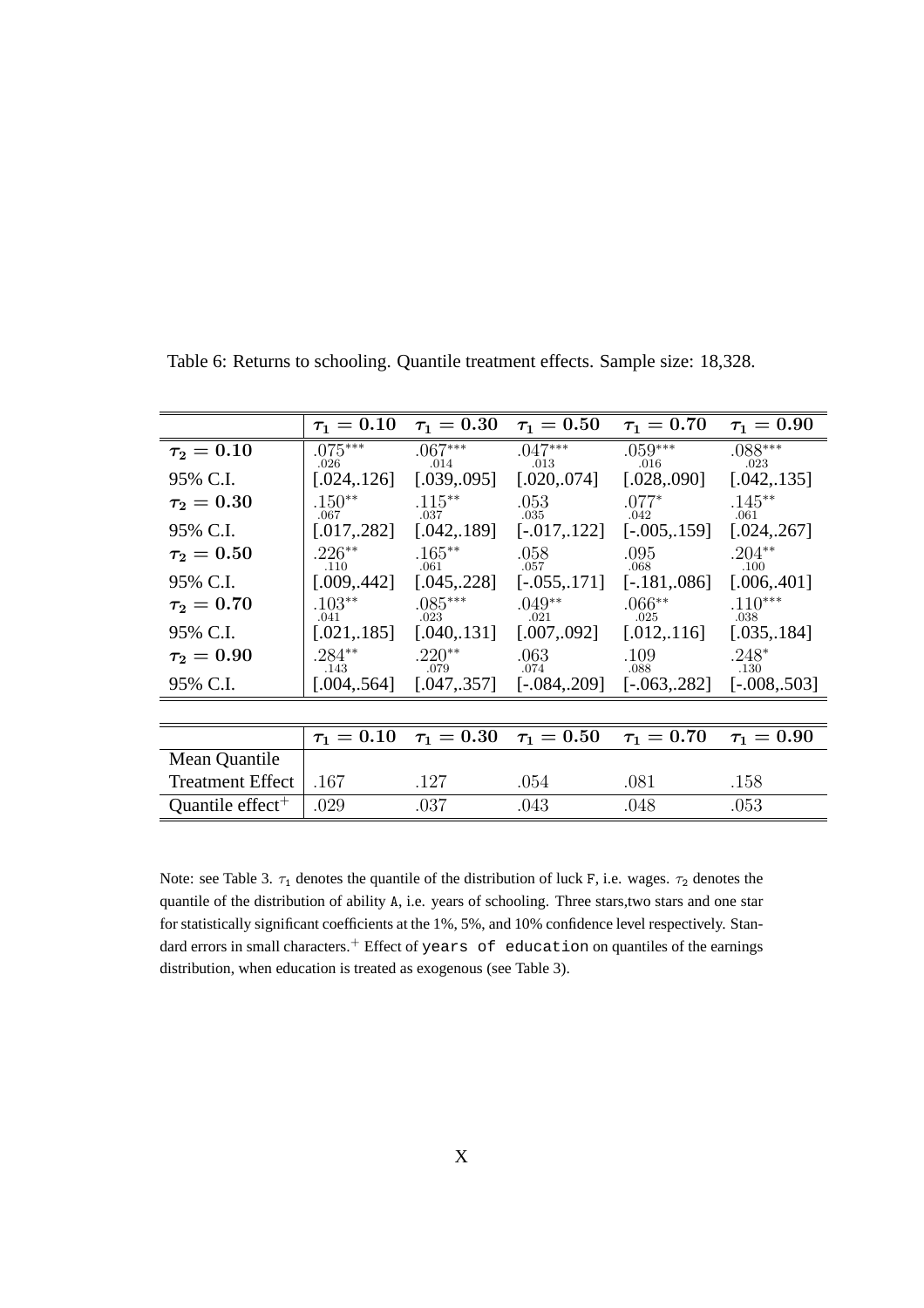Table 6: Returns to schooling. Quantile treatment effects. Sample size: 18,328.

| | $\tau_1 = 0.10$ | $\tau_1 = 0.30$ | $\tau_1 = 0.50$ | $\tau_1 = 0.70$ | $\tau_1 = 0.90$ |
|---|---|---|---|---|---|
| $\tau_2 = 0.10$ | $.075^{***}$ (.026) | $.067^{***}$ (.014) | $.047^{***}$ (.013) | $.059^{***}$ (.016) | $.088^{***}$ (.023) |
| 95% C.I. | [.024,.126] | [.039,.095] | [.020,.074] | [.028,.090] | [.042,.135] |
| $\tau_2 = 0.30$ | $.150^{**}$ (.067) | $.115^{**}$ (.037) | .053 (.035) | $.077^{*}$ (.042) | $.145^{**}$ (.061) |
| 95% C.I. | [.017,.282] | [.042,.189] | [-.017,.122] | [-.005,.159] | [.024,.267] |
| $\tau_2 = 0.50$ | $.226^{**}$ (.110) | $.165^{**}$ (.061) | .058 (.057) | .095 (.068) | $.204^{**}$ (.100) |
| 95% C.I. | [.009,.442] | [.045,.228] | [-.055,.171] | [-.181,.086] | [.006,.401] |
| $\tau_2 = 0.70$ | $.103^{**}$ (.041) | $.085^{***}$ (.023) | $.049^{**}$ (.021) | $.066^{**}$ (.025) | $.110^{***}$ (.038) |
| 95% C.I. | [.021,.185] | [.040,.131] | [.007,.092] | [.012,.116] | [.035,.184] |
| $\tau_2 = 0.90$ | $.284^{**}$ (.143) | $.220^{**}$ (.079) | .063 (.074) | .109 (.088) | $.248^{*}$ (.130) |
| 95% C.I. | [.004,.564] | [.047,.357] | [-.084,.209] | [-.063,.282] | [-.008,.503] |

| | $\tau_1 = 0.10$ | $\tau_1 = 0.30$ | $\tau_1 = 0.50$ | $\tau_1 = 0.70$ | $\tau_1 = 0.90$ |
|---|---|---|---|---|---|
| Mean Quantile Treatment Effect | .167 | .127 | .054 | .081 | .158 |
| Quantile effect$^{+}$ | .029 | .037 | .043 | .048 | .053 |

Note: see Table 3. $\tau_1$ denotes the quantile of the distribution of luck F, i.e. wages. $\tau_2$ denotes the quantile of the distribution of ability A, i.e. years of schooling. Three stars,two stars and one star for statistically significant coefficients at the 1%, 5%, and 10% confidence level respectively. Standard errors in small characters.$^{+}$ Effect of `years of education` on quantiles of the earnings distribution, when education is treated as exogenous (see Table 3).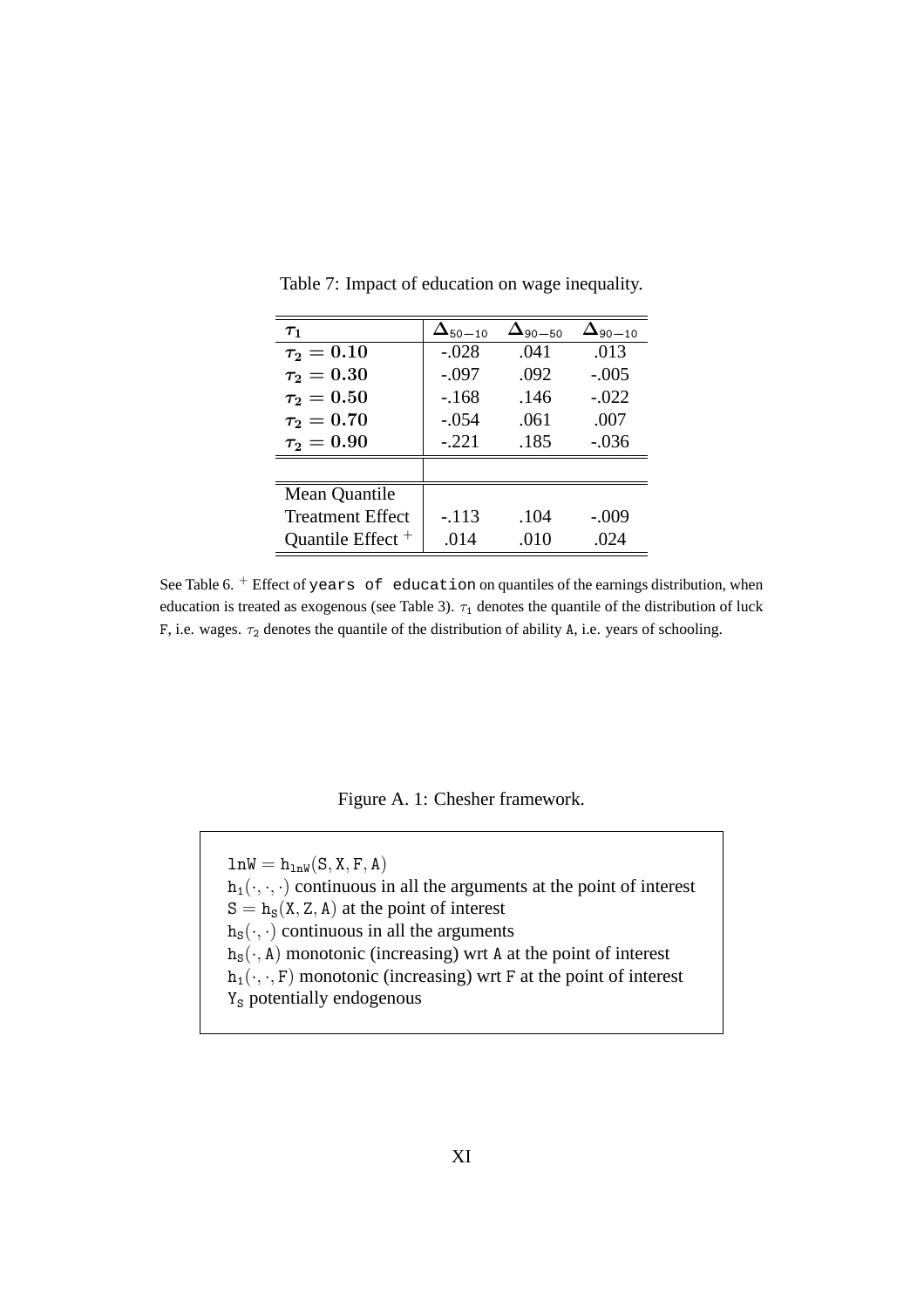Table 7: Impact of education on wage inequality.

| $\tau_1$ | $\Delta_{50-10}$ | $\Delta_{90-50}$ | $\Delta_{90-10}$ |
|---|---|---|---|
| $\tau_2 = 0.10$ | -.028 | .041 | .013 |
| $\tau_2 = 0.30$ | -.097 | .092 | -.005 |
| $\tau_2 = 0.50$ | -.168 | .146 | -.022 |
| $\tau_2 = 0.70$ | -.054 | .061 | .007 |
| $\tau_2 = 0.90$ | -.221 | .185 | -.036 |
| | | | |
| Mean Quantile | | | |
| Treatment Effect | -.113 | .104 | -.009 |
| Quantile Effect $^{+}$ | .014 | .010 | .024 |

See Table 6. $^{+}$ Effect of `years of education` on quantiles of the earnings distribution, when education is treated as exogenous (see Table 3). $\tau_1$ denotes the quantile of the distribution of luck F, i.e. wages. $\tau_2$ denotes the quantile of the distribution of ability A, i.e. years of schooling.

Figure A. 1: Chesher framework.

$\mathtt{lnW} = \mathtt{h}_{\mathtt{lnW}}(\mathtt{S}, \mathtt{X}, \mathtt{F}, \mathtt{A})$
$\mathtt{h}_1(\cdot, \cdot, \cdot)$ continuous in all the arguments at the point of interest
$\mathtt{S} = \mathtt{h}_{\mathtt{S}}(\mathtt{X}, \mathtt{Z}, \mathtt{A})$ at the point of interest
$\mathtt{h}_{\mathtt{S}}(\cdot, \cdot)$ continuous in all the arguments
$\mathtt{h}_{\mathtt{S}}(\cdot, \mathtt{A})$ monotonic (increasing) wrt A at the point of interest
$\mathtt{h}_1(\cdot, \cdot, \mathtt{F})$ monotonic (increasing) wrt F at the point of interest
$\mathtt{Y}_{\mathtt{S}}$ potentially endogenous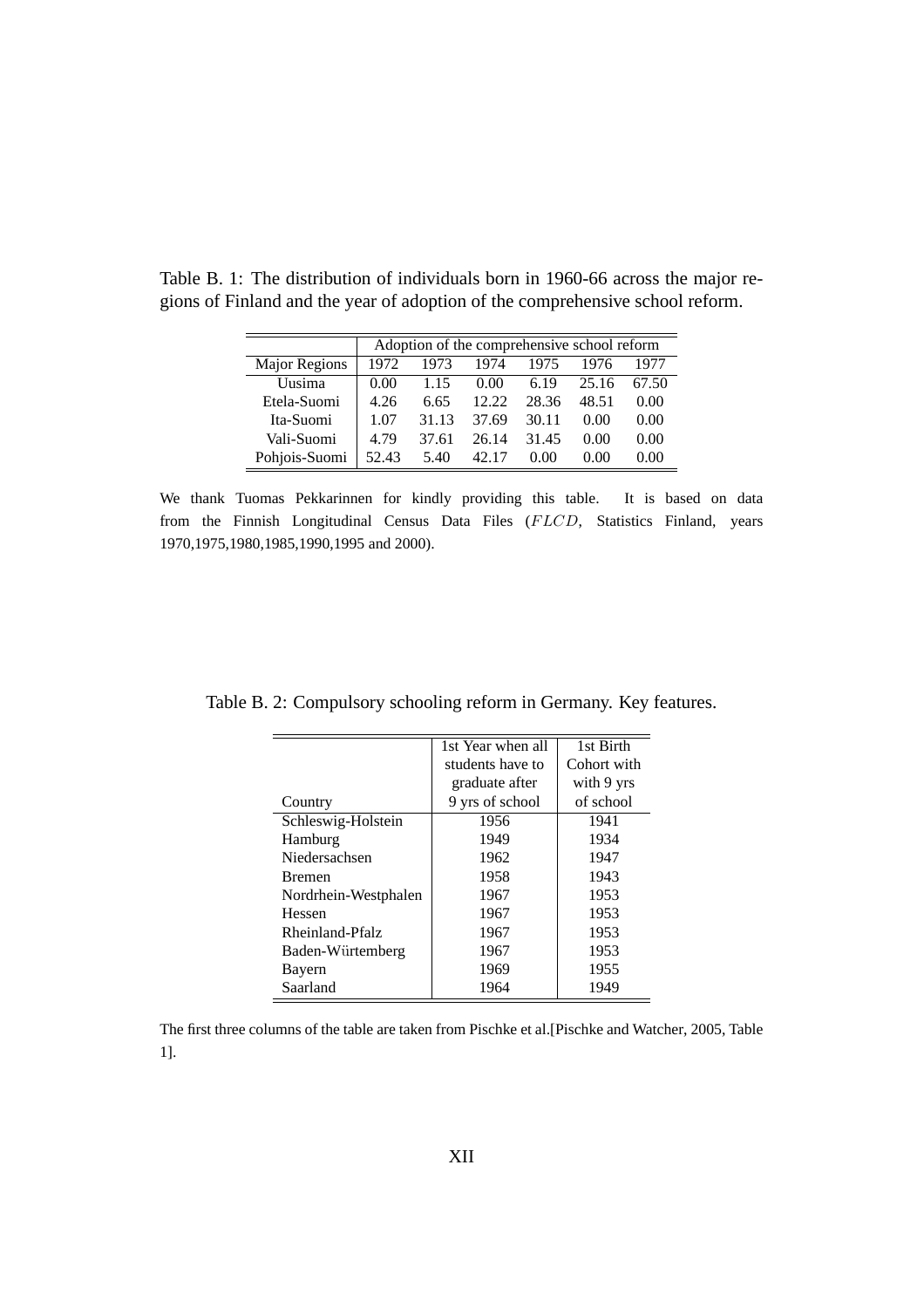Table B. 1: The distribution of individuals born in 1960-66 across the major regions of Finland and the year of adoption of the comprehensive school reform.

| | Adoption of the comprehensive school reform | | | | | |
|---|---|---|---|---|---|---|
| Major Regions | 1972 | 1973 | 1974 | 1975 | 1976 | 1977 |
| Uusima | 0.00 | 1.15 | 0.00 | 6.19 | 25.16 | 67.50 |
| Etela-Suomi | 4.26 | 6.65 | 12.22 | 28.36 | 48.51 | 0.00 |
| Ita-Suomi | 1.07 | 31.13 | 37.69 | 30.11 | 0.00 | 0.00 |
| Vali-Suomi | 4.79 | 37.61 | 26.14 | 31.45 | 0.00 | 0.00 |
| Pohjois-Suomi | 52.43 | 5.40 | 42.17 | 0.00 | 0.00 | 0.00 |

We thank Tuomas Pekkarinnen for kindly providing this table. It is based on data from the Finnish Longitudinal Census Data Files ($FLCD$, Statistics Finland, years 1970,1975,1980,1985,1990,1995 and 2000).

Table B. 2: Compulsory schooling reform in Germany. Key features.

| Country | 1st Year when all students have to graduate after 9 yrs of school | 1st Birth Cohort with with 9 yrs of school |
|---|---|---|
| Schleswig-Holstein | 1956 | 1941 |
| Hamburg | 1949 | 1934 |
| Niedersachsen | 1962 | 1947 |
| Bremen | 1958 | 1943 |
| Nordrhein-Westphalen | 1967 | 1953 |
| Hessen | 1967 | 1953 |
| Rheinland-Pfalz | 1967 | 1953 |
| Baden-Würtemberg | 1967 | 1953 |
| Bayern | 1969 | 1955 |
| Saarland | 1964 | 1949 |

The first three columns of the table are taken from Pischke et al.[Pischke and Watcher, 2005, Table 1].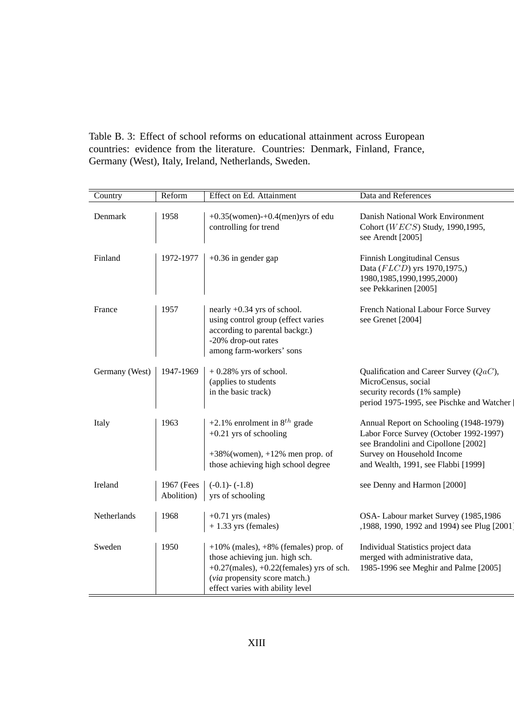Table B. 3: Effect of school reforms on educational attainment across European countries: evidence from the literature. Countries: Denmark, Finland, France, Germany (West), Italy, Ireland, Netherlands, Sweden.

| Country | Reform | Effect on Ed. Attainment | Data and References |
|---|---|---|---|
| Denmark | 1958 | +0.35(women)-+0.4(men)yrs of edu controlling for trend | Danish National Work Environment Cohort ($WECS$) Study, 1990,1995, see Arendt [2005] |
| Finland | 1972-1977 | +0.36 in gender gap | Finnish Longitudinal Census Data ($FLCD$) yrs 1970,1975,) 1980,1985,1990,1995,2000) see Pekkarinen [2005] |
| France | 1957 | nearly +0.34 yrs of school. using control group (effect varies according to parental backgr.) -20% drop-out rates among farm-workers' sons | French National Labour Force Survey see Grenet [2004] |
| Germany (West) | 1947-1969 | + 0.28% yrs of school. (applies to students in the basic track) | Qualification and Career Survey ($QaC$), MicroCensus, social security records (1% sample) period 1975-1995, see Pischke and Watcher [ |
| Italy | 1963 | +2.1% enrolment in $8^{th}$ grade +0.21 yrs of schooling +38%(women), +12% men prop. of those achieving high school degree | Annual Report on Schooling (1948-1979) Labor Force Survey (October 1992-1997) see Brandolini and Cipollone [2002] Survey on Household Income and Wealth, 1991, see Flabbi [1999] |
| Ireland | 1967 (Fees Abolition) | (-0.1)- (-1.8) yrs of schooling | see Denny and Harmon [2000] |
| Netherlands | 1968 | +0.71 yrs (males) + 1.33 yrs (females) | OSA- Labour market Survey (1985,1986 ,1988, 1990, 1992 and 1994) see Plug [2001] |
| Sweden | 1950 | +10% (males), +8% (females) prop. of those achieving jun. high sch. +0.27(males), +0.22(females) yrs of sch. (*via* propensity score match.) effect varies with ability level | Individual Statistics project data merged with administrative data, 1985-1996 see Meghir and Palme [2005] |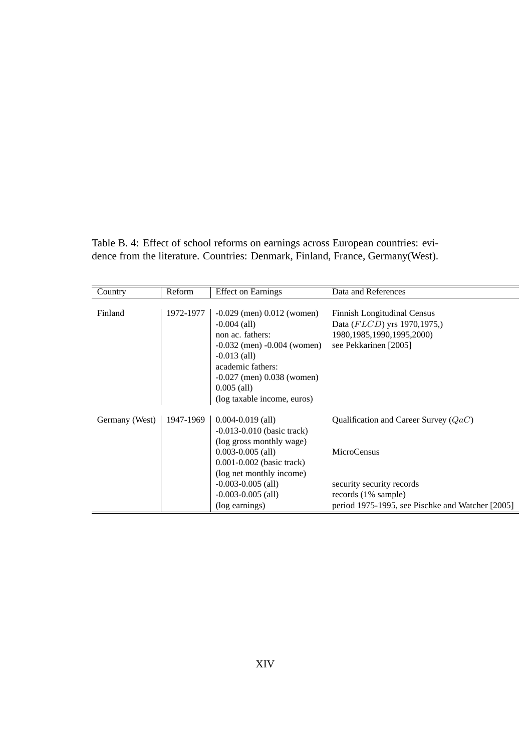Table B. 4: Effect of school reforms on earnings across European countries: evidence from the literature. Countries: Denmark, Finland, France, Germany(West).

| Country | Reform | Effect on Earnings | Data and References |
|---|---|---|---|
| Finland | 1972-1977 | -0.029 (men) 0.012 (women)<br>-0.004 (all)<br>non ac. fathers:<br>-0.032 (men) -0.004 (women)<br>-0.013 (all)<br>academic fathers:<br>-0.027 (men) 0.038 (women)<br>0.005 (all)<br>(log taxable income, euros) | Finnish Longitudinal Census<br>Data ($FLCD$) yrs 1970,1975,)<br>1980,1985,1990,1995,2000)<br>see Pekkarinen [2005] |
| Germany (West) | 1947-1969 | 0.004-0.019 (all)<br>-0.013-0.010 (basic track)<br>(log gross monthly wage)<br>0.003-0.005 (all)<br>0.001-0.002 (basic track)<br>(log net monthly income)<br>-0.003-0.005 (all)<br>-0.003-0.005 (all)<br>(log earnings) | Qualification and Career Survey ($QaC$)<br><br><br>MicroCensus<br><br><br>security security records<br>records (1% sample)<br>period 1975-1995, see Pischke and Watcher [2005] |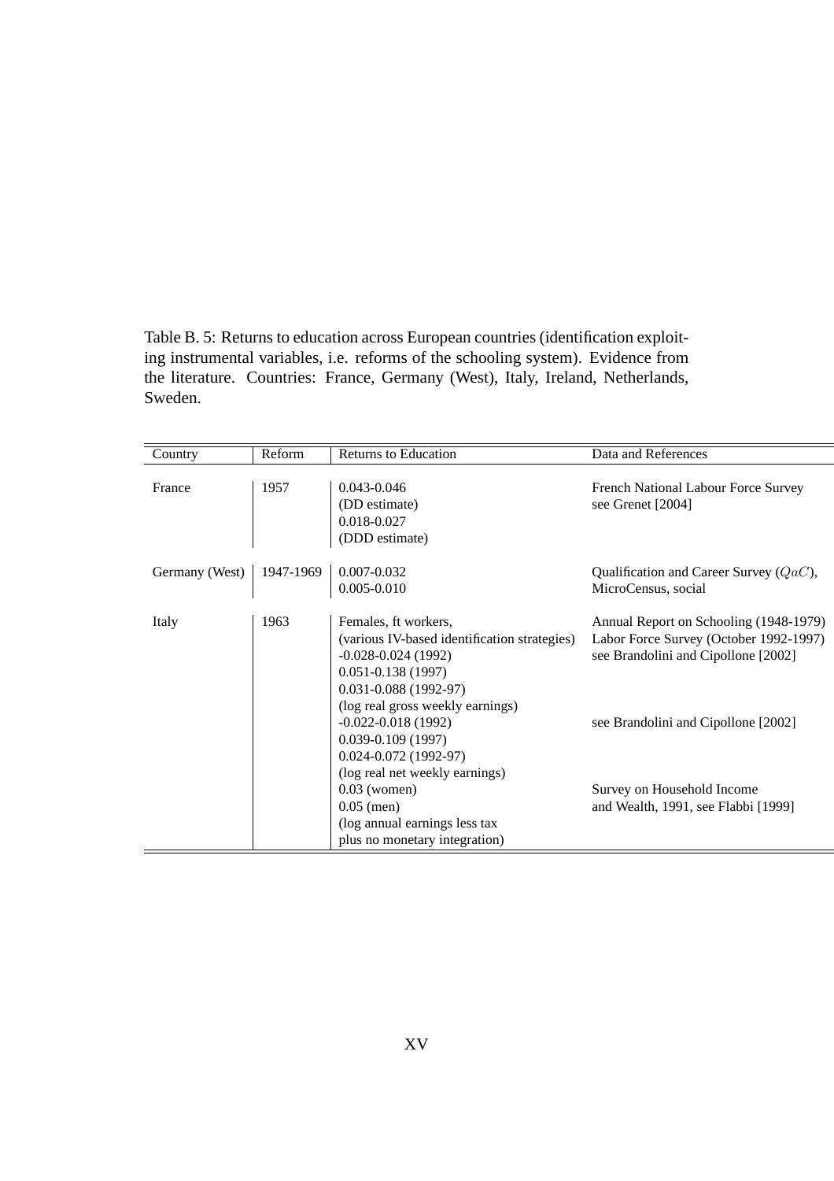Table B. 5: Returns to education across European countries (identification exploiting instrumental variables, i.e. reforms of the schooling system). Evidence from the literature. Countries: France, Germany (West), Italy, Ireland, Netherlands, Sweden.

| Country | Reform | Returns to Education | Data and References |
|---|---|---|---|
| France | 1957 | 0.043-0.046 (DD estimate) 0.018-0.027 (DDD estimate) | French National Labour Force Survey see Grenet [2004] |
| Germany (West) | 1947-1969 | 0.007-0.032 0.005-0.010 | Qualification and Career Survey ($QaC$), MicroCensus, social |
| Italy | 1963 | Females, ft workers, (various IV-based identification strategies) -0.028-0.024 (1992) 0.051-0.138 (1997) 0.031-0.088 (1992-97) (log real gross weekly earnings) | Annual Report on Schooling (1948-1979) Labor Force Survey (October 1992-1997) see Brandolini and Cipollone [2002] |
| | | -0.022-0.018 (1992) 0.039-0.109 (1997) 0.024-0.072 (1992-97) (log real net weekly earnings) | see Brandolini and Cipollone [2002] |
| | | 0.03 (women) 0.05 (men) (log annual earnings less tax plus no monetary integration) | Survey on Household Income and Wealth, 1991, see Flabbi [1999] |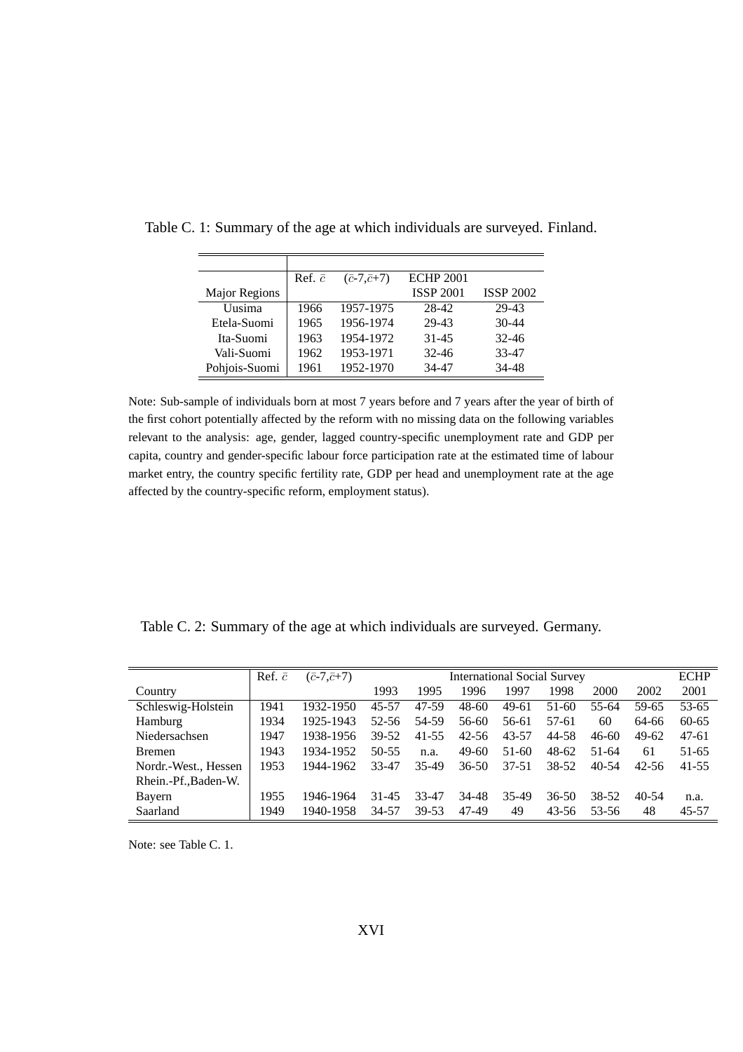Table C. 1: Summary of the age at which individuals are surveyed. Finland.

| Major Regions | Ref. $\bar{c}$ | ($\bar{c}$-7,$\bar{c}$+7) | ECHP 2001 ISSP 2001 | ISSP 2002 |
|---|---|---|---|---|
| Uusima | 1966 | 1957-1975 | 28-42 | 29-43 |
| Etela-Suomi | 1965 | 1956-1974 | 29-43 | 30-44 |
| Ita-Suomi | 1963 | 1954-1972 | 31-45 | 32-46 |
| Vali-Suomi | 1962 | 1953-1971 | 32-46 | 33-47 |
| Pohjois-Suomi | 1961 | 1952-1970 | 34-47 | 34-48 |

Note: Sub-sample of individuals born at most 7 years before and 7 years after the year of birth of the first cohort potentially affected by the reform with no missing data on the following variables relevant to the analysis: age, gender, lagged country-specific unemployment rate and GDP per capita, country and gender-specific labour force participation rate at the estimated time of labour market entry, the country specific fertility rate, GDP per head and unemployment rate at the age affected by the country-specific reform, employment status).

Table C. 2: Summary of the age at which individuals are surveyed. Germany.

| | Ref. $\bar{c}$ | ($\bar{c}$-7,$\bar{c}$+7) | International Social Survey | | | | | | | ECHP |
|---|---|---|---|---|---|---|---|---|---|---|
| Country | | | 1993 | 1995 | 1996 | 1997 | 1998 | 2000 | 2002 | 2001 |
| Schleswig-Holstein | 1941 | 1932-1950 | 45-57 | 47-59 | 48-60 | 49-61 | 51-60 | 55-64 | 59-65 | 53-65 |
| Hamburg | 1934 | 1925-1943 | 52-56 | 54-59 | 56-60 | 56-61 | 57-61 | 60 | 64-66 | 60-65 |
| Niedersachsen | 1947 | 1938-1956 | 39-52 | 41-55 | 42-56 | 43-57 | 44-58 | 46-60 | 49-62 | 47-61 |
| Bremen | 1943 | 1934-1952 | 50-55 | n.a. | 49-60 | 51-60 | 48-62 | 51-64 | 61 | 51-65 |
| Nordr.-West., Hessen Rhein.-Pf.,Baden-W. | 1953 | 1944-1962 | 33-47 | 35-49 | 36-50 | 37-51 | 38-52 | 40-54 | 42-56 | 41-55 |
| Bayern | 1955 | 1946-1964 | 31-45 | 33-47 | 34-48 | 35-49 | 36-50 | 38-52 | 40-54 | n.a. |
| Saarland | 1949 | 1940-1958 | 34-57 | 39-53 | 47-49 | 49 | 43-56 | 53-56 | 48 | 45-57 |

Note: see Table C. 1.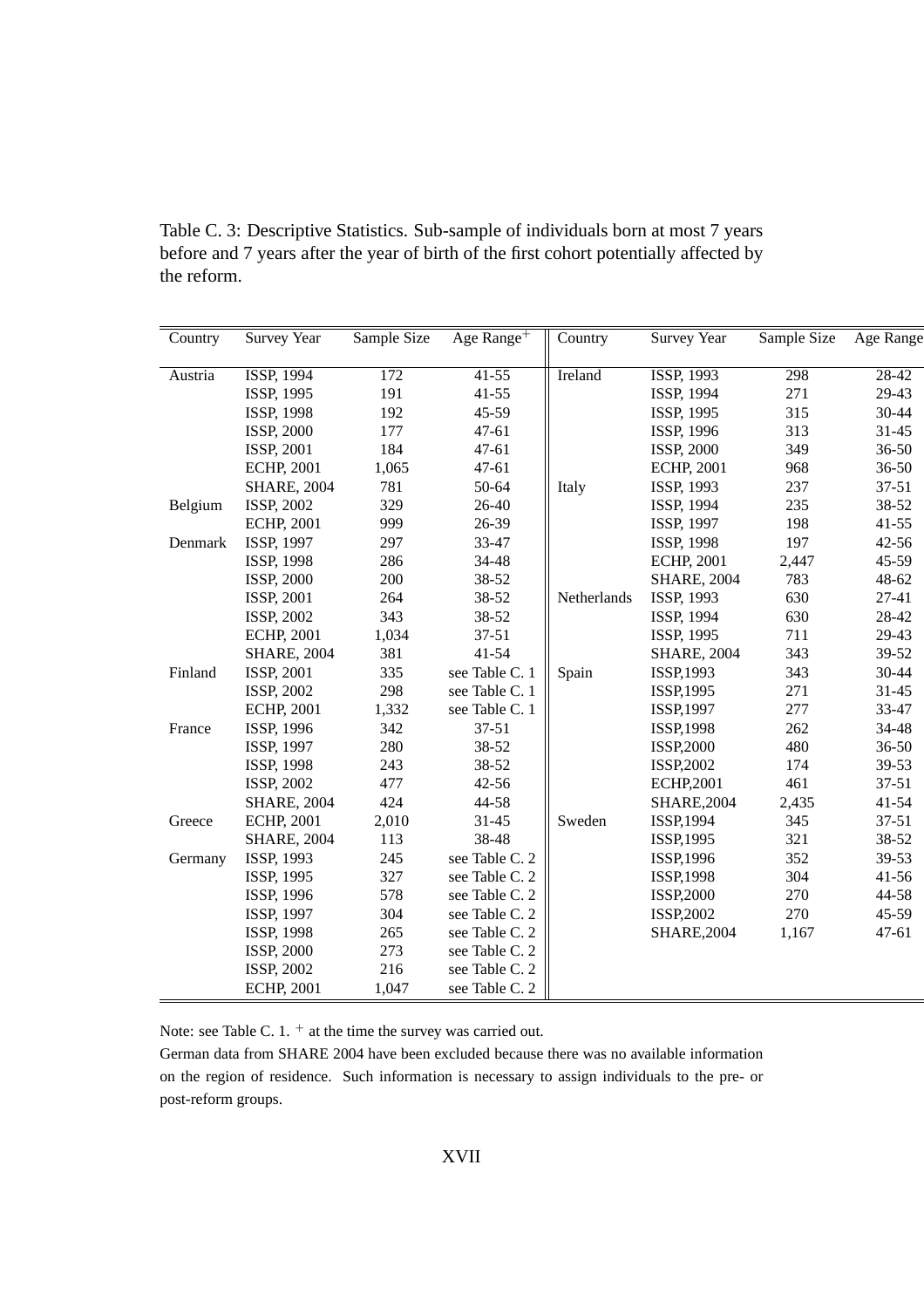Table C. 3: Descriptive Statistics. Sub-sample of individuals born at most 7 years before and 7 years after the year of birth of the first cohort potentially affected by the reform.

| Country | Survey Year | Sample Size | Age Range+ | Country | Survey Year | Sample Size | Age Range |
|---|---|---|---|---|---|---|---|
| Austria | ISSP, 1994 | 172 | 41-55 | Ireland | ISSP, 1993 | 298 | 28-42 |
| | ISSP, 1995 | 191 | 41-55 | | ISSP, 1994 | 271 | 29-43 |
| | ISSP, 1998 | 192 | 45-59 | | ISSP, 1995 | 315 | 30-44 |
| | ISSP, 2000 | 177 | 47-61 | | ISSP, 1996 | 313 | 31-45 |
| | ISSP, 2001 | 184 | 47-61 | | ISSP, 2000 | 349 | 36-50 |
| | ECHP, 2001 | 1,065 | 47-61 | | ECHP, 2001 | 968 | 36-50 |
| | SHARE, 2004 | 781 | 50-64 | Italy | ISSP, 1993 | 237 | 37-51 |
| Belgium | ISSP, 2002 | 329 | 26-40 | | ISSP, 1994 | 235 | 38-52 |
| | ECHP, 2001 | 999 | 26-39 | | ISSP, 1997 | 198 | 41-55 |
| Denmark | ISSP, 1997 | 297 | 33-47 | | ISSP, 1998 | 197 | 42-56 |
| | ISSP, 1998 | 286 | 34-48 | | ECHP, 2001 | 2,447 | 45-59 |
| | ISSP, 2000 | 200 | 38-52 | | SHARE, 2004 | 783 | 48-62 |
| | ISSP, 2001 | 264 | 38-52 | Netherlands | ISSP, 1993 | 630 | 27-41 |
| | ISSP, 2002 | 343 | 38-52 | | ISSP, 1994 | 630 | 28-42 |
| | ECHP, 2001 | 1,034 | 37-51 | | ISSP, 1995 | 711 | 29-43 |
| | SHARE, 2004 | 381 | 41-54 | | SHARE, 2004 | 343 | 39-52 |
| Finland | ISSP, 2001 | 335 | see Table C. 1 | Spain | ISSP,1993 | 343 | 30-44 |
| | ISSP, 2002 | 298 | see Table C. 1 | | ISSP,1995 | 271 | 31-45 |
| | ECHP, 2001 | 1,332 | see Table C. 1 | | ISSP,1997 | 277 | 33-47 |
| France | ISSP, 1996 | 342 | 37-51 | | ISSP,1998 | 262 | 34-48 |
| | ISSP, 1997 | 280 | 38-52 | | ISSP,2000 | 480 | 36-50 |
| | ISSP, 1998 | 243 | 38-52 | | ISSP,2002 | 174 | 39-53 |
| | ISSP, 2002 | 477 | 42-56 | | ECHP,2001 | 461 | 37-51 |
| | SHARE, 2004 | 424 | 44-58 | | SHARE,2004 | 2,435 | 41-54 |
| Greece | ECHP, 2001 | 2,010 | 31-45 | Sweden | ISSP,1994 | 345 | 37-51 |
| | SHARE, 2004 | 113 | 38-48 | | ISSP,1995 | 321 | 38-52 |
| Germany | ISSP, 1993 | 245 | see Table C. 2 | | ISSP,1996 | 352 | 39-53 |
| | ISSP, 1995 | 327 | see Table C. 2 | | ISSP,1998 | 304 | 41-56 |
| | ISSP, 1996 | 578 | see Table C. 2 | | ISSP,2000 | 270 | 44-58 |
| | ISSP, 1997 | 304 | see Table C. 2 | | ISSP,2002 | 270 | 45-59 |
| | ISSP, 1998 | 265 | see Table C. 2 | | SHARE,2004 | 1,167 | 47-61 |
| | ISSP, 2000 | 273 | see Table C. 2 | | | | |
| | ISSP, 2002 | 216 | see Table C. 2 | | | | |
| | ECHP, 2001 | 1,047 | see Table C. 2 | | | | |

Note: see Table C. 1. + at the time the survey was carried out.
German data from SHARE 2004 have been excluded because there was no available information on the region of residence. Such information is necessary to assign individuals to the pre- or post-reform groups.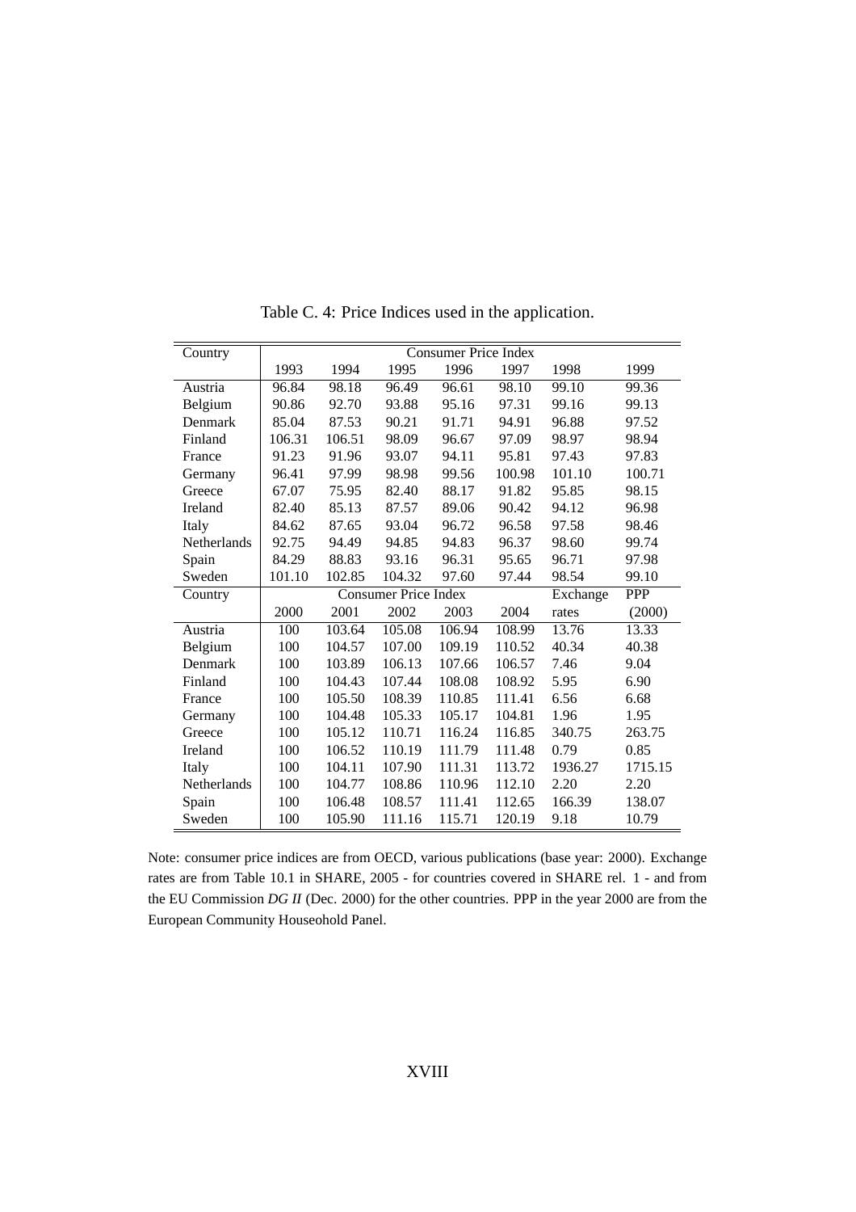Table C. 4: Price Indices used in the application.

| Country | Consumer Price Index | | | | | | |
|---|---|---|---|---|---|---|---|
| | 1993 | 1994 | 1995 | 1996 | 1997 | 1998 | 1999 |
| Austria | 96.84 | 98.18 | 96.49 | 96.61 | 98.10 | 99.10 | 99.36 |
| Belgium | 90.86 | 92.70 | 93.88 | 95.16 | 97.31 | 99.16 | 99.13 |
| Denmark | 85.04 | 87.53 | 90.21 | 91.71 | 94.91 | 96.88 | 97.52 |
| Finland | 106.31 | 106.51 | 98.09 | 96.67 | 97.09 | 98.97 | 98.94 |
| France | 91.23 | 91.96 | 93.07 | 94.11 | 95.81 | 97.43 | 97.83 |
| Germany | 96.41 | 97.99 | 98.98 | 99.56 | 100.98 | 101.10 | 100.71 |
| Greece | 67.07 | 75.95 | 82.40 | 88.17 | 91.82 | 95.85 | 98.15 |
| Ireland | 82.40 | 85.13 | 87.57 | 89.06 | 90.42 | 94.12 | 96.98 |
| Italy | 84.62 | 87.65 | 93.04 | 96.72 | 96.58 | 97.58 | 98.46 |
| Netherlands | 92.75 | 94.49 | 94.85 | 94.83 | 96.37 | 98.60 | 99.74 |
| Spain | 84.29 | 88.83 | 93.16 | 96.31 | 95.65 | 96.71 | 97.98 |
| Sweden | 101.10 | 102.85 | 104.32 | 97.60 | 97.44 | 98.54 | 99.10 |
| Country | Consumer Price Index | | | | | Exchange | PPP |
| | 2000 | 2001 | 2002 | 2003 | 2004 | rates | (2000) |
| Austria | 100 | 103.64 | 105.08 | 106.94 | 108.99 | 13.76 | 13.33 |
| Belgium | 100 | 104.57 | 107.00 | 109.19 | 110.52 | 40.34 | 40.38 |
| Denmark | 100 | 103.89 | 106.13 | 107.66 | 106.57 | 7.46 | 9.04 |
| Finland | 100 | 104.43 | 107.44 | 108.08 | 108.92 | 5.95 | 6.90 |
| France | 100 | 105.50 | 108.39 | 110.85 | 111.41 | 6.56 | 6.68 |
| Germany | 100 | 104.48 | 105.33 | 105.17 | 104.81 | 1.96 | 1.95 |
| Greece | 100 | 105.12 | 110.71 | 116.24 | 116.85 | 340.75 | 263.75 |
| Ireland | 100 | 106.52 | 110.19 | 111.79 | 111.48 | 0.79 | 0.85 |
| Italy | 100 | 104.11 | 107.90 | 111.31 | 113.72 | 1936.27 | 1715.15 |
| Netherlands | 100 | 104.77 | 108.86 | 110.96 | 112.10 | 2.20 | 2.20 |
| Spain | 100 | 106.48 | 108.57 | 111.41 | 112.65 | 166.39 | 138.07 |
| Sweden | 100 | 105.90 | 111.16 | 115.71 | 120.19 | 9.18 | 10.79 |

Note: consumer price indices are from OECD, various publications (base year: 2000). Exchange rates are from Table 10.1 in SHARE, 2005 - for countries covered in SHARE rel. 1 - and from the EU Commission *DG II* (Dec. 2000) for the other countries. PPP in the year 2000 are from the European Community Houseohold Panel.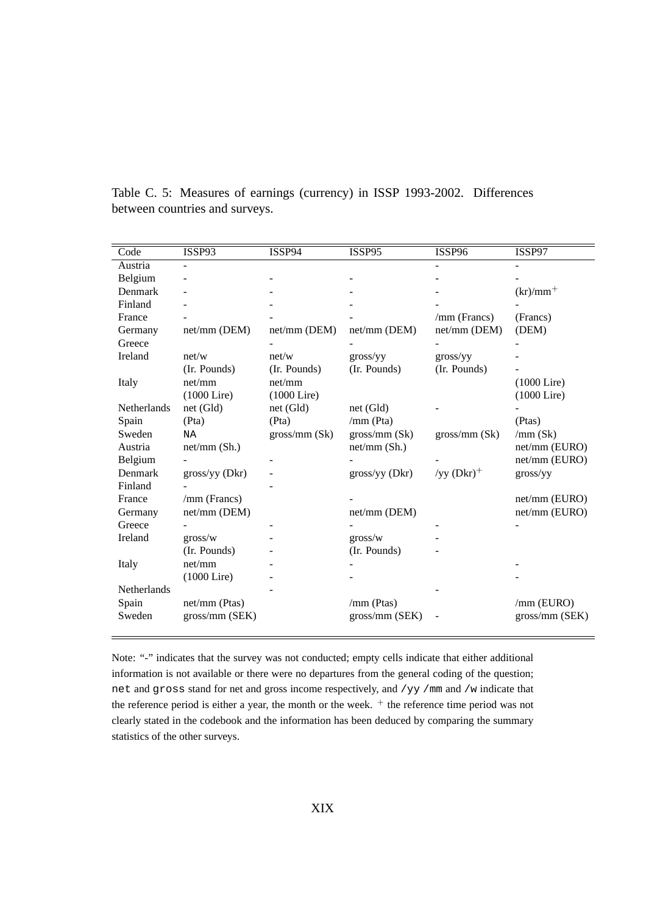Table C. 5: Measures of earnings (currency) in ISSP 1993-2002. Differences between countries and surveys.

| Code | ISSP93 | ISSP94 | ISSP95 | ISSP96 | ISSP97 |
|---|---|---|---|---|---|
| Austria | - | | | - | - |
| Belgium | - | - | - | - | - |
| Denmark | - | - | - | - | (kr)/mm$^{+}$ |
| Finland | - | - | - | - | - |
| France | - | - | - | /mm (Francs) | (Francs) |
| Germany | net/mm (DEM) | net/mm (DEM) | net/mm (DEM) | net/mm (DEM) | (DEM) |
| Greece | | - | - | - | - |
| Ireland | net/w | net/w | gross/yy | gross/yy | - |
| | (Ir. Pounds) | (Ir. Pounds) | (Ir. Pounds) | (Ir. Pounds) | - |
| Italy | net/mm | net/mm | | | (1000 Lire) |
| | (1000 Lire) | (1000 Lire) | | | (1000 Lire) |
| Netherlands | net (Gld) | net (Gld) | net (Gld) | - | - |
| Spain | (Pta) | (Pta) | /mm (Pta) | | (Ptas) |
| Sweden | NA | gross/mm (Sk) | gross/mm (Sk) | gross/mm (Sk) | /mm (Sk) |
| Austria | net/mm (Sh.) | | net/mm (Sh.) | | net/mm (EURO) |
| Belgium | - | - | - | - | net/mm (EURO) |
| Denmark | gross/yy (Dkr) | - | gross/yy (Dkr) | /yy (Dkr)$^{+}$ | gross/yy |
| Finland | - | - | | | |
| France | /mm (Francs) | | - | | net/mm (EURO) |
| Germany | net/mm (DEM) | | net/mm (DEM) | | net/mm (EURO) |
| Greece | - | - | - | - | - |
| Ireland | gross/w | - | gross/w | - | |
| | (Ir. Pounds) | - | (Ir. Pounds) | - | |
| Italy | net/mm | - | - | | - |
| | (1000 Lire) | - | - | | - |
| Netherlands | | - | | - | |
| Spain | net/mm (Ptas) | | /mm (Ptas) | | /mm (EURO) |
| Sweden | gross/mm (SEK) | | gross/mm (SEK) | - | gross/mm (SEK) |

Note: "-" indicates that the survey was not conducted; empty cells indicate that either additional information is not available or there were no departures from the general coding of the question; net and gross stand for net and gross income respectively, and /yy /mm and /w indicate that the reference period is either a year, the month or the week. $^{+}$ the reference time period was not clearly stated in the codebook and the information has been deduced by comparing the summary statistics of the other surveys.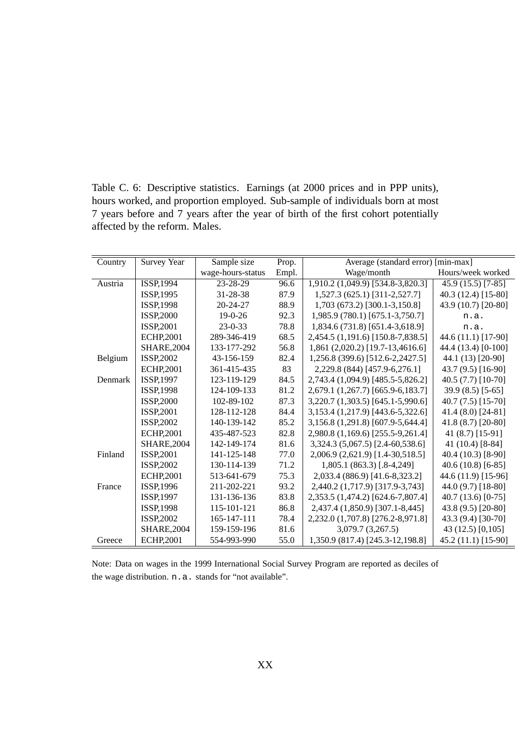Table C. 6: Descriptive statistics. Earnings (at 2000 prices and in PPP units), hours worked, and proportion employed. Sub-sample of individuals born at most 7 years before and 7 years after the year of birth of the first cohort potentially affected by the reform. Males.

| Country | Survey Year | Sample size | Prop. | Average (standard error) [min-max] | |
|---|---|---|---|---|---|
| | | wage-hours-status | Empl. | Wage/month | Hours/week worked |
| Austria | ISSP,1994 | 23-28-29 | 96.6 | 1,910.2 (1,049.9) [534.8-3,820.3] | 45.9 (15.5) [7-85] |
| | ISSP,1995 | 31-28-38 | 87.9 | 1,527.3 (625.1) [311-2,527.7] | 40.3 (12.4) [15-80] |
| | ISSP,1998 | 20-24-27 | 88.9 | 1,703 (673.2) [300.1-3,150.8] | 43.9 (10.7) [20-80] |
| | ISSP,2000 | 19-0-26 | 92.3 | 1,985.9 (780.1) [675.1-3,750.7] | n.a. |
| | ISSP,2001 | 23-0-33 | 78.8 | 1,834.6 (731.8) [651.4-3,618.9] | n.a. |
| | ECHP,2001 | 289-346-419 | 68.5 | 2,454.5 (1,191.6) [150.8-7,838.5] | 44.6 (11.1) [17-90] |
| | SHARE,2004 | 133-177-292 | 56.8 | 1,861 (2,020.2) [19.7-13,4616.6] | 44.4 (13.4) [0-100] |
| Belgium | ISSP,2002 | 43-156-159 | 82.4 | 1,256.8 (399.6) [512.6-2,2427.5] | 44.1 (13) [20-90] |
| | ECHP,2001 | 361-415-435 | 83 | 2,229.8 (844) [457.9-6,276.1] | 43.7 (9.5) [16-90] |
| Denmark | ISSP,1997 | 123-119-129 | 84.5 | 2,743.4 (1,094.9) [485.5-5,826.2] | 40.5 (7.7) [10-70] |
| | ISSP,1998 | 124-109-133 | 81.2 | 2,679.1 (1,267.7) [665.9-6,183.7] | 39.9 (8.5) [5-65] |
| | ISSP,2000 | 102-89-102 | 87.3 | 3,220.7 (1,303.5) [645.1-5,990.6] | 40.7 (7.5) [15-70] |
| | ISSP,2001 | 128-112-128 | 84.4 | 3,153.4 (1,217.9) [443.6-5,322.6] | 41.4 (8.0) [24-81] |
| | ISSP,2002 | 140-139-142 | 85.2 | 3,156.8 (1,291.8) [607.9-5,644.4] | 41.8 (8.7) [20-80] |
| | ECHP,2001 | 435-487-523 | 82.8 | 2,980.8 (1,169.6) [255.5-9,261.4] | 41 (8.7) [15-91] |
| | SHARE,2004 | 142-149-174 | 81.6 | 3,324.3 (5,067.5) [2.4-60,538.6] | 41 (10.4) [8-84] |
| Finland | ISSP,2001 | 141-125-148 | 77.0 | 2,006.9 (2,621.9) [1.4-30,518.5] | 40.4 (10.3) [8-90] |
| | ISSP,2002 | 130-114-139 | 71.2 | 1,805.1 (863.3) [.8-4,249] | 40.6 (10.8) [6-85] |
| | ECHP,2001 | 513-641-679 | 75.3 | 2,033.4 (886.9) [41.6-8,323.2] | 44.6 (11.9) [15-96] |
| France | ISSP,1996 | 211-202-221 | 93.2 | 2,440.2 (1,717.9) [317.9-3,743] | 44.0 (9.7) [18-80] |
| | ISSP,1997 | 131-136-136 | 83.8 | 2,353.5 (1,474.2) [624.6-7,807.4] | 40.7 (13.6) [0-75] |
| | ISSP,1998 | 115-101-121 | 86.8 | 2,437.4 (1,850.9) [307.1-8,445] | 43.8 (9.5) [20-80] |
| | ISSP,2002 | 165-147-111 | 78.4 | 2,232.0 (1,707.8) [276.2-8,971.8] | 43.3 (9.4) [30-70] |
| | SHARE,2004 | 159-159-196 | 81.6 | 3,079.7 (3,267.5) | 43 (12.5) [0,105] |
| Greece | ECHP,2001 | 554-993-990 | 55.0 | 1,350.9 (817.4) [245.3-12,198.8] | 45.2 (11.1) [15-90] |

Note: Data on wages in the 1999 International Social Survey Program are reported as deciles of the wage distribution. n.a. stands for "not available".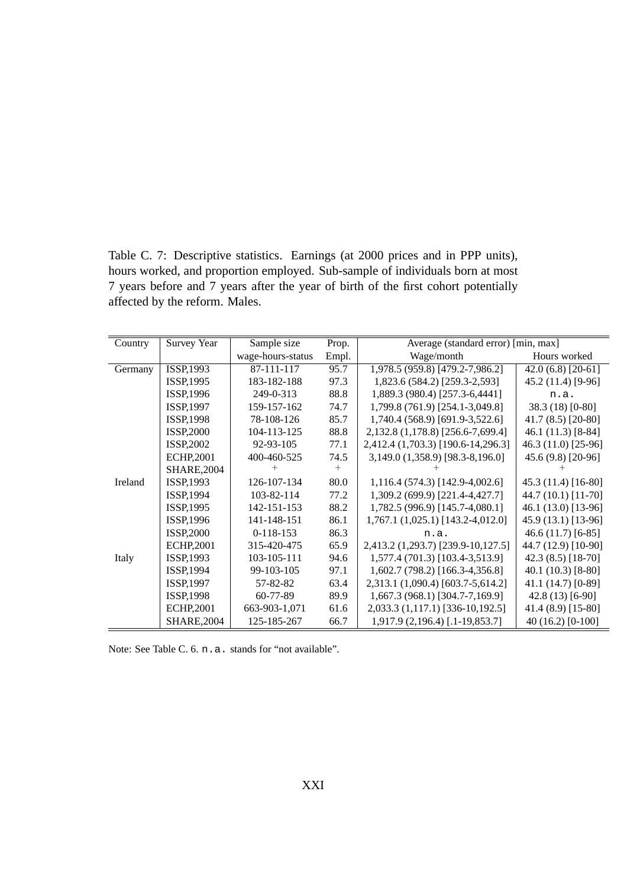Table C. 7: Descriptive statistics. Earnings (at 2000 prices and in PPP units), hours worked, and proportion employed. Sub-sample of individuals born at most 7 years before and 7 years after the year of birth of the first cohort potentially affected by the reform. Males.

| Country | Survey Year | Sample size | Prop. | Average (standard error) [min, max] | |
|---|---|---|---|---|---|
| | | wage-hours-status | Empl. | Wage/month | Hours worked |
| Germany | ISSP,1993 | 87-111-117 | 95.7 | 1,978.5 (959.8) [479.2-7,986.2] | 42.0 (6.8) [20-61] |
| | ISSP,1995 | 183-182-188 | 97.3 | 1,823.6 (584.2) [259.3-2,593] | 45.2 (11.4) [9-96] |
| | ISSP,1996 | 249-0-313 | 88.8 | 1,889.3 (980.4) [257.3-6,4441] | n.a. |
| | ISSP,1997 | 159-157-162 | 74.7 | 1,799.8 (761.9) [254.1-3,049.8] | 38.3 (18) [0-80] |
| | ISSP,1998 | 78-108-126 | 85.7 | 1,740.4 (568.9) [691.9-3,522.6] | 41.7 (8.5) [20-80] |
| | ISSP,2000 | 104-113-125 | 88.8 | 2,132.8 (1,178.8) [256.6-7,699.4] | 46.1 (11.3) [8-84] |
| | ISSP,2002 | 92-93-105 | 77.1 | 2,412.4 (1,703.3) [190.6-14,296.3] | 46.3 (11.0) [25-96] |
| | ECHP,2001 | 400-460-525 | 74.5 | 3,149.0 (1,358.9) [98.3-8,196.0] | 45.6 (9.8) [20-96] |
| | SHARE,2004 | + | + | + | + |
| Ireland | ISSP,1993 | 126-107-134 | 80.0 | 1,116.4 (574.3) [142.9-4,002.6] | 45.3 (11.4) [16-80] |
| | ISSP,1994 | 103-82-114 | 77.2 | 1,309.2 (699.9) [221.4-4,427.7] | 44.7 (10.1) [11-70] |
| | ISSP,1995 | 142-151-153 | 88.2 | 1,782.5 (996.9) [145.7-4,080.1] | 46.1 (13.0) [13-96] |
| | ISSP,1996 | 141-148-151 | 86.1 | 1,767.1 (1,025.1) [143.2-4,012.0] | 45.9 (13.1) [13-96] |
| | ISSP,2000 | 0-118-153 | 86.3 | n.a. | 46.6 (11.7) [6-85] |
| | ECHP,2001 | 315-420-475 | 65.9 | 2,413.2 (1,293.7) [239.9-10,127.5] | 44.7 (12.9) [10-90] |
| Italy | ISSP,1993 | 103-105-111 | 94.6 | 1,577.4 (701.3) [103.4-3,513.9] | 42.3 (8.5) [18-70] |
| | ISSP,1994 | 99-103-105 | 97.1 | 1,602.7 (798.2) [166.3-4,356.8] | 40.1 (10.3) [8-80] |
| | ISSP,1997 | 57-82-82 | 63.4 | 2,313.1 (1,090.4) [603.7-5,614.2] | 41.1 (14.7) [0-89] |
| | ISSP,1998 | 60-77-89 | 89.9 | 1,667.3 (968.1) [304.7-7,169.9] | 42.8 (13) [6-90] |
| | ECHP,2001 | 663-903-1,071 | 61.6 | 2,033.3 (1,117.1) [336-10,192.5] | 41.4 (8.9) [15-80] |
| | SHARE,2004 | 125-185-267 | 66.7 | 1,917.9 (2,196.4) [.1-19,853.7] | 40 (16.2) [0-100] |

Note: See Table C. 6. n.a. stands for "not available".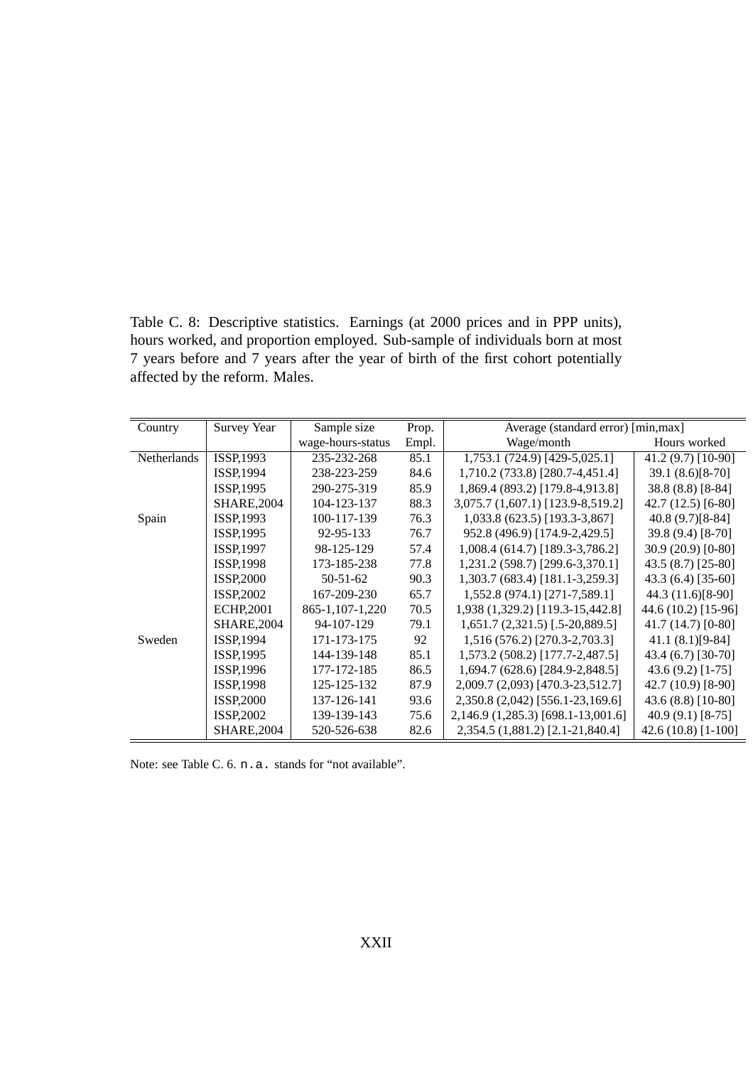Table C. 8: Descriptive statistics. Earnings (at 2000 prices and in PPP units), hours worked, and proportion employed. Sub-sample of individuals born at most 7 years before and 7 years after the year of birth of the first cohort potentially affected by the reform. Males.

| Country | Survey Year | Sample size | Prop. | Average (standard error) [min,max] | |
|---|---|---|---|---|---|
| | | wage-hours-status | Empl. | Wage/month | Hours worked |
| Netherlands | ISSP,1993 | 235-232-268 | 85.1 | 1,753.1 (724.9) [429-5,025.1] | 41.2 (9.7) [10-90] |
| | ISSP,1994 | 238-223-259 | 84.6 | 1,710.2 (733.8) [280.7-4,451.4] | 39.1 (8.6)[8-70] |
| | ISSP,1995 | 290-275-319 | 85.9 | 1,869.4 (893.2) [179.8-4,913.8] | 38.8 (8.8) [8-84] |
| | SHARE,2004 | 104-123-137 | 88.3 | 3,075.7 (1,607.1) [123.9-8,519.2] | 42.7 (12.5) [6-80] |
| Spain | ISSP,1993 | 100-117-139 | 76.3 | 1,033.8 (623.5) [193.3-3,867] | 40.8 (9.7)[8-84] |
| | ISSP,1995 | 92-95-133 | 76.7 | 952.8 (496.9) [174.9-2,429.5] | 39.8 (9.4) [8-70] |
| | ISSP,1997 | 98-125-129 | 57.4 | 1,008.4 (614.7) [189.3-3,786.2] | 30.9 (20.9) [0-80] |
| | ISSP,1998 | 173-185-238 | 77.8 | 1,231.2 (598.7) [299.6-3,370.1] | 43.5 (8.7) [25-80] |
| | ISSP,2000 | 50-51-62 | 90.3 | 1,303.7 (683.4) [181.1-3,259.3] | 43.3 (6.4) [35-60] |
| | ISSP,2002 | 167-209-230 | 65.7 | 1,552.8 (974.1) [271-7,589.1] | 44.3 (11.6)[8-90] |
| | ECHP,2001 | 865-1,107-1,220 | 70.5 | 1,938 (1,329.2) [119.3-15,442.8] | 44.6 (10.2) [15-96] |
| | SHARE,2004 | 94-107-129 | 79.1 | 1,651.7 (2,321.5) [.5-20,889.5] | 41.7 (14.7) [0-80] |
| Sweden | ISSP,1994 | 171-173-175 | 92 | 1,516 (576.2) [270.3-2,703.3] | 41.1 (8.1)[9-84] |
| | ISSP,1995 | 144-139-148 | 85.1 | 1,573.2 (508.2) [177.7-2,487.5] | 43.4 (6.7) [30-70] |
| | ISSP,1996 | 177-172-185 | 86.5 | 1,694.7 (628.6) [284.9-2,848.5] | 43.6 (9.2) [1-75] |
| | ISSP,1998 | 125-125-132 | 87.9 | 2,009.7 (2,093) [470.3-23,512.7] | 42.7 (10.9) [8-90] |
| | ISSP,2000 | 137-126-141 | 93.6 | 2,350.8 (2,042) [556.1-23,169.6] | 43.6 (8.8) [10-80] |
| | ISSP,2002 | 139-139-143 | 75.6 | 2,146.9 (1,285.3) [698.1-13,001.6] | 40.9 (9.1) [8-75] |
| | SHARE,2004 | 520-526-638 | 82.6 | 2,354.5 (1,881.2) [2.1-21,840.4] | 42.6 (10.8) [1-100] |

Note: see Table C. 6. n.a. stands for "not available".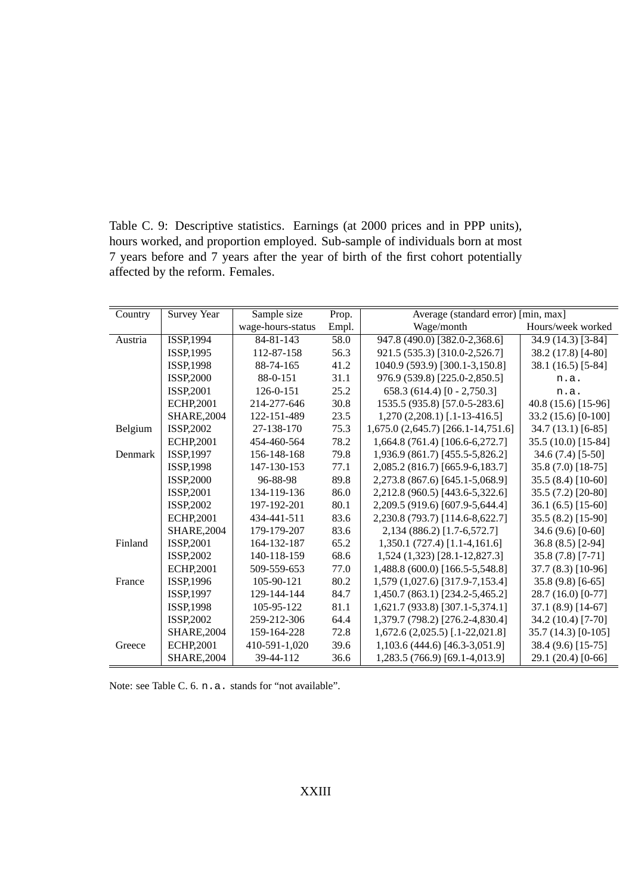Table C. 9: Descriptive statistics. Earnings (at 2000 prices and in PPP units), hours worked, and proportion employed. Sub-sample of individuals born at most 7 years before and 7 years after the year of birth of the first cohort potentially affected by the reform. Females.

| Country | Survey Year | Sample size | Prop. | Average (standard error) [min, max] | |
|---|---|---|---|---|---|
| | | wage-hours-status | Empl. | Wage/month | Hours/week worked |
| Austria | ISSP,1994 | 84-81-143 | 58.0 | 947.8 (490.0) [382.0-2,368.6] | 34.9 (14.3) [3-84] |
| | ISSP,1995 | 112-87-158 | 56.3 | 921.5 (535.3) [310.0-2,526.7] | 38.2 (17.8) [4-80] |
| | ISSP,1998 | 88-74-165 | 41.2 | 1040.9 (593.9) [300.1-3,150.8] | 38.1 (16.5) [5-84] |
| | ISSP,2000 | 88-0-151 | 31.1 | 976.9 (539.8) [225.0-2,850.5] | n.a. |
| | ISSP,2001 | 126-0-151 | 25.2 | 658.3 (614.4) [0 - 2,750.3] | n.a. |
| | ECHP,2001 | 214-277-646 | 30.8 | 1535.5 (935.8) [57.0-5-283.6] | 40.8 (15.6) [15-96] |
| | SHARE,2004 | 122-151-489 | 23.5 | 1,270 (2,208.1) [.1-13-416.5] | 33.2 (15.6) [0-100] |
| Belgium | ISSP,2002 | 27-138-170 | 75.3 | 1,675.0 (2,645.7) [266.1-14,751.6] | 34.7 (13.1) [6-85] |
| | ECHP,2001 | 454-460-564 | 78.2 | 1,664.8 (761.4) [106.6-6,272.7] | 35.5 (10.0) [15-84] |
| Denmark | ISSP,1997 | 156-148-168 | 79.8 | 1,936.9 (861.7) [455.5-5,826.2] | 34.6 (7.4) [5-50] |
| | ISSP,1998 | 147-130-153 | 77.1 | 2,085.2 (816.7) [665.9-6,183.7] | 35.8 (7.0) [18-75] |
| | ISSP,2000 | 96-88-98 | 89.8 | 2,273.8 (867.6) [645.1-5,068.9] | 35.5 (8.4) [10-60] |
| | ISSP,2001 | 134-119-136 | 86.0 | 2,212.8 (960.5) [443.6-5,322.6] | 35.5 (7.2) [20-80] |
| | ISSP,2002 | 197-192-201 | 80.1 | 2,209.5 (919.6) [607.9-5,644.4] | 36.1 (6.5) [15-60] |
| | ECHP,2001 | 434-441-511 | 83.6 | 2,230.8 (793.7) [114.6-8,622.7] | 35.5 (8.2) [15-90] |
| | SHARE,2004 | 179-179-207 | 83.6 | 2,134 (886.2) [1.7-6,572.7] | 34.6 (9.6) [0-60] |
| Finland | ISSP,2001 | 164-132-187 | 65.2 | 1,350.1 (727.4) [1.1-4,161.6] | 36.8 (8.5) [2-94] |
| | ISSP,2002 | 140-118-159 | 68.6 | 1,524 (1,323) [28.1-12,827.3] | 35.8 (7.8) [7-71] |
| | ECHP,2001 | 509-559-653 | 77.0 | 1,488.8 (600.0) [166.5-5,548.8] | 37.7 (8.3) [10-96] |
| France | ISSP,1996 | 105-90-121 | 80.2 | 1,579 (1,027.6) [317.9-7,153.4] | 35.8 (9.8) [6-65] |
| | ISSP,1997 | 129-144-144 | 84.7 | 1,450.7 (863.1) [234.2-5,465.2] | 28.7 (16.0) [0-77] |
| | ISSP,1998 | 105-95-122 | 81.1 | 1,621.7 (933.8) [307.1-5,374.1] | 37.1 (8.9) [14-67] |
| | ISSP,2002 | 259-212-306 | 64.4 | 1,379.7 (798.2) [276.2-4,830.4] | 34.2 (10.4) [7-70] |
| | SHARE,2004 | 159-164-228 | 72.8 | 1,672.6 (2,025.5) [.1-22,021.8] | 35.7 (14.3) [0-105] |
| Greece | ECHP,2001 | 410-591-1,020 | 39.6 | 1,103.6 (444.6) [46.3-3,051.9] | 38.4 (9.6) [15-75] |
| | SHARE,2004 | 39-44-112 | 36.6 | 1,283.5 (766.9) [69.1-4,013.9] | 29.1 (20.4) [0-66] |

Note: see Table C. 6. n.a. stands for "not available".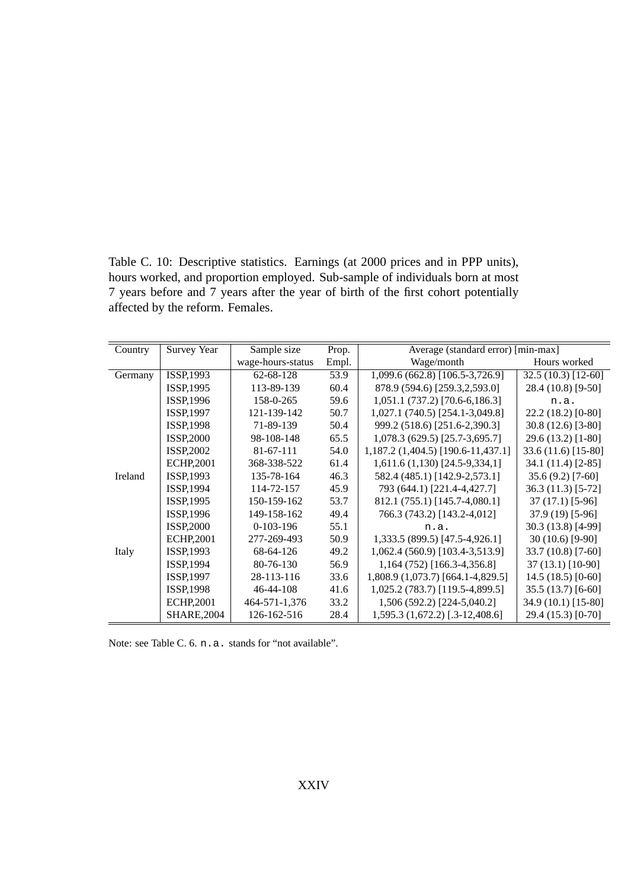Table C. 10: Descriptive statistics. Earnings (at 2000 prices and in PPP units), hours worked, and proportion employed. Sub-sample of individuals born at most 7 years before and 7 years after the year of birth of the first cohort potentially affected by the reform. Females.

| Country | Survey Year | Sample size | Prop. | Average (standard error) [min-max] | |
|---|---|---|---|---|---|
| | | wage-hours-status | Empl. | Wage/month | Hours worked |
| Germany | ISSP,1993 | 62-68-128 | 53.9 | 1,099.6 (662.8) [106.5-3,726.9] | 32.5 (10.3) [12-60] |
| | ISSP,1995 | 113-89-139 | 60.4 | 878.9 (594.6) [259.3,2,593.0] | 28.4 (10.8) [9-50] |
| | ISSP,1996 | 158-0-265 | 59.6 | 1,051.1 (737.2) [70.6-6,186.3] | n.a. |
| | ISSP,1997 | 121-139-142 | 50.7 | 1,027.1 (740.5) [254.1-3,049.8] | 22.2 (18.2) [0-80] |
| | ISSP,1998 | 71-89-139 | 50.4 | 999.2 (518.6) [251.6-2,390.3] | 30.8 (12.6) [3-80] |
| | ISSP,2000 | 98-108-148 | 65.5 | 1,078.3 (629.5) [25.7-3,695.7] | 29.6 (13.2) [1-80] |
| | ISSP,2002 | 81-67-111 | 54.0 | 1,187.2 (1,404.5) [190.6-11,437.1] | 33.6 (11.6) [15-80] |
| | ECHP,2001 | 368-338-522 | 61.4 | 1,611.6 (1,130) [24.5-9,334,1] | 34.1 (11.4) [2-85] |
| Ireland | ISSP,1993 | 135-78-164 | 46.3 | 582.4 (485.1) [142.9-2,573.1] | 35.6 (9.2) [7-60] |
| | ISSP,1994 | 114-72-157 | 45.9 | 793 (644.1) [221.4-4,427.7] | 36.3 (11.3) [5-72] |
| | ISSP,1995 | 150-159-162 | 53.7 | 812.1 (755.1) [145.7-4,080.1] | 37 (17.1) [5-96] |
| | ISSP,1996 | 149-158-162 | 49.4 | 766.3 (743.2) [143.2-4,012] | 37.9 (19) [5-96] |
| | ISSP,2000 | 0-103-196 | 55.1 | n.a. | 30.3 (13.8) [4-99] |
| | ECHP,2001 | 277-269-493 | 50.9 | 1,333.5 (899.5) [47.5-4,926.1] | 30 (10.6) [9-90] |
| Italy | ISSP,1993 | 68-64-126 | 49.2 | 1,062.4 (560.9) [103.4-3,513.9] | 33.7 (10.8) [7-60] |
| | ISSP,1994 | 80-76-130 | 56.9 | 1,164 (752) [166.3-4,356.8] | 37 (13.1) [10-90] |
| | ISSP,1997 | 28-113-116 | 33.6 | 1,808.9 (1,073.7) [664.1-4,829.5] | 14.5 (18.5) [0-60] |
| | ISSP,1998 | 46-44-108 | 41.6 | 1,025.2 (783.7) [119.5-4,899.5] | 35.5 (13.7) [6-60] |
| | ECHP,2001 | 464-571-1,376 | 33.2 | 1,506 (592.2) [224-5,040.2] | 34.9 (10.1) [15-80] |
| | SHARE,2004 | 126-162-516 | 28.4 | 1,595.3 (1,672.2) [.3-12,408.6] | 29.4 (15.3) [0-70] |

Note: see Table C. 6. n.a. stands for "not available".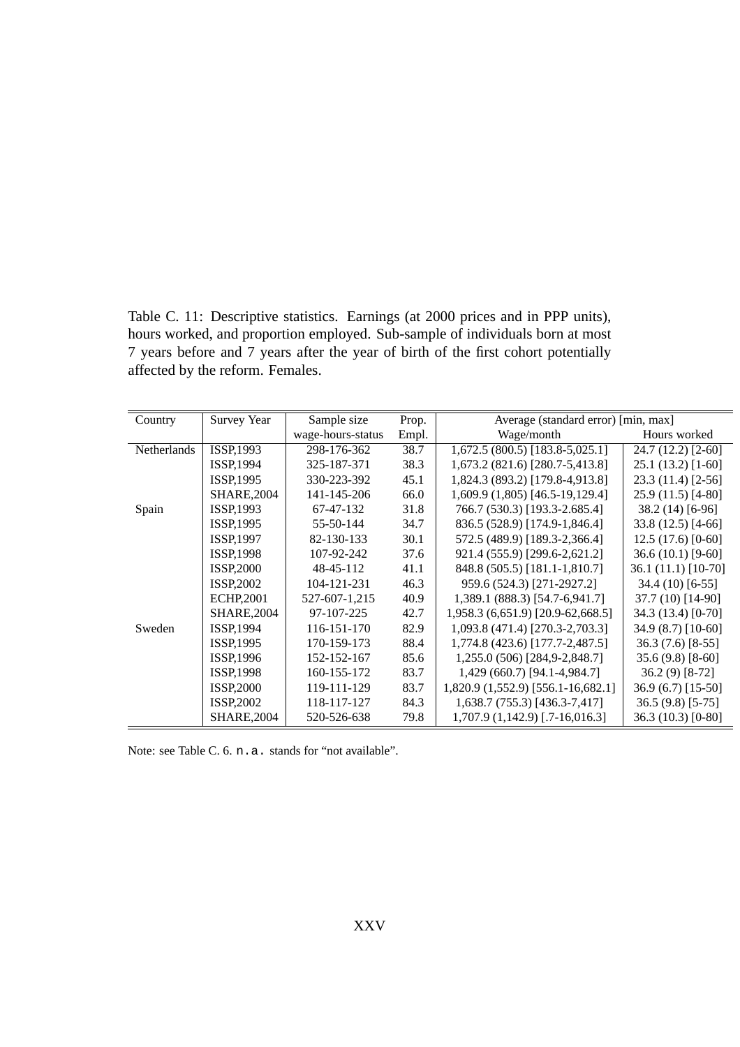Table C. 11: Descriptive statistics. Earnings (at 2000 prices and in PPP units), hours worked, and proportion employed. Sub-sample of individuals born at most 7 years before and 7 years after the year of birth of the first cohort potentially affected by the reform. Females.

| Country | Survey Year | Sample size | Prop. | Average (standard error) [min, max] | |
|---|---|---|---|---|---|
| | | wage-hours-status | Empl. | Wage/month | Hours worked |
| Netherlands | ISSP,1993 | 298-176-362 | 38.7 | 1,672.5 (800.5) [183.8-5,025.1] | 24.7 (12.2) [2-60] |
| | ISSP,1994 | 325-187-371 | 38.3 | 1,673.2 (821.6) [280.7-5,413.8] | 25.1 (13.2) [1-60] |
| | ISSP,1995 | 330-223-392 | 45.1 | 1,824.3 (893.2) [179.8-4,913.8] | 23.3 (11.4) [2-56] |
| | SHARE,2004 | 141-145-206 | 66.0 | 1,609.9 (1,805) [46.5-19,129.4] | 25.9 (11.5) [4-80] |
| Spain | ISSP,1993 | 67-47-132 | 31.8 | 766.7 (530.3) [193.3-2.685.4] | 38.2 (14) [6-96] |
| | ISSP,1995 | 55-50-144 | 34.7 | 836.5 (528.9) [174.9-1,846.4] | 33.8 (12.5) [4-66] |
| | ISSP,1997 | 82-130-133 | 30.1 | 572.5 (489.9) [189.3-2,366.4] | 12.5 (17.6) [0-60] |
| | ISSP,1998 | 107-92-242 | 37.6 | 921.4 (555.9) [299.6-2,621.2] | 36.6 (10.1) [9-60] |
| | ISSP,2000 | 48-45-112 | 41.1 | 848.8 (505.5) [181.1-1,810.7] | 36.1 (11.1) [10-70] |
| | ISSP,2002 | 104-121-231 | 46.3 | 959.6 (524.3) [271-2927.2] | 34.4 (10) [6-55] |
| | ECHP,2001 | 527-607-1,215 | 40.9 | 1,389.1 (888.3) [54.7-6,941.7] | 37.7 (10) [14-90] |
| | SHARE,2004 | 97-107-225 | 42.7 | 1,958.3 (6,651.9) [20.9-62,668.5] | 34.3 (13.4) [0-70] |
| Sweden | ISSP,1994 | 116-151-170 | 82.9 | 1,093.8 (471.4) [270.3-2,703.3] | 34.9 (8.7) [10-60] |
| | ISSP,1995 | 170-159-173 | 88.4 | 1,774.8 (423.6) [177.7-2,487.5] | 36.3 (7.6) [8-55] |
| | ISSP,1996 | 152-152-167 | 85.6 | 1,255.0 (506) [284,9-2,848.7] | 35.6 (9.8) [8-60] |
| | ISSP,1998 | 160-155-172 | 83.7 | 1,429 (660.7) [94.1-4,984.7] | 36.2 (9) [8-72] |
| | ISSP,2000 | 119-111-129 | 83.7 | 1,820.9 (1,552.9) [556.1-16,682.1] | 36.9 (6.7) [15-50] |
| | ISSP,2002 | 118-117-127 | 84.3 | 1,638.7 (755.3) [436.3-7,417] | 36.5 (9.8) [5-75] |
| | SHARE,2004 | 520-526-638 | 79.8 | 1,707.9 (1,142.9) [.7-16,016.3] | 36.3 (10.3) [0-80] |

Note: see Table C. 6. n.a. stands for "not available".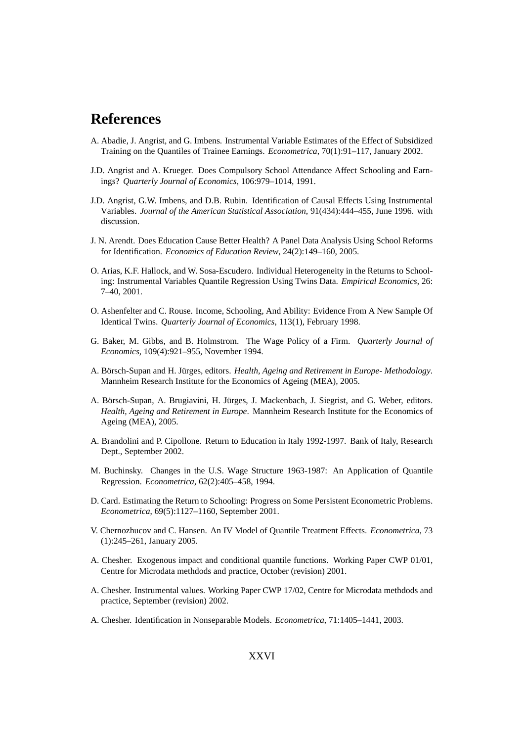# References

A. Abadie, J. Angrist, and G. Imbens. Instrumental Variable Estimates of the Effect of Subsidized Training on the Quantiles of Trainee Earnings. *Econometrica*, 70(1):91–117, January 2002.

J.D. Angrist and A. Krueger. Does Compulsory School Attendance Affect Schooling and Earnings? *Quarterly Journal of Economics*, 106:979–1014, 1991.

J.D. Angrist, G.W. Imbens, and D.B. Rubin. Identification of Causal Effects Using Instrumental Variables. *Journal of the American Statistical Association*, 91(434):444–455, June 1996. with discussion.

J. N. Arendt. Does Education Cause Better Health? A Panel Data Analysis Using School Reforms for Identification. *Economics of Education Review*, 24(2):149–160, 2005.

O. Arias, K.F. Hallock, and W. Sosa-Escudero. Individual Heterogeneity in the Returns to Schooling: Instrumental Variables Quantile Regression Using Twins Data. *Empirical Economics*, 26: 7–40, 2001.

O. Ashenfelter and C. Rouse. Income, Schooling, And Ability: Evidence From A New Sample Of Identical Twins. *Quarterly Journal of Economics*, 113(1), February 1998.

G. Baker, M. Gibbs, and B. Holmstrom. The Wage Policy of a Firm. *Quarterly Journal of Economics*, 109(4):921–955, November 1994.

A. Börsch-Supan and H. Jürges, editors. *Health, Ageing and Retirement in Europe- Methodology*. Mannheim Research Institute for the Economics of Ageing (MEA), 2005.

A. Börsch-Supan, A. Brugiavini, H. Jürges, J. Mackenbach, J. Siegrist, and G. Weber, editors. *Health, Ageing and Retirement in Europe*. Mannheim Research Institute for the Economics of Ageing (MEA), 2005.

A. Brandolini and P. Cipollone. Return to Education in Italy 1992-1997. Bank of Italy, Research Dept., September 2002.

M. Buchinsky. Changes in the U.S. Wage Structure 1963-1987: An Application of Quantile Regression. *Econometrica*, 62(2):405–458, 1994.

D. Card. Estimating the Return to Schooling: Progress on Some Persistent Econometric Problems. *Econometrica*, 69(5):1127–1160, September 2001.

V. Chernozhucov and C. Hansen. An IV Model of Quantile Treatment Effects. *Econometrica*, 73 (1):245–261, January 2005.

A. Chesher. Exogenous impact and conditional quantile functions. Working Paper CWP 01/01, Centre for Microdata methdods and practice, October (revision) 2001.

A. Chesher. Instrumental values. Working Paper CWP 17/02, Centre for Microdata methdods and practice, September (revision) 2002.

A. Chesher. Identification in Nonseparable Models. *Econometrica*, 71:1405–1441, 2003.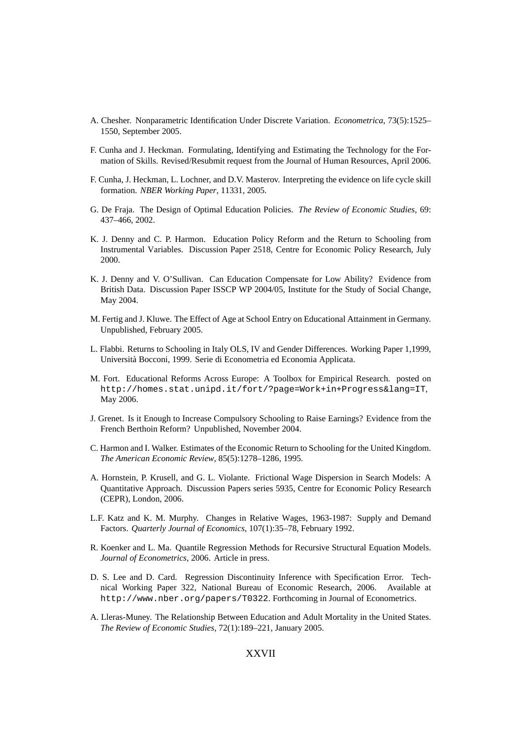A. Chesher. Nonparametric Identification Under Discrete Variation. *Econometrica*, 73(5):1525–1550, September 2005.

F. Cunha and J. Heckman. Formulating, Identifying and Estimating the Technology for the Formation of Skills. Revised/Resubmit request from the Journal of Human Resources, April 2006.

F. Cunha, J. Heckman, L. Lochner, and D.V. Masterov. Interpreting the evidence on life cycle skill formation. *NBER Working Paper*, 11331, 2005.

G. De Fraja. The Design of Optimal Education Policies. *The Review of Economic Studies*, 69: 437–466, 2002.

K. J. Denny and C. P. Harmon. Education Policy Reform and the Return to Schooling from Instrumental Variables. Discussion Paper 2518, Centre for Economic Policy Research, July 2000.

K. J. Denny and V. O'Sullivan. Can Education Compensate for Low Ability? Evidence from British Data. Discussion Paper ISSCP WP 2004/05, Institute for the Study of Social Change, May 2004.

M. Fertig and J. Kluwe. The Effect of Age at School Entry on Educational Attainment in Germany. Unpublished, February 2005.

L. Flabbi. Returns to Schooling in Italy OLS, IV and Gender Differences. Working Paper 1,1999, Università Bocconi, 1999. Serie di Econometria ed Economia Applicata.

M. Fort. Educational Reforms Across Europe: A Toolbox for Empirical Research. posted on `http://homes.stat.unipd.it/fort/?page=Work+in+Progress&lang=IT`, May 2006.

J. Grenet. Is it Enough to Increase Compulsory Schooling to Raise Earnings? Evidence from the French Berthoin Reform? Unpublished, November 2004.

C. Harmon and I. Walker. Estimates of the Economic Return to Schooling for the United Kingdom. *The American Economic Review*, 85(5):1278–1286, 1995.

A. Hornstein, P. Krusell, and G. L. Violante. Frictional Wage Dispersion in Search Models: A Quantitative Approach. Discussion Papers series 5935, Centre for Economic Policy Research (CEPR), London, 2006.

L.F. Katz and K. M. Murphy. Changes in Relative Wages, 1963-1987: Supply and Demand Factors. *Quarterly Journal of Economics*, 107(1):35–78, February 1992.

R. Koenker and L. Ma. Quantile Regression Methods for Recursive Structural Equation Models. *Journal of Econometrics*, 2006. Article in press.

D. S. Lee and D. Card. Regression Discontinuity Inference with Specification Error. Technical Working Paper 322, National Bureau of Economic Research, 2006. Available at `http://www.nber.org/papers/T0322`. Forthcoming in Journal of Econometrics.

A. Lleras-Muney. The Relationship Between Education and Adult Mortality in the United States. *The Review of Economic Studies*, 72(1):189–221, January 2005.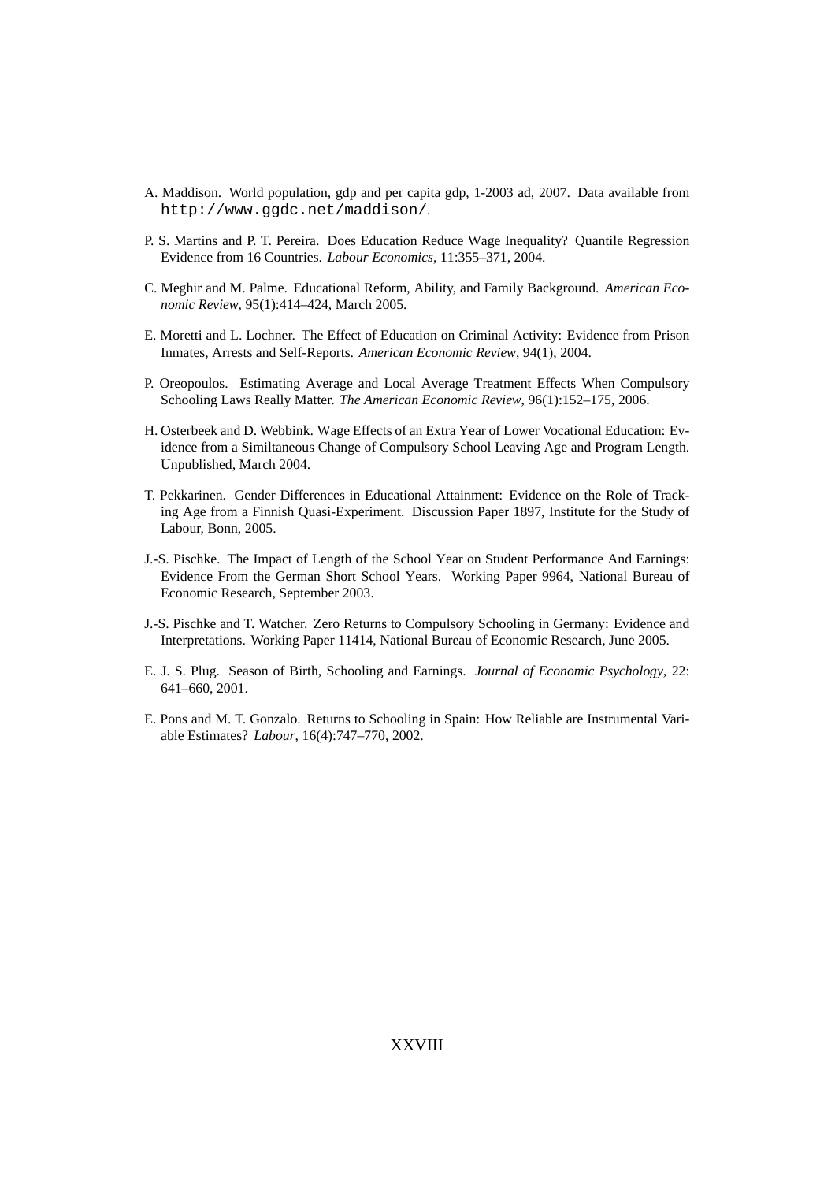A. Maddison. World population, gdp and per capita gdp, 1-2003 ad, 2007. Data available from `http://www.ggdc.net/maddison/`.

P. S. Martins and P. T. Pereira. Does Education Reduce Wage Inequality? Quantile Regression Evidence from 16 Countries. *Labour Economics*, 11:355–371, 2004.

C. Meghir and M. Palme. Educational Reform, Ability, and Family Background. *American Economic Review*, 95(1):414–424, March 2005.

E. Moretti and L. Lochner. The Effect of Education on Criminal Activity: Evidence from Prison Inmates, Arrests and Self-Reports. *American Economic Review*, 94(1), 2004.

P. Oreopoulos. Estimating Average and Local Average Treatment Effects When Compulsory Schooling Laws Really Matter. *The American Economic Review*, 96(1):152–175, 2006.

H. Osterbeek and D. Webbink. Wage Effects of an Extra Year of Lower Vocational Education: Evidence from a Similtaneous Change of Compulsory School Leaving Age and Program Length. Unpublished, March 2004.

T. Pekkarinen. Gender Differences in Educational Attainment: Evidence on the Role of Tracking Age from a Finnish Quasi-Experiment. Discussion Paper 1897, Institute for the Study of Labour, Bonn, 2005.

J.-S. Pischke. The Impact of Length of the School Year on Student Performance And Earnings: Evidence From the German Short School Years. Working Paper 9964, National Bureau of Economic Research, September 2003.

J.-S. Pischke and T. Watcher. Zero Returns to Compulsory Schooling in Germany: Evidence and Interpretations. Working Paper 11414, National Bureau of Economic Research, June 2005.

E. J. S. Plug. Season of Birth, Schooling and Earnings. *Journal of Economic Psychology*, 22: 641–660, 2001.

E. Pons and M. T. Gonzalo. Returns to Schooling in Spain: How Reliable are Instrumental Variable Estimates? *Labour*, 16(4):747–770, 2002.